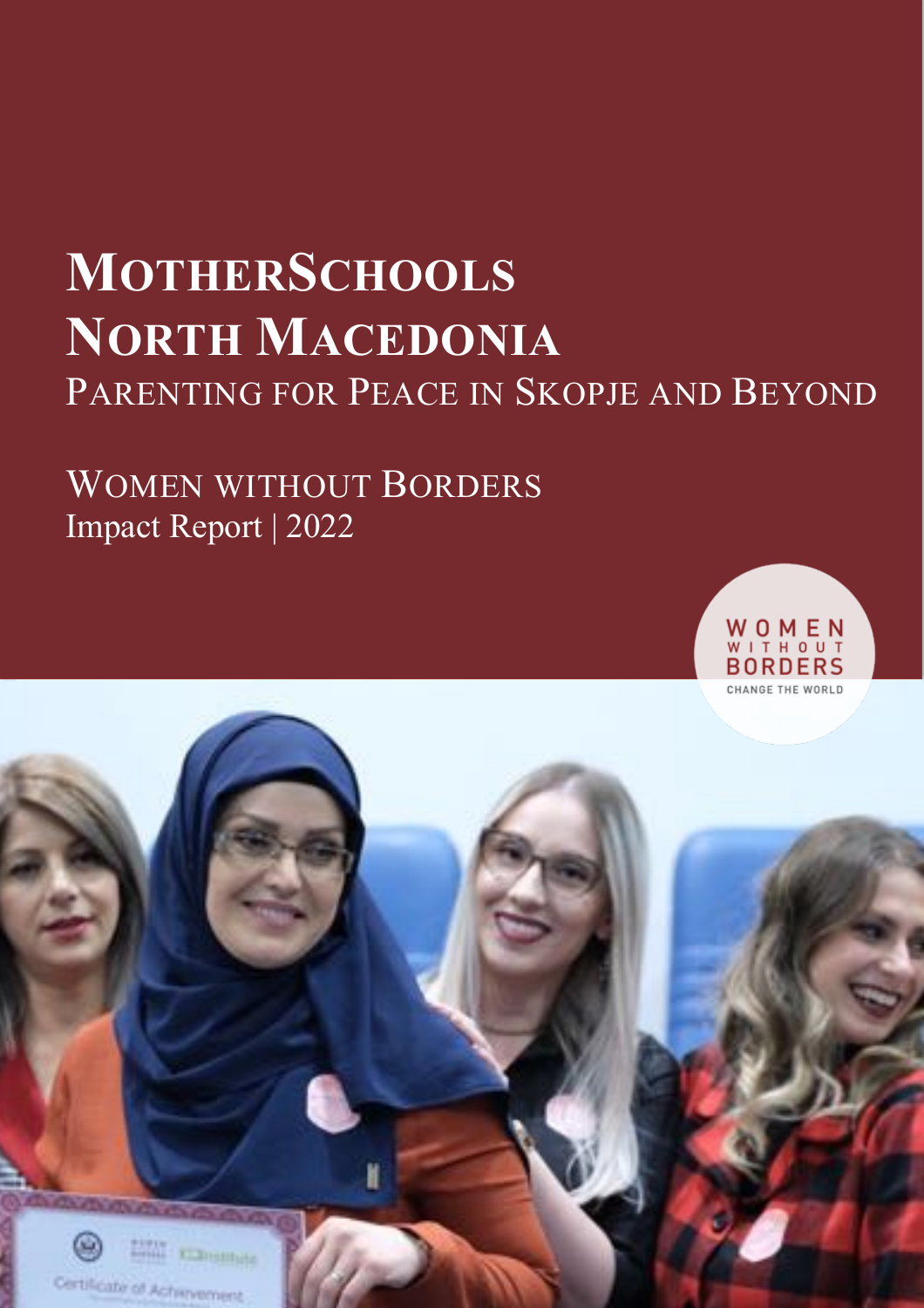# MotherSchools North Macedonia

## Parenting for Peace in Skopje and Beyond

Women without Borders

Impact Report | 2022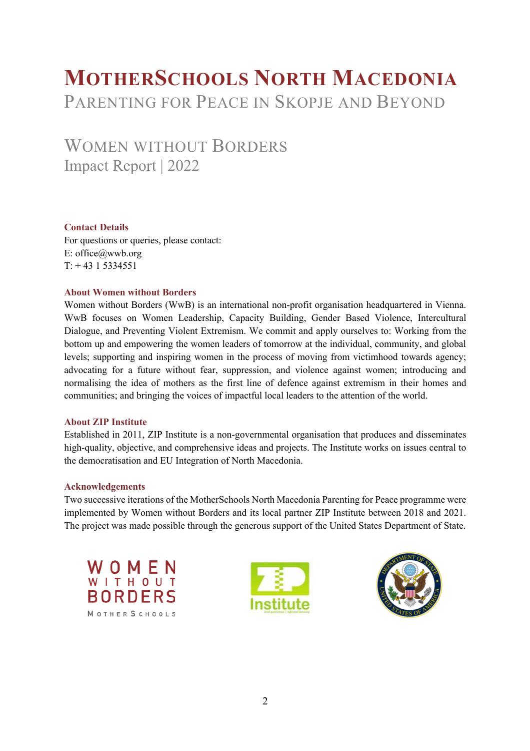# MotherSchools North Macedonia

## Parenting for Peace in Skopje and Beyond

## Women without Borders

Impact Report | 2022

**Contact Details**

For questions or queries, please contact:
E: office@wwb.org
T: + 43 1 5334551

**About Women without Borders**

Women without Borders (WwB) is an international non-profit organisation headquartered in Vienna. WwB focuses on Women Leadership, Capacity Building, Gender Based Violence, Intercultural Dialogue, and Preventing Violent Extremism. We commit and apply ourselves to: Working from the bottom up and empowering the women leaders of tomorrow at the individual, community, and global levels; supporting and inspiring women in the process of moving from victimhood towards agency; advocating for a future without fear, suppression, and violence against women; introducing and normalising the idea of mothers as the first line of defence against extremism in their homes and communities; and bringing the voices of impactful local leaders to the attention of the world.

**About ZIP Institute**

Established in 2011, ZIP Institute is a non-governmental organisation that produces and disseminates high-quality, objective, and comprehensive ideas and projects. The Institute works on issues central to the democratisation and EU Integration of North Macedonia.

**Acknowledgements**

Two successive iterations of the MotherSchools North Macedonia Parenting for Peace programme were implemented by Women without Borders and its local partner ZIP Institute between 2018 and 2021. The project was made possible through the generous support of the United States Department of State.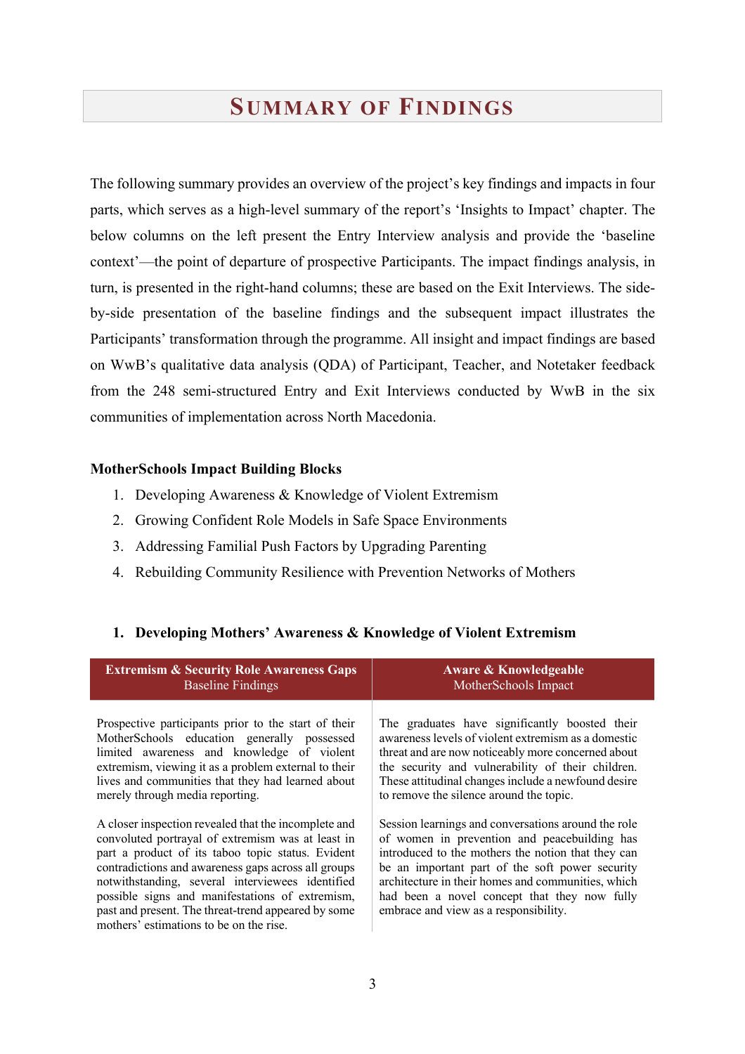# Summary of Findings

The following summary provides an overview of the project's key findings and impacts in four parts, which serves as a high-level summary of the report's 'Insights to Impact' chapter. The below columns on the left present the Entry Interview analysis and provide the 'baseline context'—the point of departure of prospective Participants. The impact findings analysis, in turn, is presented in the right-hand columns; these are based on the Exit Interviews. The side-by-side presentation of the baseline findings and the subsequent impact illustrates the Participants' transformation through the programme. All insight and impact findings are based on WwB's qualitative data analysis (QDA) of Participant, Teacher, and Notetaker feedback from the 248 semi-structured Entry and Exit Interviews conducted by WwB in the six communities of implementation across North Macedonia.

**MotherSchools Impact Building Blocks**

1. Developing Awareness & Knowledge of Violent Extremism
2. Growing Confident Role Models in Safe Space Environments
3. Addressing Familial Push Factors by Upgrading Parenting
4. Rebuilding Community Resilience with Prevention Networks of Mothers

**1. Developing Mothers' Awareness & Knowledge of Violent Extremism**

| **Extremism & Security Role Awareness Gaps** Baseline Findings | **Aware & Knowledgeable** MotherSchools Impact |
|---|---|
| Prospective participants prior to the start of their MotherSchools education generally possessed limited awareness and knowledge of violent extremism, viewing it as a problem external to their lives and communities that they had learned about merely through media reporting. | The graduates have significantly boosted their awareness levels of violent extremism as a domestic threat and are now noticeably more concerned about the security and vulnerability of their children. These attitudinal changes include a newfound desire to remove the silence around the topic. |
| A closer inspection revealed that the incomplete and convoluted portrayal of extremism was at least in part a product of its taboo topic status. Evident contradictions and awareness gaps across all groups notwithstanding, several interviewees identified possible signs and manifestations of extremism, past and present. The threat-trend appeared by some mothers' estimations to be on the rise. | Session learnings and conversations around the role of women in prevention and peacebuilding has introduced to the mothers the notion that they can be an important part of the soft power security architecture in their homes and communities, which had been a novel concept that they now fully embrace and view as a responsibility. |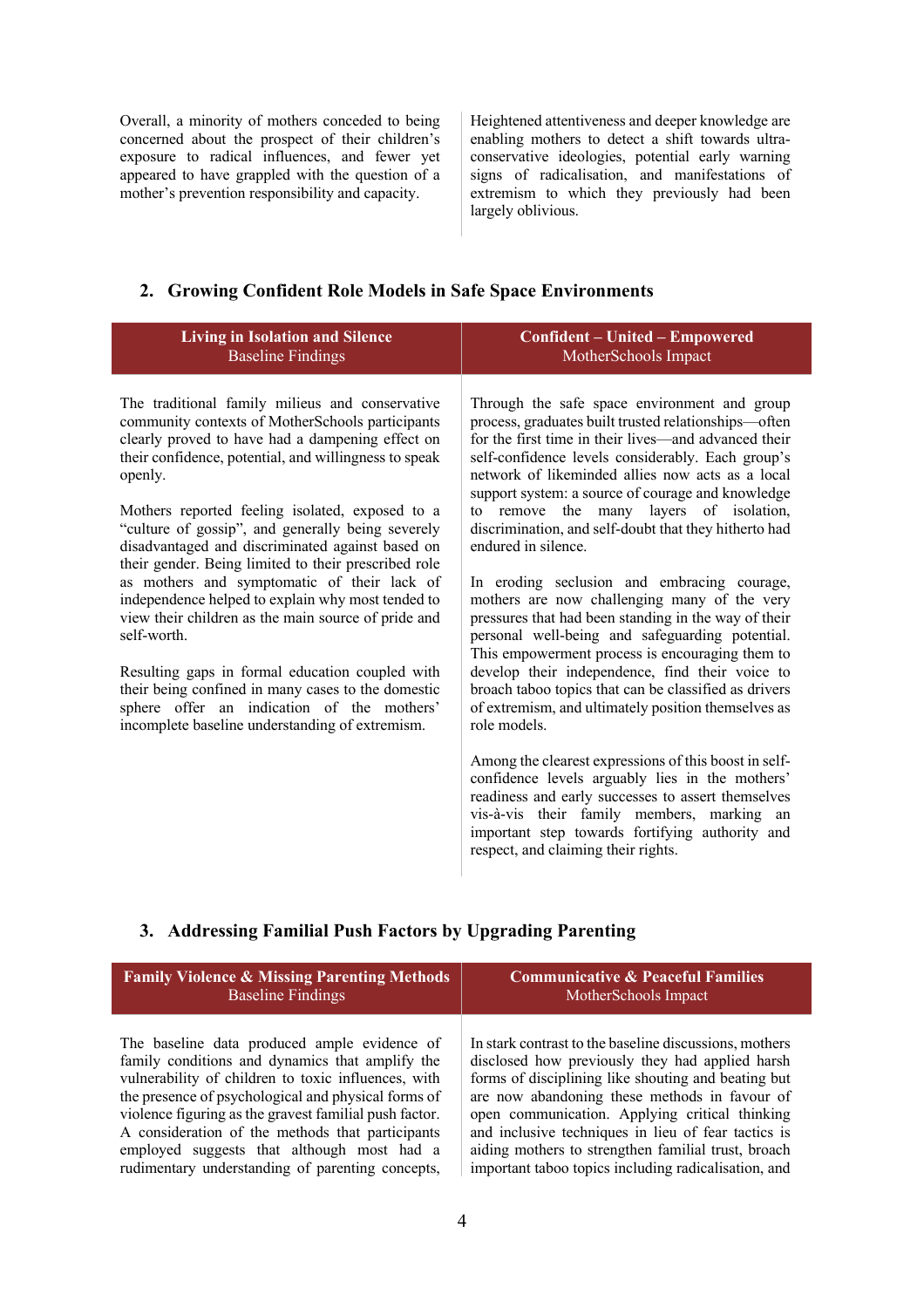| | |
|---|---|
| Overall, a minority of mothers conceded to being concerned about the prospect of their children's exposure to radical influences, and fewer yet appeared to have grappled with the question of a mother's prevention responsibility and capacity. | Heightened attentiveness and deeper knowledge are enabling mothers to detect a shift towards ultra-conservative ideologies, potential early warning signs of radicalisation, and manifestations of extremism to which they previously had been largely oblivious. |

## 2. Growing Confident Role Models in Safe Space Environments

| **Living in Isolation and Silence**<br>Baseline Findings | **Confident – United – Empowered**<br>MotherSchools Impact |
|---|---|
| The traditional family milieus and conservative community contexts of MotherSchools participants clearly proved to have had a dampening effect on their confidence, potential, and willingness to speak openly.<br><br>Mothers reported feeling isolated, exposed to a "culture of gossip", and generally being severely disadvantaged and discriminated against based on their gender. Being limited to their prescribed role as mothers and symptomatic of their lack of independence helped to explain why most tended to view their children as the main source of pride and self-worth.<br><br>Resulting gaps in formal education coupled with their being confined in many cases to the domestic sphere offer an indication of the mothers' incomplete baseline understanding of extremism. | Through the safe space environment and group process, graduates built trusted relationships—often for the first time in their lives—and advanced their self-confidence levels considerably. Each group's network of likeminded allies now acts as a local support system: a source of courage and knowledge to remove the many layers of isolation, discrimination, and self-doubt that they hitherto had endured in silence.<br><br>In eroding seclusion and embracing courage, mothers are now challenging many of the very pressures that had been standing in the way of their personal well-being and safeguarding potential. This empowerment process is encouraging them to develop their independence, find their voice to broach taboo topics that can be classified as drivers of extremism, and ultimately position themselves as role models.<br><br>Among the clearest expressions of this boost in self-confidence levels arguably lies in the mothers' readiness and early successes to assert themselves vis-à-vis their family members, marking an important step towards fortifying authority and respect, and claiming their rights. |

## 3. Addressing Familial Push Factors by Upgrading Parenting

| **Family Violence & Missing Parenting Methods**<br>Baseline Findings | **Communicative & Peaceful Families**<br>MotherSchools Impact |
|---|---|
| The baseline data produced ample evidence of family conditions and dynamics that amplify the vulnerability of children to toxic influences, with the presence of psychological and physical forms of violence figuring as the gravest familial push factor. A consideration of the methods that participants employed suggests that although most had a rudimentary understanding of parenting concepts, | In stark contrast to the baseline discussions, mothers disclosed how previously they had applied harsh forms of disciplining like shouting and beating but are now abandoning these methods in favour of open communication. Applying critical thinking and inclusive techniques in lieu of fear tactics is aiding mothers to strengthen familial trust, broach important taboo topics including radicalisation, and |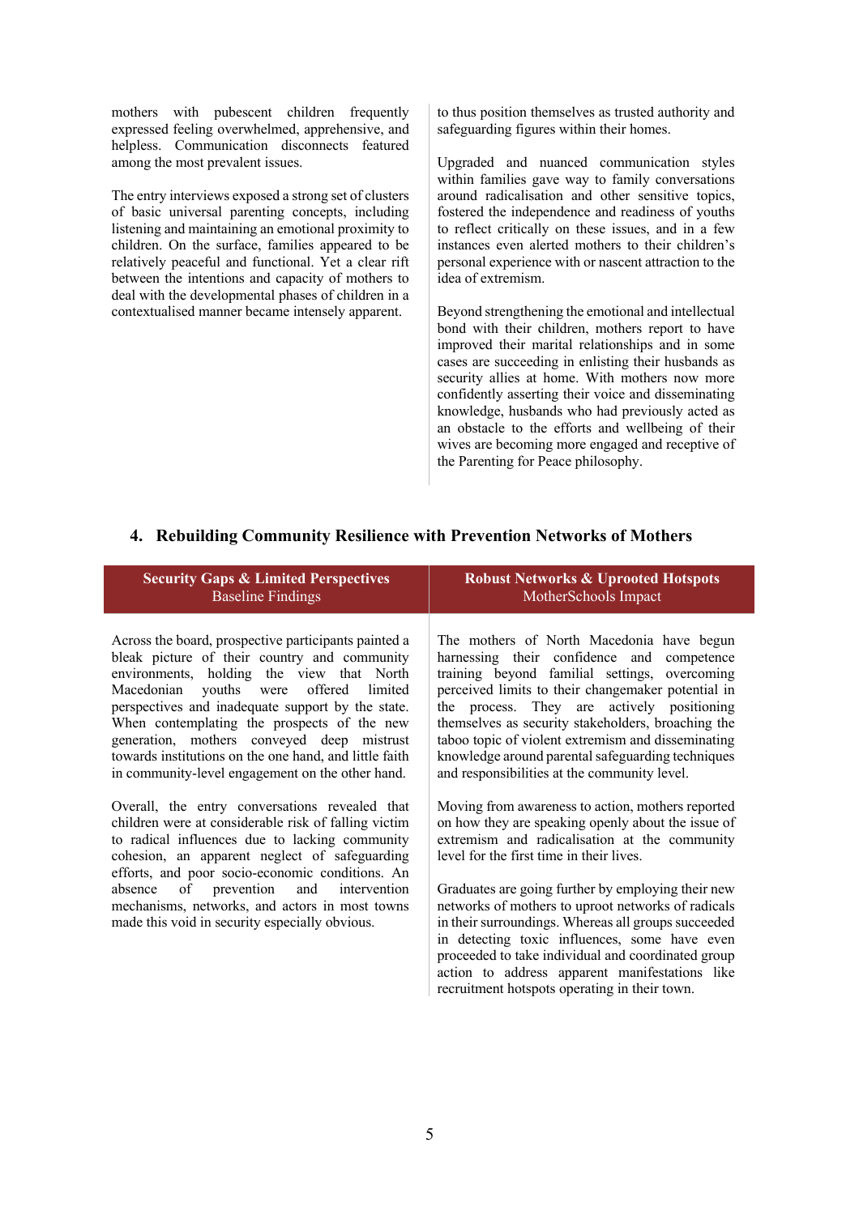mothers with pubescent children frequently expressed feeling overwhelmed, apprehensive, and helpless. Communication disconnects featured among the most prevalent issues.

The entry interviews exposed a strong set of clusters of basic universal parenting concepts, including listening and maintaining an emotional proximity to children. On the surface, families appeared to be relatively peaceful and functional. Yet a clear rift between the intentions and capacity of mothers to deal with the developmental phases of children in a contextualised manner became intensely apparent.

to thus position themselves as trusted authority and safeguarding figures within their homes.

Upgraded and nuanced communication styles within families gave way to family conversations around radicalisation and other sensitive topics, fostered the independence and readiness of youths to reflect critically on these issues, and in a few instances even alerted mothers to their children's personal experience with or nascent attraction to the idea of extremism.

Beyond strengthening the emotional and intellectual bond with their children, mothers report to have improved their marital relationships and in some cases are succeeding in enlisting their husbands as security allies at home. With mothers now more confidently asserting their voice and disseminating knowledge, husbands who had previously acted as an obstacle to the efforts and wellbeing of their wives are becoming more engaged and receptive of the Parenting for Peace philosophy.

## 4. Rebuilding Community Resilience with Prevention Networks of Mothers

| **Security Gaps & Limited Perspectives** Baseline Findings | **Robust Networks & Uprooted Hotspots** MotherSchools Impact |
|---|---|
| Across the board, prospective participants painted a bleak picture of their country and community environments, holding the view that North Macedonian youths were offered limited perspectives and inadequate support by the state. When contemplating the prospects of the new generation, mothers conveyed deep mistrust towards institutions on the one hand, and little faith in community-level engagement on the other hand.<br><br>Overall, the entry conversations revealed that children were at considerable risk of falling victim to radical influences due to lacking community cohesion, an apparent neglect of safeguarding efforts, and poor socio-economic conditions. An absence of prevention and intervention mechanisms, networks, and actors in most towns made this void in security especially obvious. | The mothers of North Macedonia have begun harnessing their confidence and competence training beyond familial settings, overcoming perceived limits to their changemaker potential in the process. They are actively positioning themselves as security stakeholders, broaching the taboo topic of violent extremism and disseminating knowledge around parental safeguarding techniques and responsibilities at the community level.<br><br>Moving from awareness to action, mothers reported on how they are speaking openly about the issue of extremism and radicalisation at the community level for the first time in their lives.<br><br>Graduates are going further by employing their new networks of mothers to uproot networks of radicals in their surroundings. Whereas all groups succeeded in detecting toxic influences, some have even proceeded to take individual and coordinated group action to address apparent manifestations like recruitment hotspots operating in their town. |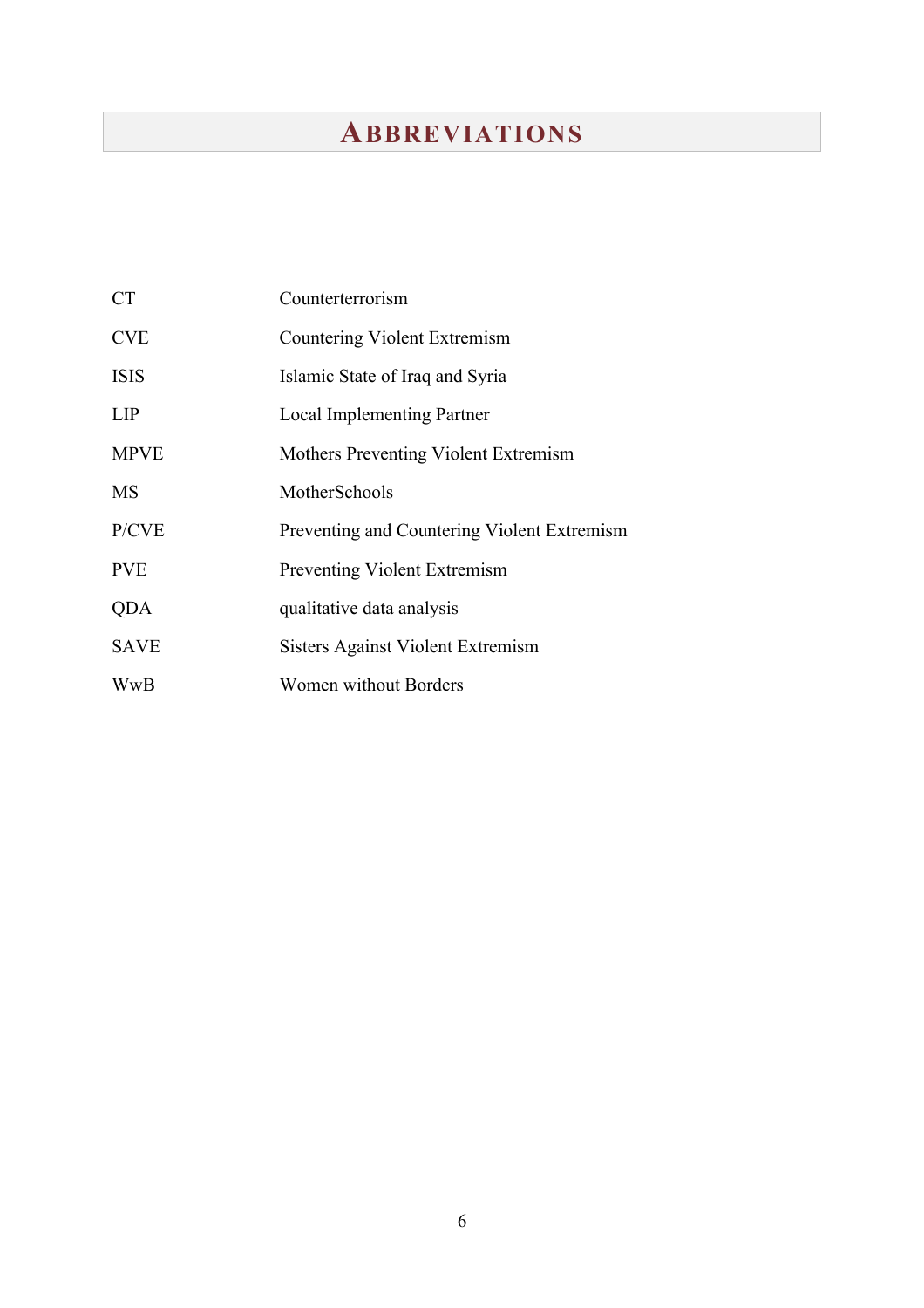# ABBREVIATIONS

| | |
|---|---|
| CT | Counterterrorism |
| CVE | Countering Violent Extremism |
| ISIS | Islamic State of Iraq and Syria |
| LIP | Local Implementing Partner |
| MPVE | Mothers Preventing Violent Extremism |
| MS | MotherSchools |
| P/CVE | Preventing and Countering Violent Extremism |
| PVE | Preventing Violent Extremism |
| QDA | qualitative data analysis |
| SAVE | Sisters Against Violent Extremism |
| WwB | Women without Borders |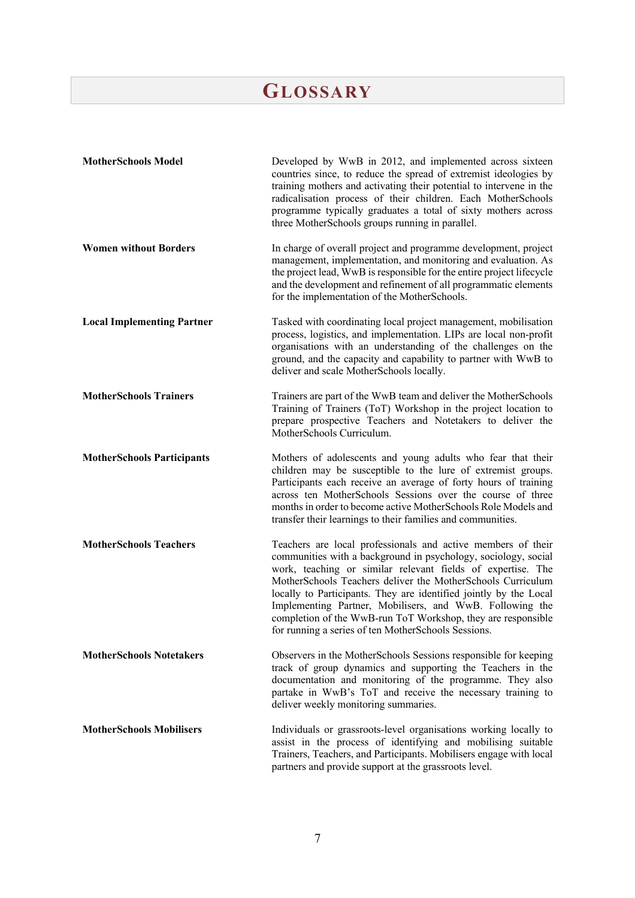# Glossary

| | |
|---|---|
| **MotherSchools Model** | Developed by WwB in 2012, and implemented across sixteen countries since, to reduce the spread of extremist ideologies by training mothers and activating their potential to intervene in the radicalisation process of their children. Each MotherSchools programme typically graduates a total of sixty mothers across three MotherSchools groups running in parallel. |
| **Women without Borders** | In charge of overall project and programme development, project management, implementation, and monitoring and evaluation. As the project lead, WwB is responsible for the entire project lifecycle and the development and refinement of all programmatic elements for the implementation of the MotherSchools. |
| **Local Implementing Partner** | Tasked with coordinating local project management, mobilisation process, logistics, and implementation. LIPs are local non-profit organisations with an understanding of the challenges on the ground, and the capacity and capability to partner with WwB to deliver and scale MotherSchools locally. |
| **MotherSchools Trainers** | Trainers are part of the WwB team and deliver the MotherSchools Training of Trainers (ToT) Workshop in the project location to prepare prospective Teachers and Notetakers to deliver the MotherSchools Curriculum. |
| **MotherSchools Participants** | Mothers of adolescents and young adults who fear that their children may be susceptible to the lure of extremist groups. Participants each receive an average of forty hours of training across ten MotherSchools Sessions over the course of three months in order to become active MotherSchools Role Models and transfer their learnings to their families and communities. |
| **MotherSchools Teachers** | Teachers are local professionals and active members of their communities with a background in psychology, sociology, social work, teaching or similar relevant fields of expertise. The MotherSchools Teachers deliver the MotherSchools Curriculum locally to Participants. They are identified jointly by the Local Implementing Partner, Mobilisers, and WwB. Following the completion of the WwB-run ToT Workshop, they are responsible for running a series of ten MotherSchools Sessions. |
| **MotherSchools Notetakers** | Observers in the MotherSchools Sessions responsible for keeping track of group dynamics and supporting the Teachers in the documentation and monitoring of the programme. They also partake in WwB's ToT and receive the necessary training to deliver weekly monitoring summaries. |
| **MotherSchools Mobilisers** | Individuals or grassroots-level organisations working locally to assist in the process of identifying and mobilising suitable Trainers, Teachers, and Participants. Mobilisers engage with local partners and provide support at the grassroots level. |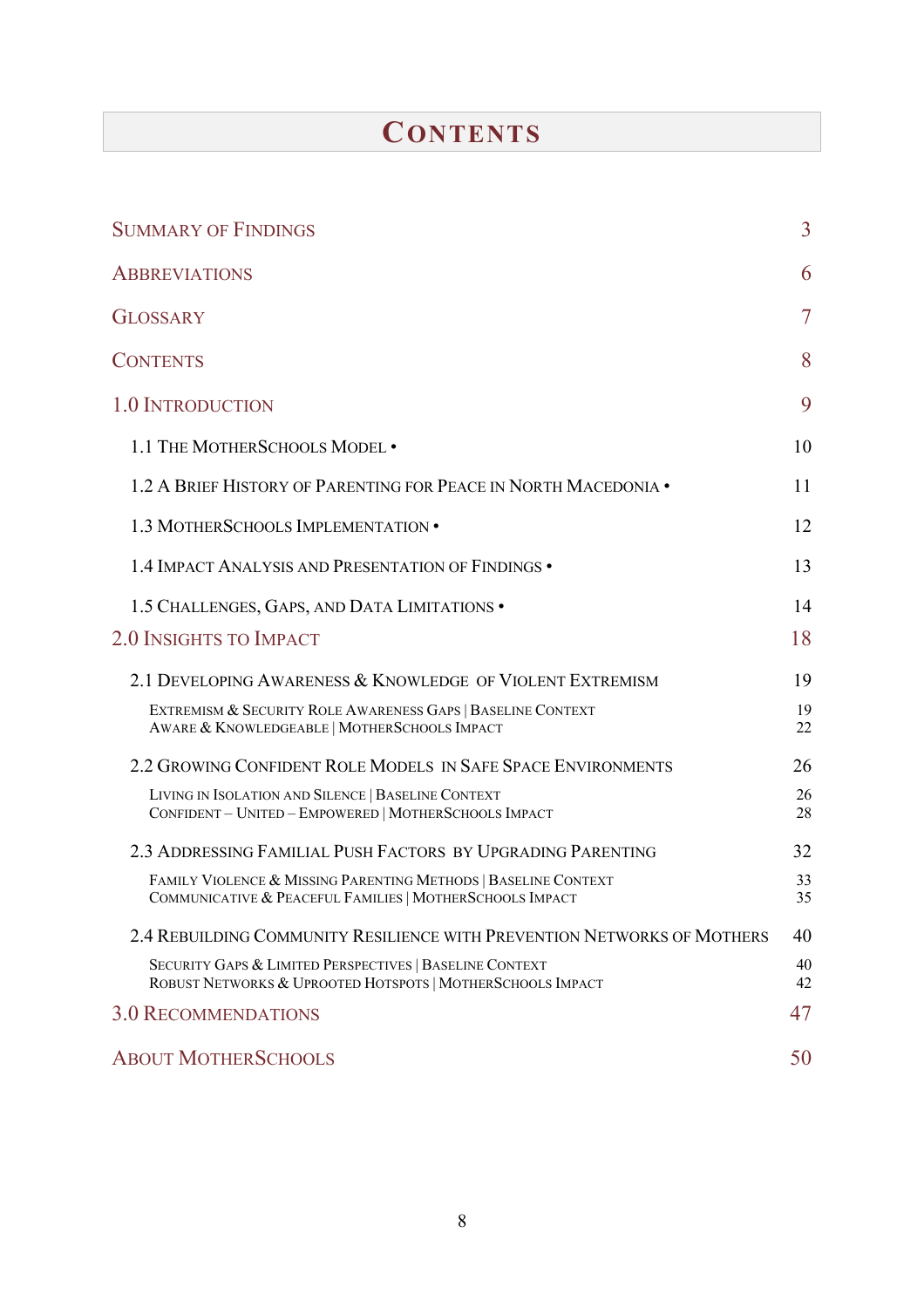# Contents

| | |
|---|---|
| Summary of Findings | 3 |
| Abbreviations | 6 |
| Glossary | 7 |
| Contents | 8 |
| 1.0 Introduction | 9 |
| 1.1 The MotherSchools Model • | 10 |
| 1.2 A Brief History of Parenting for Peace in North Macedonia • | 11 |
| 1.3 MotherSchools Implementation • | 12 |
| 1.4 Impact Analysis and Presentation of Findings • | 13 |
| 1.5 Challenges, Gaps, and Data Limitations • | 14 |
| 2.0 Insights to Impact | 18 |
| 2.1 Developing Awareness & Knowledge of Violent Extremism | 19 |
| Extremism & Security Role Awareness Gaps \| Baseline Context | 19 |
| Aware & Knowledgeable \| MotherSchools Impact | 22 |
| 2.2 Growing Confident Role Models in Safe Space Environments | 26 |
| Living in Isolation and Silence \| Baseline Context | 26 |
| Confident – United – Empowered \| MotherSchools Impact | 28 |
| 2.3 Addressing Familial Push Factors by Upgrading Parenting | 32 |
| Family Violence & Missing Parenting Methods \| Baseline Context | 33 |
| Communicative & Peaceful Families \| MotherSchools Impact | 35 |
| 2.4 Rebuilding Community Resilience with Prevention Networks of Mothers | 40 |
| Security Gaps & Limited Perspectives \| Baseline Context | 40 |
| Robust Networks & Uprooted Hotspots \| MotherSchools Impact | 42 |
| 3.0 Recommendations | 47 |
| About MotherSchools | 50 |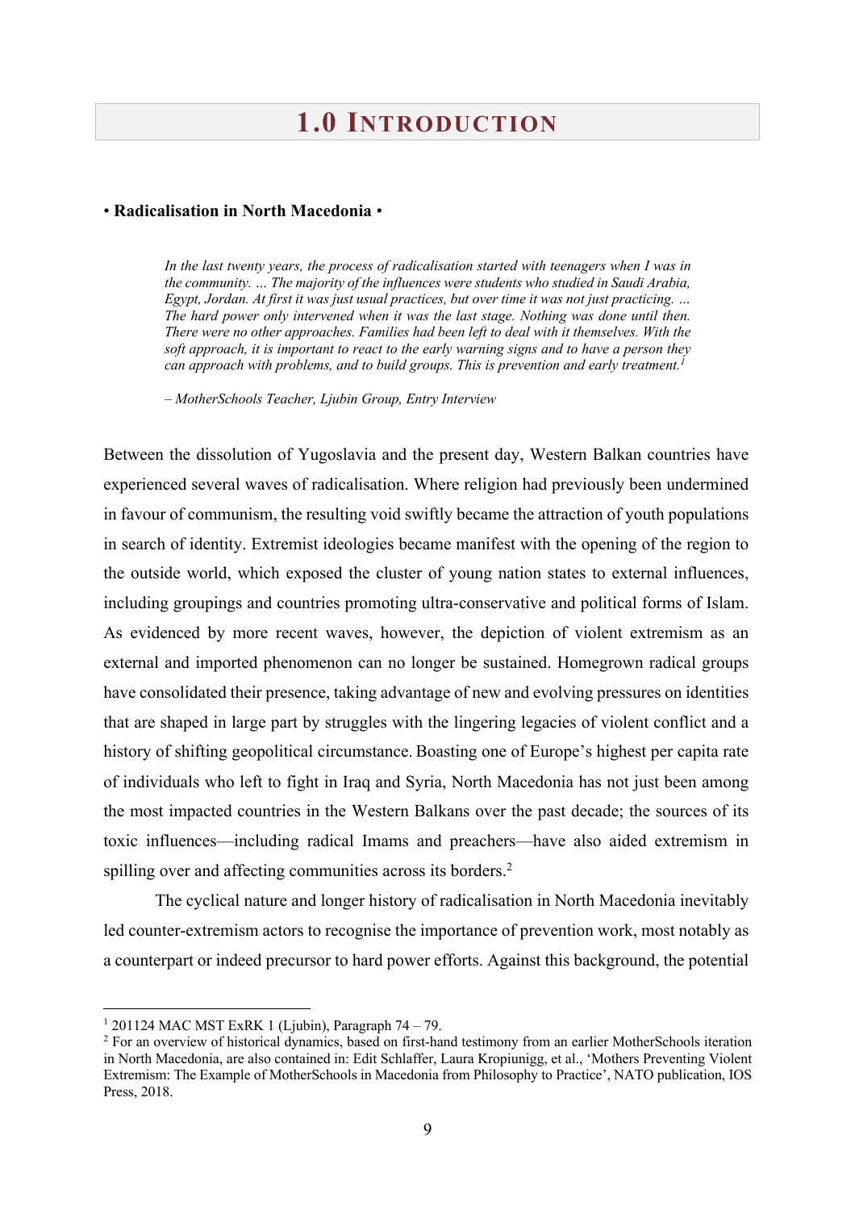# 1.0 Introduction

**• Radicalisation in North Macedonia •**

> *In the last twenty years, the process of radicalisation started with teenagers when I was in the community. … The majority of the influences were students who studied in Saudi Arabia, Egypt, Jordan. At first it was just usual practices, but over time it was not just practicing. … The hard power only intervened when it was the last stage. Nothing was done until then. There were no other approaches. Families had been left to deal with it themselves. With the soft approach, it is important to react to the early warning signs and to have a person they can approach with problems, and to build groups. This is prevention and early treatment.*[1]
>
> *– MotherSchools Teacher, Ljubin Group, Entry Interview*

Between the dissolution of Yugoslavia and the present day, Western Balkan countries have experienced several waves of radicalisation. Where religion had previously been undermined in favour of communism, the resulting void swiftly became the attraction of youth populations in search of identity. Extremist ideologies became manifest with the opening of the region to the outside world, which exposed the cluster of young nation states to external influences, including groupings and countries promoting ultra-conservative and political forms of Islam. As evidenced by more recent waves, however, the depiction of violent extremism as an external and imported phenomenon can no longer be sustained. Homegrown radical groups have consolidated their presence, taking advantage of new and evolving pressures on identities that are shaped in large part by struggles with the lingering legacies of violent conflict and a history of shifting geopolitical circumstance. Boasting one of Europe's highest per capita rate of individuals who left to fight in Iraq and Syria, North Macedonia has not just been among the most impacted countries in the Western Balkans over the past decade; the sources of its toxic influences—including radical Imams and preachers—have also aided extremism in spilling over and affecting communities across its borders.[2]

The cyclical nature and longer history of radicalisation in North Macedonia inevitably led counter-extremism actors to recognise the importance of prevention work, most notably as a counterpart or indeed precursor to hard power efforts. Against this background, the potential

---

[1] 201124 MAC MST ExRK 1 (Ljubin), Paragraph 74 – 79.

[2] For an overview of historical dynamics, based on first-hand testimony from an earlier MotherSchools iteration in North Macedonia, are also contained in: Edit Schlaffer, Laura Kropiunigg, et al., 'Mothers Preventing Violent Extremism: The Example of MotherSchools in Macedonia from Philosophy to Practice', NATO publication, IOS Press, 2018.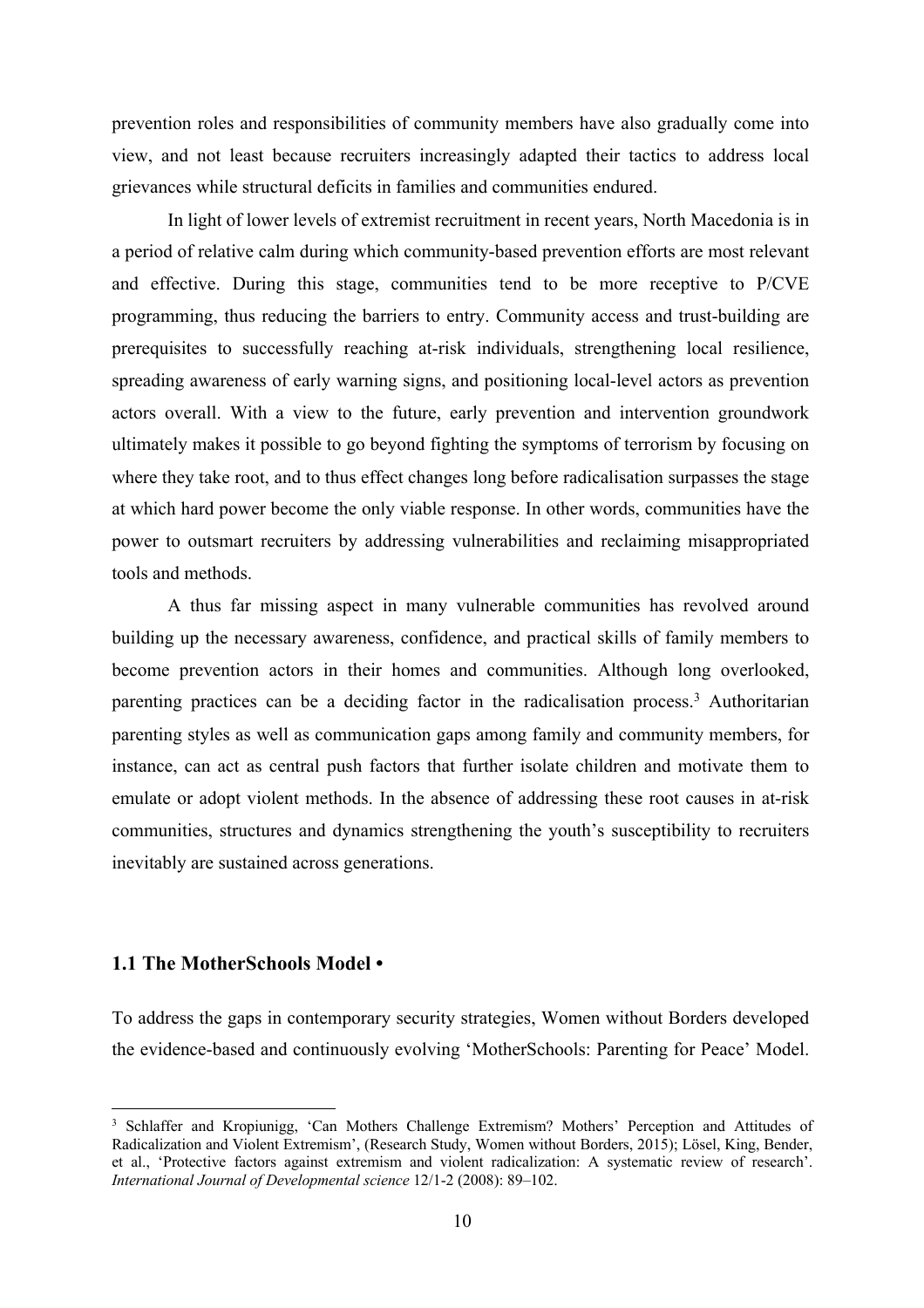prevention roles and responsibilities of community members have also gradually come into view, and not least because recruiters increasingly adapted their tactics to address local grievances while structural deficits in families and communities endured.

In light of lower levels of extremist recruitment in recent years, North Macedonia is in a period of relative calm during which community-based prevention efforts are most relevant and effective. During this stage, communities tend to be more receptive to P/CVE programming, thus reducing the barriers to entry. Community access and trust-building are prerequisites to successfully reaching at-risk individuals, strengthening local resilience, spreading awareness of early warning signs, and positioning local-level actors as prevention actors overall. With a view to the future, early prevention and intervention groundwork ultimately makes it possible to go beyond fighting the symptoms of terrorism by focusing on where they take root, and to thus effect changes long before radicalisation surpasses the stage at which hard power become the only viable response. In other words, communities have the power to outsmart recruiters by addressing vulnerabilities and reclaiming misappropriated tools and methods.

A thus far missing aspect in many vulnerable communities has revolved around building up the necessary awareness, confidence, and practical skills of family members to become prevention actors in their homes and communities. Although long overlooked, parenting practices can be a deciding factor in the radicalisation process.[3] Authoritarian parenting styles as well as communication gaps among family and community members, for instance, can act as central push factors that further isolate children and motivate them to emulate or adopt violent methods. In the absence of addressing these root causes in at-risk communities, structures and dynamics strengthening the youth's susceptibility to recruiters inevitably are sustained across generations.

### 1.1 The MotherSchools Model •

To address the gaps in contemporary security strategies, Women without Borders developed the evidence-based and continuously evolving 'MotherSchools: Parenting for Peace' Model.

[3] Schlaffer and Kropiunigg, 'Can Mothers Challenge Extremism? Mothers' Perception and Attitudes of Radicalization and Violent Extremism', (Research Study, Women without Borders, 2015); Lösel, King, Bender, et al., 'Protective factors against extremism and violent radicalization: A systematic review of research'. *International Journal of Developmental science* 12/1-2 (2008): 89–102.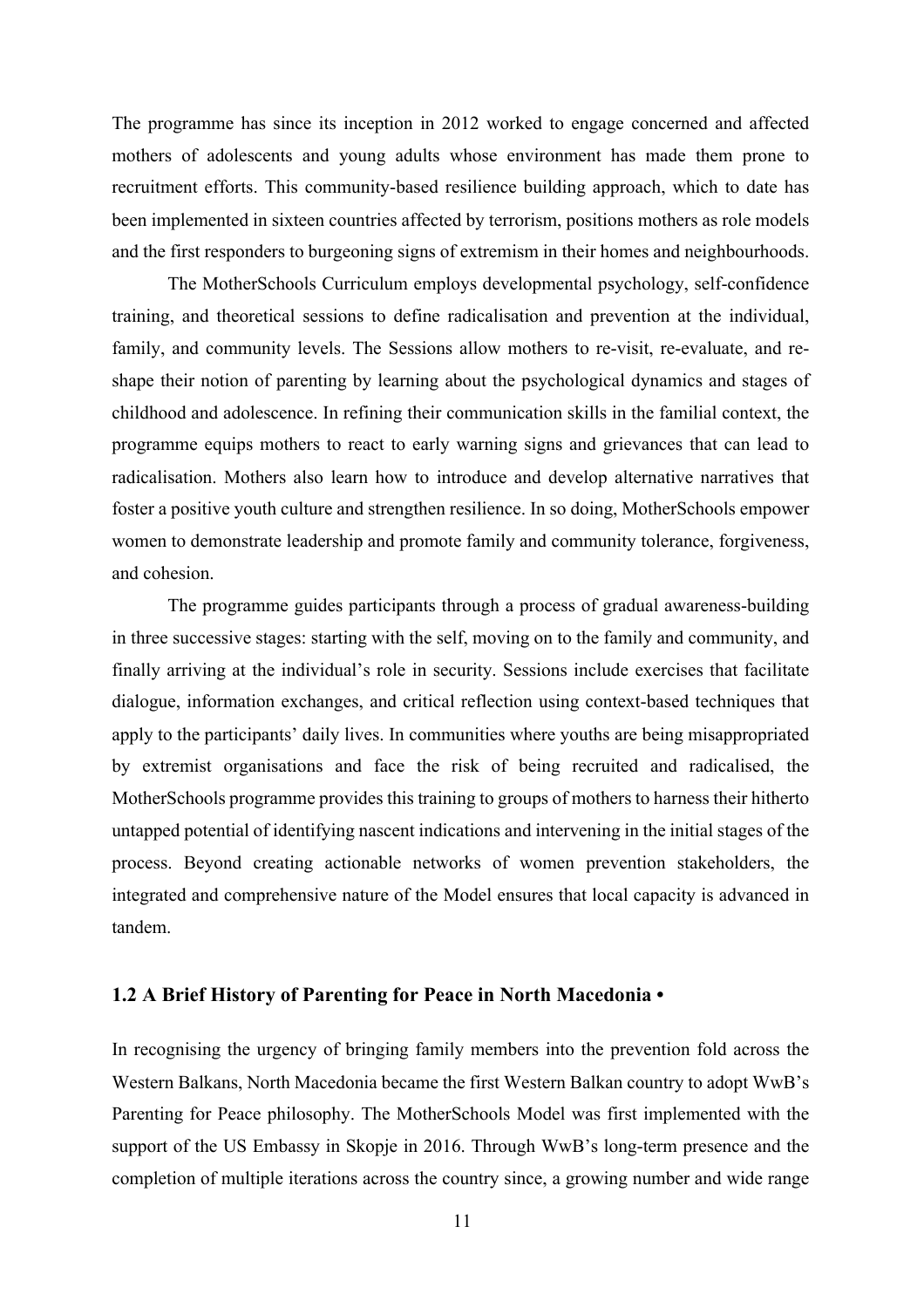The programme has since its inception in 2012 worked to engage concerned and affected mothers of adolescents and young adults whose environment has made them prone to recruitment efforts. This community-based resilience building approach, which to date has been implemented in sixteen countries affected by terrorism, positions mothers as role models and the first responders to burgeoning signs of extremism in their homes and neighbourhoods.

The MotherSchools Curriculum employs developmental psychology, self-confidence training, and theoretical sessions to define radicalisation and prevention at the individual, family, and community levels. The Sessions allow mothers to re-visit, re-evaluate, and re-shape their notion of parenting by learning about the psychological dynamics and stages of childhood and adolescence. In refining their communication skills in the familial context, the programme equips mothers to react to early warning signs and grievances that can lead to radicalisation. Mothers also learn how to introduce and develop alternative narratives that foster a positive youth culture and strengthen resilience. In so doing, MotherSchools empower women to demonstrate leadership and promote family and community tolerance, forgiveness, and cohesion.

The programme guides participants through a process of gradual awareness-building in three successive stages: starting with the self, moving on to the family and community, and finally arriving at the individual's role in security. Sessions include exercises that facilitate dialogue, information exchanges, and critical reflection using context-based techniques that apply to the participants' daily lives. In communities where youths are being misappropriated by extremist organisations and face the risk of being recruited and radicalised, the MotherSchools programme provides this training to groups of mothers to harness their hitherto untapped potential of identifying nascent indications and intervening in the initial stages of the process. Beyond creating actionable networks of women prevention stakeholders, the integrated and comprehensive nature of the Model ensures that local capacity is advanced in tandem.

### 1.2 A Brief History of Parenting for Peace in North Macedonia •

In recognising the urgency of bringing family members into the prevention fold across the Western Balkans, North Macedonia became the first Western Balkan country to adopt WwB's Parenting for Peace philosophy. The MotherSchools Model was first implemented with the support of the US Embassy in Skopje in 2016. Through WwB's long-term presence and the completion of multiple iterations across the country since, a growing number and wide range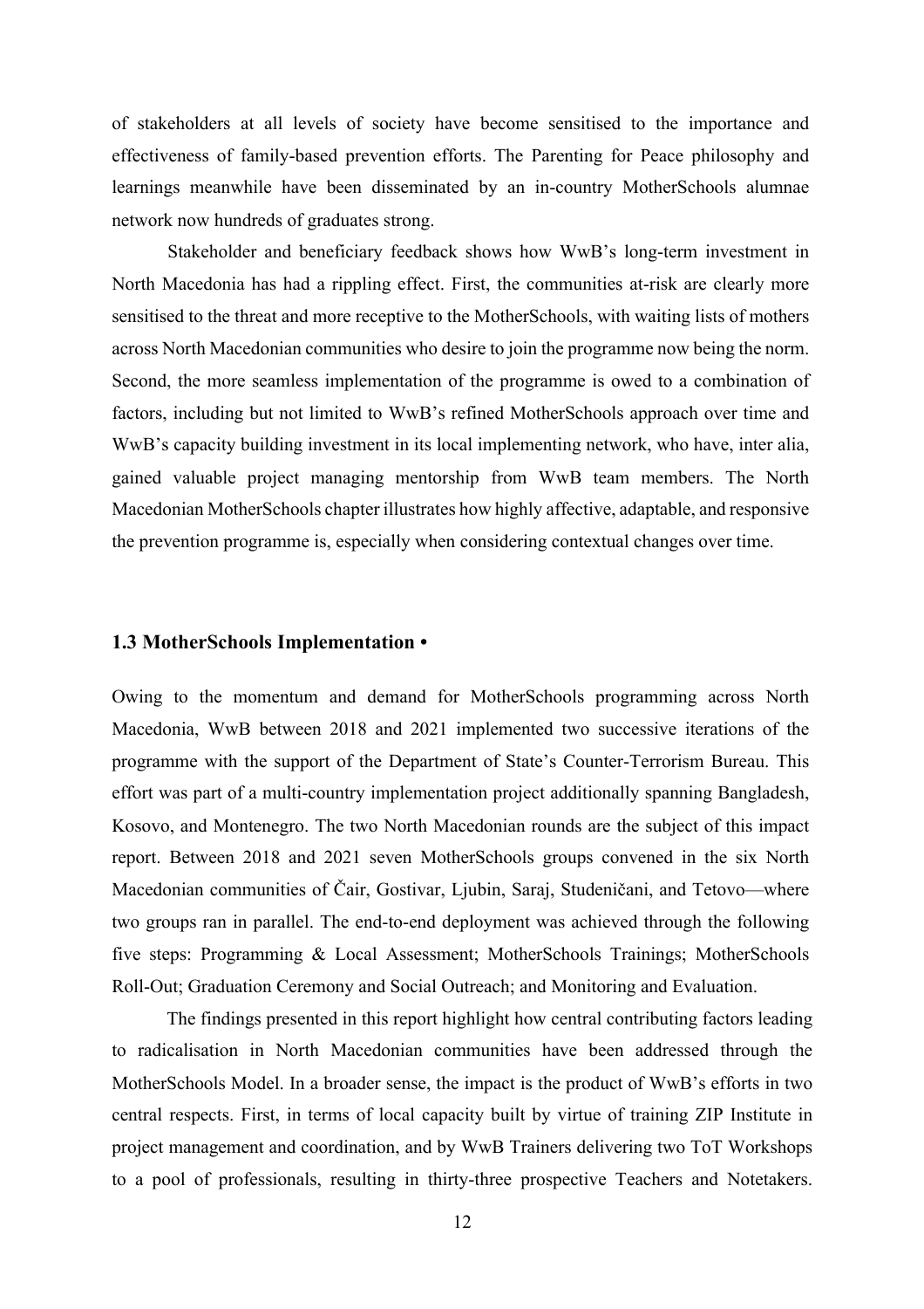of stakeholders at all levels of society have become sensitised to the importance and effectiveness of family-based prevention efforts. The Parenting for Peace philosophy and learnings meanwhile have been disseminated by an in-country MotherSchools alumnae network now hundreds of graduates strong.

Stakeholder and beneficiary feedback shows how WwB's long-term investment in North Macedonia has had a rippling effect. First, the communities at-risk are clearly more sensitised to the threat and more receptive to the MotherSchools, with waiting lists of mothers across North Macedonian communities who desire to join the programme now being the norm. Second, the more seamless implementation of the programme is owed to a combination of factors, including but not limited to WwB's refined MotherSchools approach over time and WwB's capacity building investment in its local implementing network, who have, inter alia, gained valuable project managing mentorship from WwB team members. The North Macedonian MotherSchools chapter illustrates how highly affective, adaptable, and responsive the prevention programme is, especially when considering contextual changes over time.

### 1.3 MotherSchools Implementation •

Owing to the momentum and demand for MotherSchools programming across North Macedonia, WwB between 2018 and 2021 implemented two successive iterations of the programme with the support of the Department of State's Counter-Terrorism Bureau. This effort was part of a multi-country implementation project additionally spanning Bangladesh, Kosovo, and Montenegro. The two North Macedonian rounds are the subject of this impact report. Between 2018 and 2021 seven MotherSchools groups convened in the six North Macedonian communities of Čair, Gostivar, Ljubin, Saraj, Studeničani, and Tetovo—where two groups ran in parallel. The end-to-end deployment was achieved through the following five steps: Programming & Local Assessment; MotherSchools Trainings; MotherSchools Roll-Out; Graduation Ceremony and Social Outreach; and Monitoring and Evaluation.

The findings presented in this report highlight how central contributing factors leading to radicalisation in North Macedonian communities have been addressed through the MotherSchools Model. In a broader sense, the impact is the product of WwB's efforts in two central respects. First, in terms of local capacity built by virtue of training ZIP Institute in project management and coordination, and by WwB Trainers delivering two ToT Workshops to a pool of professionals, resulting in thirty-three prospective Teachers and Notetakers.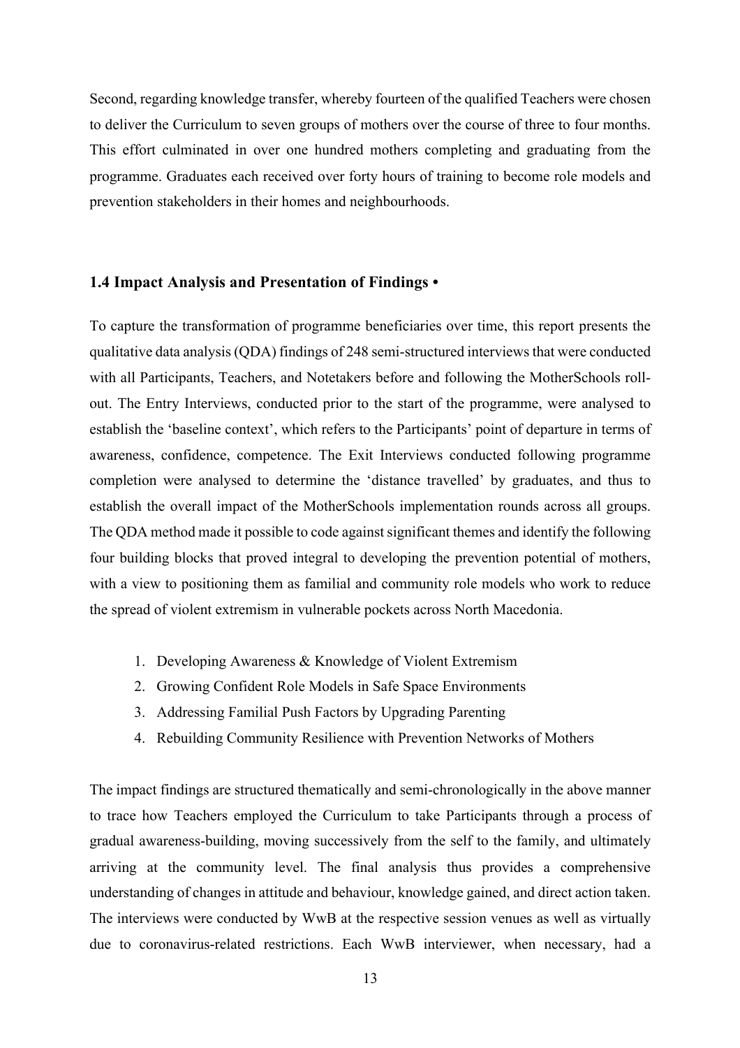Second, regarding knowledge transfer, whereby fourteen of the qualified Teachers were chosen to deliver the Curriculum to seven groups of mothers over the course of three to four months. This effort culminated in over one hundred mothers completing and graduating from the programme. Graduates each received over forty hours of training to become role models and prevention stakeholders in their homes and neighbourhoods.

### 1.4 Impact Analysis and Presentation of Findings •

To capture the transformation of programme beneficiaries over time, this report presents the qualitative data analysis (QDA) findings of 248 semi-structured interviews that were conducted with all Participants, Teachers, and Notetakers before and following the MotherSchools roll-out. The Entry Interviews, conducted prior to the start of the programme, were analysed to establish the 'baseline context', which refers to the Participants' point of departure in terms of awareness, confidence, competence. The Exit Interviews conducted following programme completion were analysed to determine the 'distance travelled' by graduates, and thus to establish the overall impact of the MotherSchools implementation rounds across all groups. The QDA method made it possible to code against significant themes and identify the following four building blocks that proved integral to developing the prevention potential of mothers, with a view to positioning them as familial and community role models who work to reduce the spread of violent extremism in vulnerable pockets across North Macedonia.

1. Developing Awareness & Knowledge of Violent Extremism
2. Growing Confident Role Models in Safe Space Environments
3. Addressing Familial Push Factors by Upgrading Parenting
4. Rebuilding Community Resilience with Prevention Networks of Mothers

The impact findings are structured thematically and semi-chronologically in the above manner to trace how Teachers employed the Curriculum to take Participants through a process of gradual awareness-building, moving successively from the self to the family, and ultimately arriving at the community level. The final analysis thus provides a comprehensive understanding of changes in attitude and behaviour, knowledge gained, and direct action taken. The interviews were conducted by WwB at the respective session venues as well as virtually due to coronavirus-related restrictions. Each WwB interviewer, when necessary, had a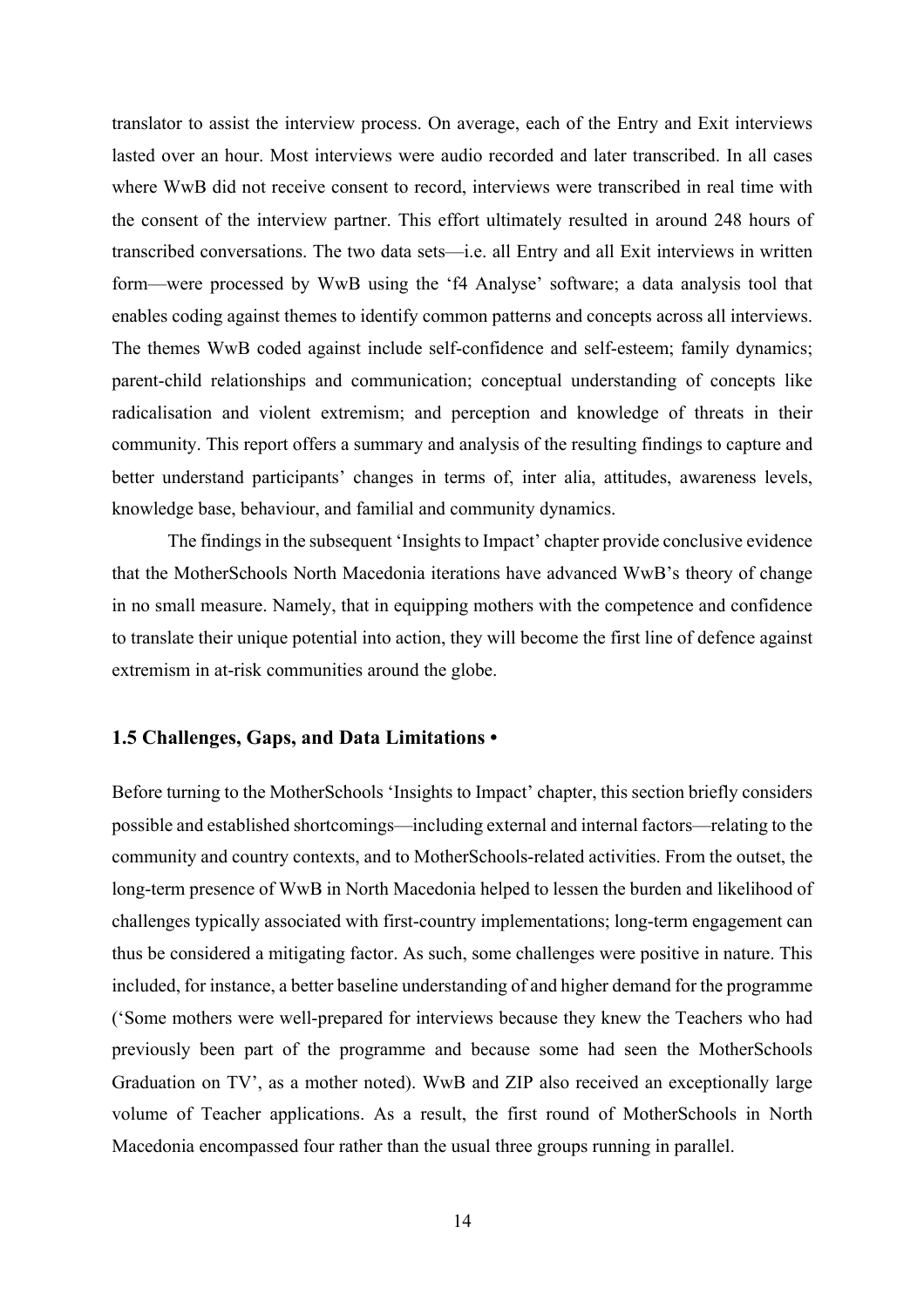translator to assist the interview process. On average, each of the Entry and Exit interviews lasted over an hour. Most interviews were audio recorded and later transcribed. In all cases where WwB did not receive consent to record, interviews were transcribed in real time with the consent of the interview partner. This effort ultimately resulted in around 248 hours of transcribed conversations. The two data sets—i.e. all Entry and all Exit interviews in written form—were processed by WwB using the 'f4 Analyse' software; a data analysis tool that enables coding against themes to identify common patterns and concepts across all interviews. The themes WwB coded against include self-confidence and self-esteem; family dynamics; parent-child relationships and communication; conceptual understanding of concepts like radicalisation and violent extremism; and perception and knowledge of threats in their community. This report offers a summary and analysis of the resulting findings to capture and better understand participants' changes in terms of, inter alia, attitudes, awareness levels, knowledge base, behaviour, and familial and community dynamics.

The findings in the subsequent 'Insights to Impact' chapter provide conclusive evidence that the MotherSchools North Macedonia iterations have advanced WwB's theory of change in no small measure. Namely, that in equipping mothers with the competence and confidence to translate their unique potential into action, they will become the first line of defence against extremism in at-risk communities around the globe.

### 1.5 Challenges, Gaps, and Data Limitations •

Before turning to the MotherSchools 'Insights to Impact' chapter, this section briefly considers possible and established shortcomings—including external and internal factors—relating to the community and country contexts, and to MotherSchools-related activities. From the outset, the long-term presence of WwB in North Macedonia helped to lessen the burden and likelihood of challenges typically associated with first-country implementations; long-term engagement can thus be considered a mitigating factor. As such, some challenges were positive in nature. This included, for instance, a better baseline understanding of and higher demand for the programme ('Some mothers were well-prepared for interviews because they knew the Teachers who had previously been part of the programme and because some had seen the MotherSchools Graduation on TV', as a mother noted). WwB and ZIP also received an exceptionally large volume of Teacher applications. As a result, the first round of MotherSchools in North Macedonia encompassed four rather than the usual three groups running in parallel.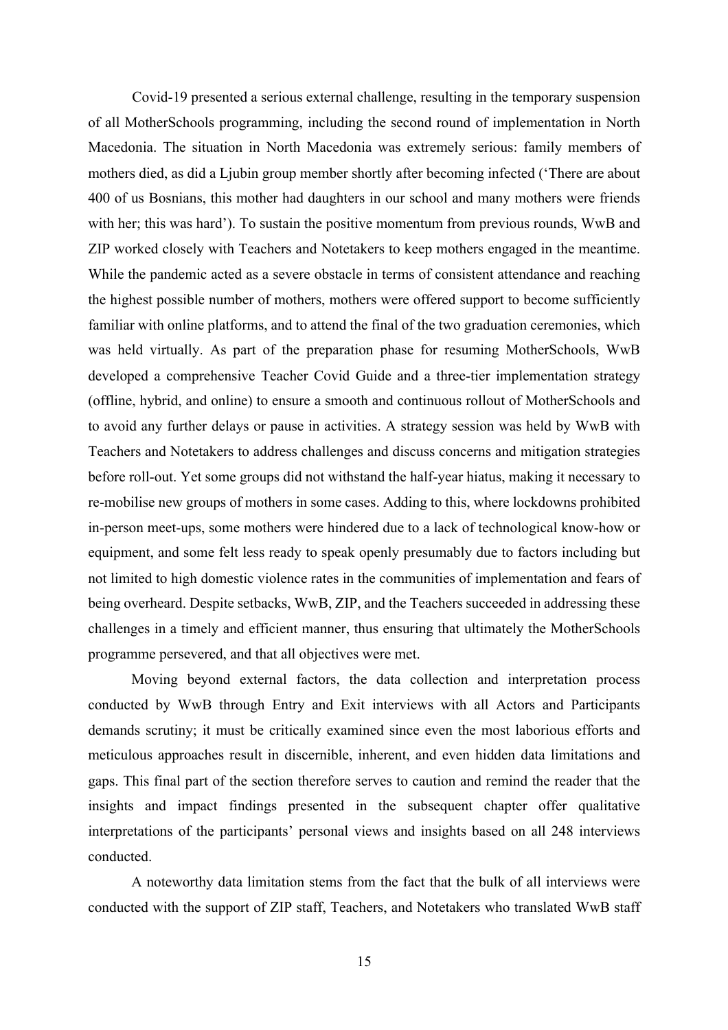Covid-19 presented a serious external challenge, resulting in the temporary suspension of all MotherSchools programming, including the second round of implementation in North Macedonia. The situation in North Macedonia was extremely serious: family members of mothers died, as did a Ljubin group member shortly after becoming infected ('There are about 400 of us Bosnians, this mother had daughters in our school and many mothers were friends with her; this was hard'). To sustain the positive momentum from previous rounds, WwB and ZIP worked closely with Teachers and Notetakers to keep mothers engaged in the meantime. While the pandemic acted as a severe obstacle in terms of consistent attendance and reaching the highest possible number of mothers, mothers were offered support to become sufficiently familiar with online platforms, and to attend the final of the two graduation ceremonies, which was held virtually. As part of the preparation phase for resuming MotherSchools, WwB developed a comprehensive Teacher Covid Guide and a three-tier implementation strategy (offline, hybrid, and online) to ensure a smooth and continuous rollout of MotherSchools and to avoid any further delays or pause in activities. A strategy session was held by WwB with Teachers and Notetakers to address challenges and discuss concerns and mitigation strategies before roll-out. Yet some groups did not withstand the half-year hiatus, making it necessary to re-mobilise new groups of mothers in some cases. Adding to this, where lockdowns prohibited in-person meet-ups, some mothers were hindered due to a lack of technological know-how or equipment, and some felt less ready to speak openly presumably due to factors including but not limited to high domestic violence rates in the communities of implementation and fears of being overheard. Despite setbacks, WwB, ZIP, and the Teachers succeeded in addressing these challenges in a timely and efficient manner, thus ensuring that ultimately the MotherSchools programme persevered, and that all objectives were met.

Moving beyond external factors, the data collection and interpretation process conducted by WwB through Entry and Exit interviews with all Actors and Participants demands scrutiny; it must be critically examined since even the most laborious efforts and meticulous approaches result in discernible, inherent, and even hidden data limitations and gaps. This final part of the section therefore serves to caution and remind the reader that the insights and impact findings presented in the subsequent chapter offer qualitative interpretations of the participants' personal views and insights based on all 248 interviews conducted.

A noteworthy data limitation stems from the fact that the bulk of all interviews were conducted with the support of ZIP staff, Teachers, and Notetakers who translated WwB staff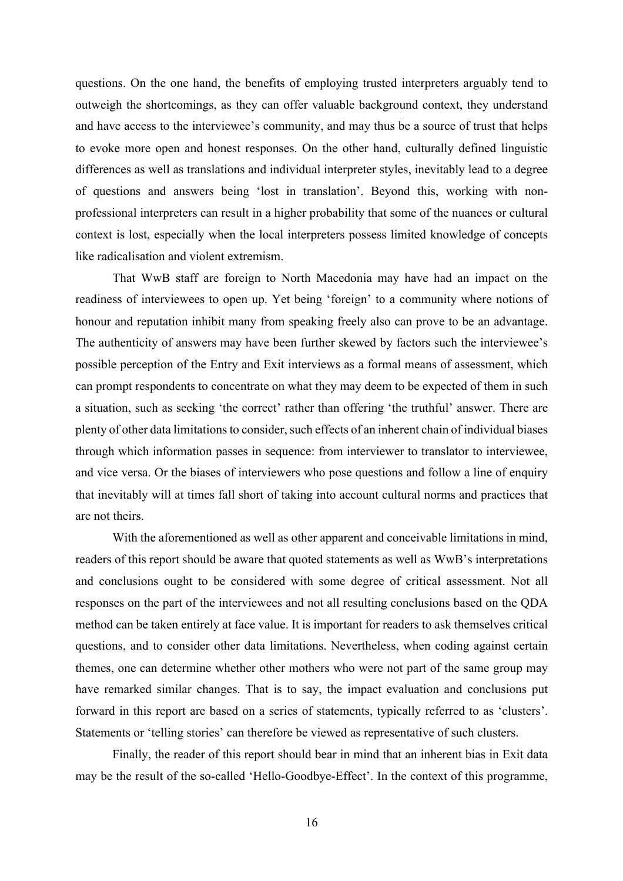questions. On the one hand, the benefits of employing trusted interpreters arguably tend to outweigh the shortcomings, as they can offer valuable background context, they understand and have access to the interviewee's community, and may thus be a source of trust that helps to evoke more open and honest responses. On the other hand, culturally defined linguistic differences as well as translations and individual interpreter styles, inevitably lead to a degree of questions and answers being 'lost in translation'. Beyond this, working with non-professional interpreters can result in a higher probability that some of the nuances or cultural context is lost, especially when the local interpreters possess limited knowledge of concepts like radicalisation and violent extremism.

That WwB staff are foreign to North Macedonia may have had an impact on the readiness of interviewees to open up. Yet being 'foreign' to a community where notions of honour and reputation inhibit many from speaking freely also can prove to be an advantage. The authenticity of answers may have been further skewed by factors such the interviewee's possible perception of the Entry and Exit interviews as a formal means of assessment, which can prompt respondents to concentrate on what they may deem to be expected of them in such a situation, such as seeking 'the correct' rather than offering 'the truthful' answer. There are plenty of other data limitations to consider, such effects of an inherent chain of individual biases through which information passes in sequence: from interviewer to translator to interviewee, and vice versa. Or the biases of interviewers who pose questions and follow a line of enquiry that inevitably will at times fall short of taking into account cultural norms and practices that are not theirs.

With the aforementioned as well as other apparent and conceivable limitations in mind, readers of this report should be aware that quoted statements as well as WwB's interpretations and conclusions ought to be considered with some degree of critical assessment. Not all responses on the part of the interviewees and not all resulting conclusions based on the QDA method can be taken entirely at face value. It is important for readers to ask themselves critical questions, and to consider other data limitations. Nevertheless, when coding against certain themes, one can determine whether other mothers who were not part of the same group may have remarked similar changes. That is to say, the impact evaluation and conclusions put forward in this report are based on a series of statements, typically referred to as 'clusters'. Statements or 'telling stories' can therefore be viewed as representative of such clusters.

Finally, the reader of this report should bear in mind that an inherent bias in Exit data may be the result of the so-called 'Hello-Goodbye-Effect'. In the context of this programme,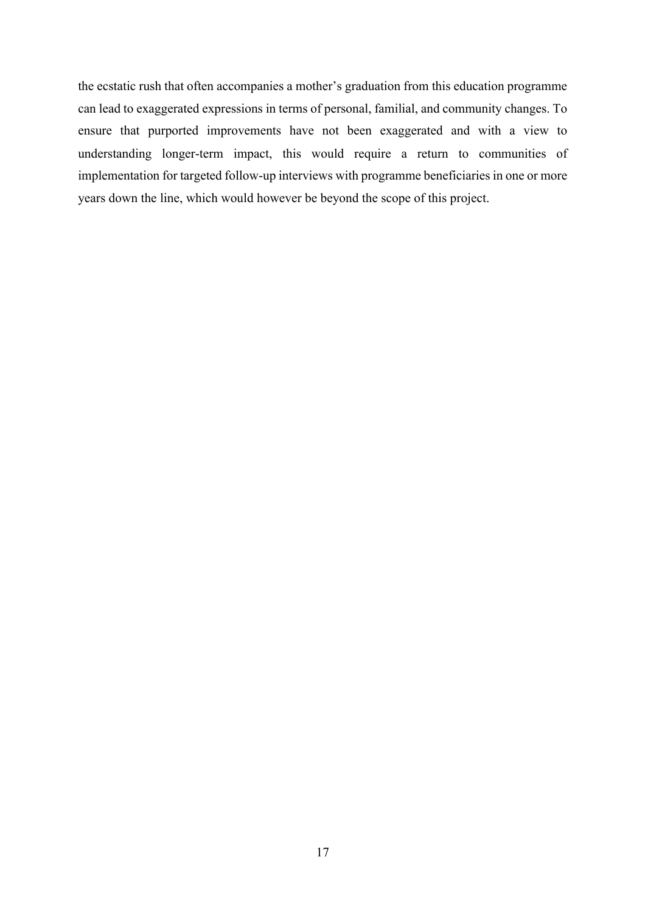the ecstatic rush that often accompanies a mother's graduation from this education programme can lead to exaggerated expressions in terms of personal, familial, and community changes. To ensure that purported improvements have not been exaggerated and with a view to understanding longer-term impact, this would require a return to communities of implementation for targeted follow-up interviews with programme beneficiaries in one or more years down the line, which would however be beyond the scope of this project.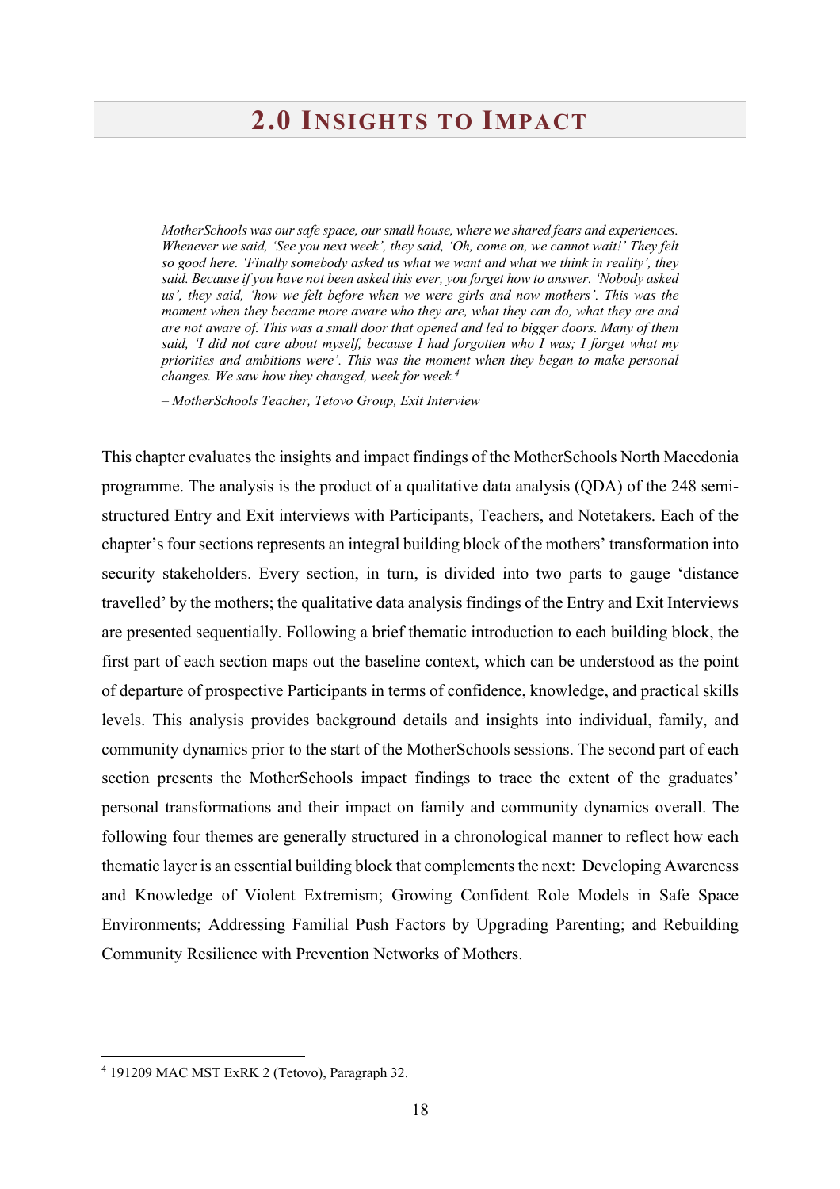# 2.0 Insights to Impact

> *MotherSchools was our safe space, our small house, where we shared fears and experiences. Whenever we said, 'See you next week', they said, 'Oh, come on, we cannot wait!' They felt so good here. 'Finally somebody asked us what we want and what we think in reality', they said. Because if you have not been asked this ever, you forget how to answer. 'Nobody asked us', they said, 'how we felt before when we were girls and now mothers'. This was the moment when they became more aware who they are, what they can do, what they are and are not aware of. This was a small door that opened and led to bigger doors. Many of them said, 'I did not care about myself, because I had forgotten who I was; I forget what my priorities and ambitions were'. This was the moment when they began to make personal changes. We saw how they changed, week for week.*[4]
>
> *– MotherSchools Teacher, Tetovo Group, Exit Interview*

This chapter evaluates the insights and impact findings of the MotherSchools North Macedonia programme. The analysis is the product of a qualitative data analysis (QDA) of the 248 semi-structured Entry and Exit interviews with Participants, Teachers, and Notetakers. Each of the chapter's four sections represents an integral building block of the mothers' transformation into security stakeholders. Every section, in turn, is divided into two parts to gauge 'distance travelled' by the mothers; the qualitative data analysis findings of the Entry and Exit Interviews are presented sequentially. Following a brief thematic introduction to each building block, the first part of each section maps out the baseline context, which can be understood as the point of departure of prospective Participants in terms of confidence, knowledge, and practical skills levels. This analysis provides background details and insights into individual, family, and community dynamics prior to the start of the MotherSchools sessions. The second part of each section presents the MotherSchools impact findings to trace the extent of the graduates' personal transformations and their impact on family and community dynamics overall. The following four themes are generally structured in a chronological manner to reflect how each thematic layer is an essential building block that complements the next: Developing Awareness and Knowledge of Violent Extremism; Growing Confident Role Models in Safe Space Environments; Addressing Familial Push Factors by Upgrading Parenting; and Rebuilding Community Resilience with Prevention Networks of Mothers.

[4] 191209 MAC MST ExRK 2 (Tetovo), Paragraph 32.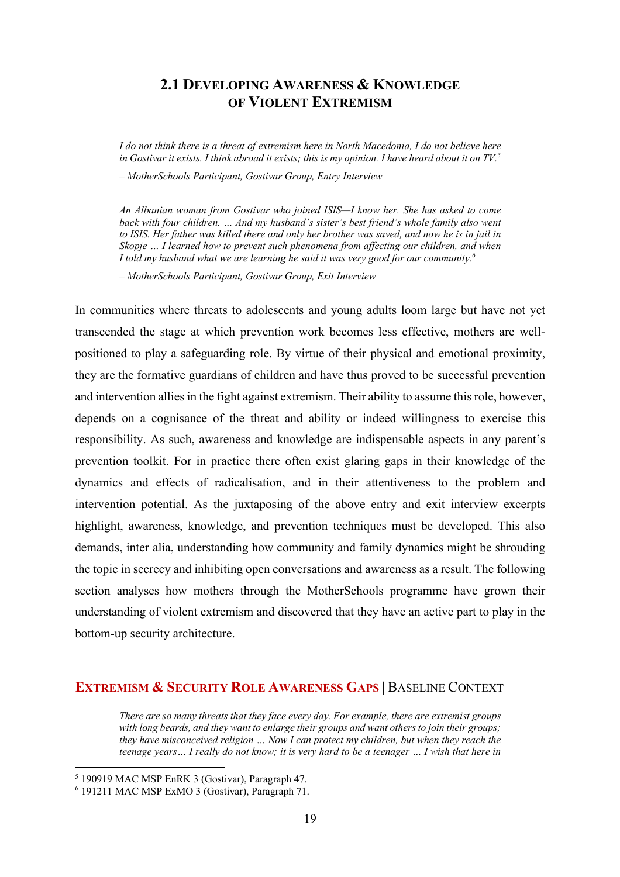## 2.1 Developing Awareness & Knowledge of Violent Extremism

> *I do not think there is a threat of extremism here in North Macedonia, I do not believe here in Gostivar it exists. I think abroad it exists; this is my opinion. I have heard about it on TV.*[5]
>
> *– MotherSchools Participant, Gostivar Group, Entry Interview*

> *An Albanian woman from Gostivar who joined ISIS—I know her. She has asked to come back with four children. … And my husband's sister's best friend's whole family also went to ISIS. Her father was killed there and only her brother was saved, and now he is in jail in Skopje … I learned how to prevent such phenomena from affecting our children, and when I told my husband what we are learning he said it was very good for our community.*[6]
>
> *– MotherSchools Participant, Gostivar Group, Exit Interview*

In communities where threats to adolescents and young adults loom large but have not yet transcended the stage at which prevention work becomes less effective, mothers are well-positioned to play a safeguarding role. By virtue of their physical and emotional proximity, they are the formative guardians of children and have thus proved to be successful prevention and intervention allies in the fight against extremism. Their ability to assume this role, however, depends on a cognisance of the threat and ability or indeed willingness to exercise this responsibility. As such, awareness and knowledge are indispensable aspects in any parent's prevention toolkit. For in practice there often exist glaring gaps in their knowledge of the dynamics and effects of radicalisation, and in their attentiveness to the problem and intervention potential. As the juxtaposing of the above entry and exit interview excerpts highlight, awareness, knowledge, and prevention techniques must be developed. This also demands, inter alia, understanding how community and family dynamics might be shrouding the topic in secrecy and inhibiting open conversations and awareness as a result. The following section analyses how mothers through the MotherSchools programme have grown their understanding of violent extremism and discovered that they have an active part to play in the bottom-up security architecture.

### Extremism & Security Role Awareness Gaps | Baseline Context

> *There are so many threats that they face every day. For example, there are extremist groups with long beards, and they want to enlarge their groups and want others to join their groups; they have misconceived religion … Now I can protect my children, but when they reach the teenage years… I really do not know; it is very hard to be a teenager … I wish that here in*

[5] 190919 MAC MSP EnRK 3 (Gostivar), Paragraph 47.

[6] 191211 MAC MSP ExMO 3 (Gostivar), Paragraph 71.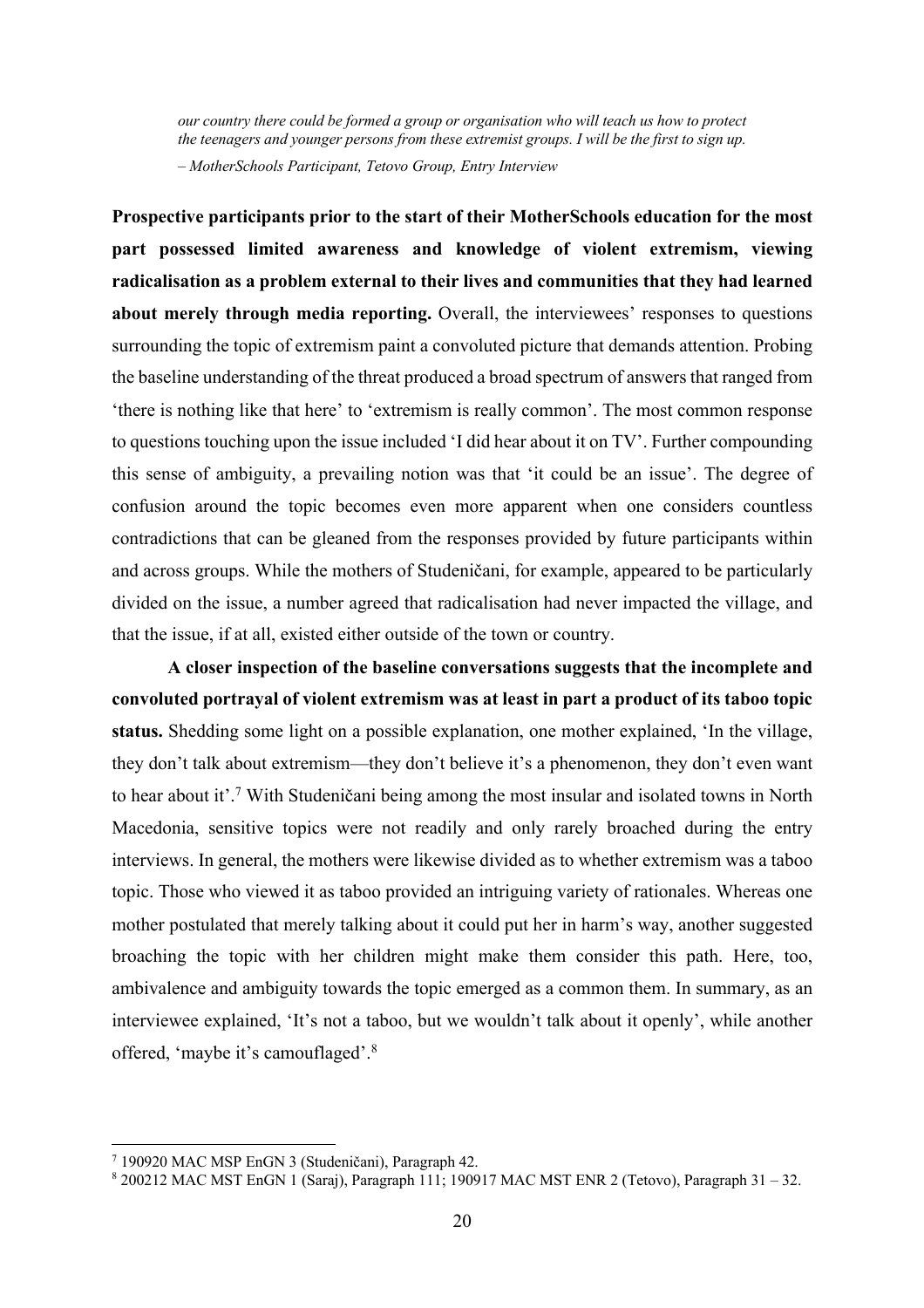> *our country there could be formed a group or organisation who will teach us how to protect the teenagers and younger persons from these extremist groups. I will be the first to sign up.*
>
> *– MotherSchools Participant, Tetovo Group, Entry Interview*

**Prospective participants prior to the start of their MotherSchools education for the most part possessed limited awareness and knowledge of violent extremism, viewing radicalisation as a problem external to their lives and communities that they had learned about merely through media reporting.** Overall, the interviewees' responses to questions surrounding the topic of extremism paint a convoluted picture that demands attention. Probing the baseline understanding of the threat produced a broad spectrum of answers that ranged from 'there is nothing like that here' to 'extremism is really common'. The most common response to questions touching upon the issue included 'I did hear about it on TV'. Further compounding this sense of ambiguity, a prevailing notion was that 'it could be an issue'. The degree of confusion around the topic becomes even more apparent when one considers countless contradictions that can be gleaned from the responses provided by future participants within and across groups. While the mothers of Studeničani, for example, appeared to be particularly divided on the issue, a number agreed that radicalisation had never impacted the village, and that the issue, if at all, existed either outside of the town or country.

**A closer inspection of the baseline conversations suggests that the incomplete and convoluted portrayal of violent extremism was at least in part a product of its taboo topic status.** Shedding some light on a possible explanation, one mother explained, 'In the village, they don't talk about extremism—they don't believe it's a phenomenon, they don't even want to hear about it'.[7] With Studeničani being among the most insular and isolated towns in North Macedonia, sensitive topics were not readily and only rarely broached during the entry interviews. In general, the mothers were likewise divided as to whether extremism was a taboo topic. Those who viewed it as taboo provided an intriguing variety of rationales. Whereas one mother postulated that merely talking about it could put her in harm's way, another suggested broaching the topic with her children might make them consider this path. Here, too, ambivalence and ambiguity towards the topic emerged as a common them. In summary, as an interviewee explained, 'It's not a taboo, but we wouldn't talk about it openly', while another offered, 'maybe it's camouflaged'.[8]

---

[7] 190920 MAC MSP EnGN 3 (Studeničani), Paragraph 42.

[8] 200212 MAC MST EnGN 1 (Saraj), Paragraph 111; 190917 MAC MST ENR 2 (Tetovo), Paragraph 31 – 32.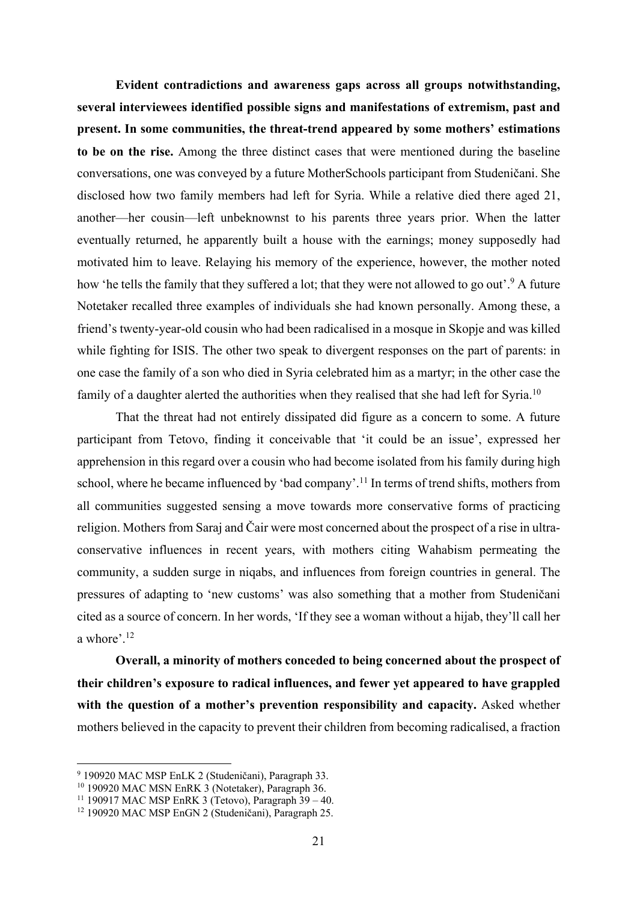**Evident contradictions and awareness gaps across all groups notwithstanding, several interviewees identified possible signs and manifestations of extremism, past and present. In some communities, the threat-trend appeared by some mothers' estimations to be on the rise.** Among the three distinct cases that were mentioned during the baseline conversations, one was conveyed by a future MotherSchools participant from Studeničani. She disclosed how two family members had left for Syria. While a relative died there aged 21, another—her cousin—left unbeknownst to his parents three years prior. When the latter eventually returned, he apparently built a house with the earnings; money supposedly had motivated him to leave. Relaying his memory of the experience, however, the mother noted how 'he tells the family that they suffered a lot; that they were not allowed to go out'.[9] A future Notetaker recalled three examples of individuals she had known personally. Among these, a friend's twenty-year-old cousin who had been radicalised in a mosque in Skopje and was killed while fighting for ISIS. The other two speak to divergent responses on the part of parents: in one case the family of a son who died in Syria celebrated him as a martyr; in the other case the family of a daughter alerted the authorities when they realised that she had left for Syria.[10]

That the threat had not entirely dissipated did figure as a concern to some. A future participant from Tetovo, finding it conceivable that 'it could be an issue', expressed her apprehension in this regard over a cousin who had become isolated from his family during high school, where he became influenced by 'bad company'.[11] In terms of trend shifts, mothers from all communities suggested sensing a move towards more conservative forms of practicing religion. Mothers from Saraj and Čair were most concerned about the prospect of a rise in ultra-conservative influences in recent years, with mothers citing Wahabism permeating the community, a sudden surge in niqabs, and influences from foreign countries in general. The pressures of adapting to 'new customs' was also something that a mother from Studeničani cited as a source of concern. In her words, 'If they see a woman without a hijab, they'll call her a whore'.[12]

**Overall, a minority of mothers conceded to being concerned about the prospect of their children's exposure to radical influences, and fewer yet appeared to have grappled with the question of a mother's prevention responsibility and capacity.** Asked whether mothers believed in the capacity to prevent their children from becoming radicalised, a fraction

---

[9] 190920 MAC MSP EnLK 2 (Studeničani), Paragraph 33.

[10] 190920 MAC MSN EnRK 3 (Notetaker), Paragraph 36.

[11] 190917 MAC MSP EnRK 3 (Tetovo), Paragraph 39 – 40.

[12] 190920 MAC MSP EnGN 2 (Studeničani), Paragraph 25.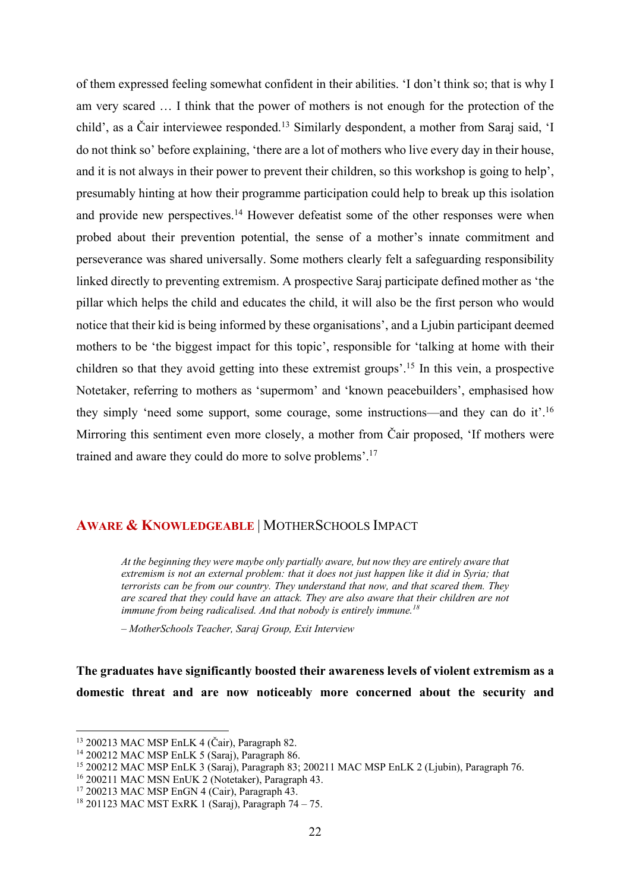of them expressed feeling somewhat confident in their abilities. 'I don't think so; that is why I am very scared … I think that the power of mothers is not enough for the protection of the child', as a Čair interviewee responded.[13] Similarly despondent, a mother from Saraj said, 'I do not think so' before explaining, 'there are a lot of mothers who live every day in their house, and it is not always in their power to prevent their children, so this workshop is going to help', presumably hinting at how their programme participation could help to break up this isolation and provide new perspectives.[14] However defeatist some of the other responses were when probed about their prevention potential, the sense of a mother's innate commitment and perseverance was shared universally. Some mothers clearly felt a safeguarding responsibility linked directly to preventing extremism. A prospective Saraj participate defined mother as 'the pillar which helps the child and educates the child, it will also be the first person who would notice that their kid is being informed by these organisations', and a Ljubin participant deemed mothers to be 'the biggest impact for this topic', responsible for 'talking at home with their children so that they avoid getting into these extremist groups'.[15] In this vein, a prospective Notetaker, referring to mothers as 'supermom' and 'known peacebuilders', emphasised how they simply 'need some support, some courage, some instructions—and they can do it'.[16] Mirroring this sentiment even more closely, a mother from Čair proposed, 'If mothers were trained and aware they could do more to solve problems'.[17]

## **AWARE & KNOWLEDGEABLE** | MOTHERSCHOOLS IMPACT

> *At the beginning they were maybe only partially aware, but now they are entirely aware that extremism is not an external problem: that it does not just happen like it did in Syria; that terrorists can be from our country. They understand that now, and that scared them. They are scared that they could have an attack. They are also aware that their children are not immune from being radicalised. And that nobody is entirely immune.*[18]
>
> *– MotherSchools Teacher, Saraj Group, Exit Interview*

**The graduates have significantly boosted their awareness levels of violent extremism as a domestic threat and are now noticeably more concerned about the security and**

---

[13] 200213 MAC MSP EnLK 4 (Čair), Paragraph 82.
[14] 200212 MAC MSP EnLK 5 (Saraj), Paragraph 86.
[15] 200212 MAC MSP EnLK 3 (Saraj), Paragraph 83; 200211 MAC MSP EnLK 2 (Ljubin), Paragraph 76.
[16] 200211 MAC MSN EnUK 2 (Notetaker), Paragraph 43.
[17] 200213 MAC MSP EnGN 4 (Cair), Paragraph 43.
[18] 201123 MAC MST ExRK 1 (Saraj), Paragraph 74 – 75.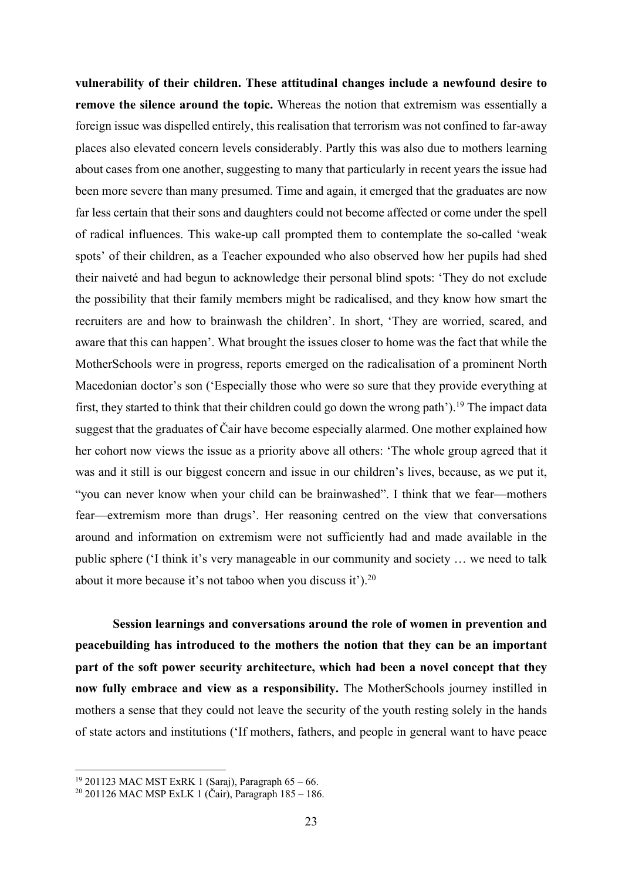**vulnerability of their children. These attitudinal changes include a newfound desire to remove the silence around the topic.** Whereas the notion that extremism was essentially a foreign issue was dispelled entirely, this realisation that terrorism was not confined to far-away places also elevated concern levels considerably. Partly this was also due to mothers learning about cases from one another, suggesting to many that particularly in recent years the issue had been more severe than many presumed. Time and again, it emerged that the graduates are now far less certain that their sons and daughters could not become affected or come under the spell of radical influences. This wake-up call prompted them to contemplate the so-called 'weak spots' of their children, as a Teacher expounded who also observed how her pupils had shed their naiveté and had begun to acknowledge their personal blind spots: 'They do not exclude the possibility that their family members might be radicalised, and they know how smart the recruiters are and how to brainwash the children'. In short, 'They are worried, scared, and aware that this can happen'. What brought the issues closer to home was the fact that while the MotherSchools were in progress, reports emerged on the radicalisation of a prominent North Macedonian doctor's son ('Especially those who were so sure that they provide everything at first, they started to think that their children could go down the wrong path').[19] The impact data suggest that the graduates of Čair have become especially alarmed. One mother explained how her cohort now views the issue as a priority above all others: 'The whole group agreed that it was and it still is our biggest concern and issue in our children's lives, because, as we put it, "you can never know when your child can be brainwashed". I think that we fear—mothers fear—extremism more than drugs'. Her reasoning centred on the view that conversations around and information on extremism were not sufficiently had and made available in the public sphere ('I think it's very manageable in our community and society … we need to talk about it more because it's not taboo when you discuss it').[20]

**Session learnings and conversations around the role of women in prevention and peacebuilding has introduced to the mothers the notion that they can be an important part of the soft power security architecture, which had been a novel concept that they now fully embrace and view as a responsibility.** The MotherSchools journey instilled in mothers a sense that they could not leave the security of the youth resting solely in the hands of state actors and institutions ('If mothers, fathers, and people in general want to have peace

---

[19] 201123 MAC MST ExRK 1 (Saraj), Paragraph 65 – 66.

[20] 201126 MAC MSP ExLK 1 (Čair), Paragraph 185 – 186.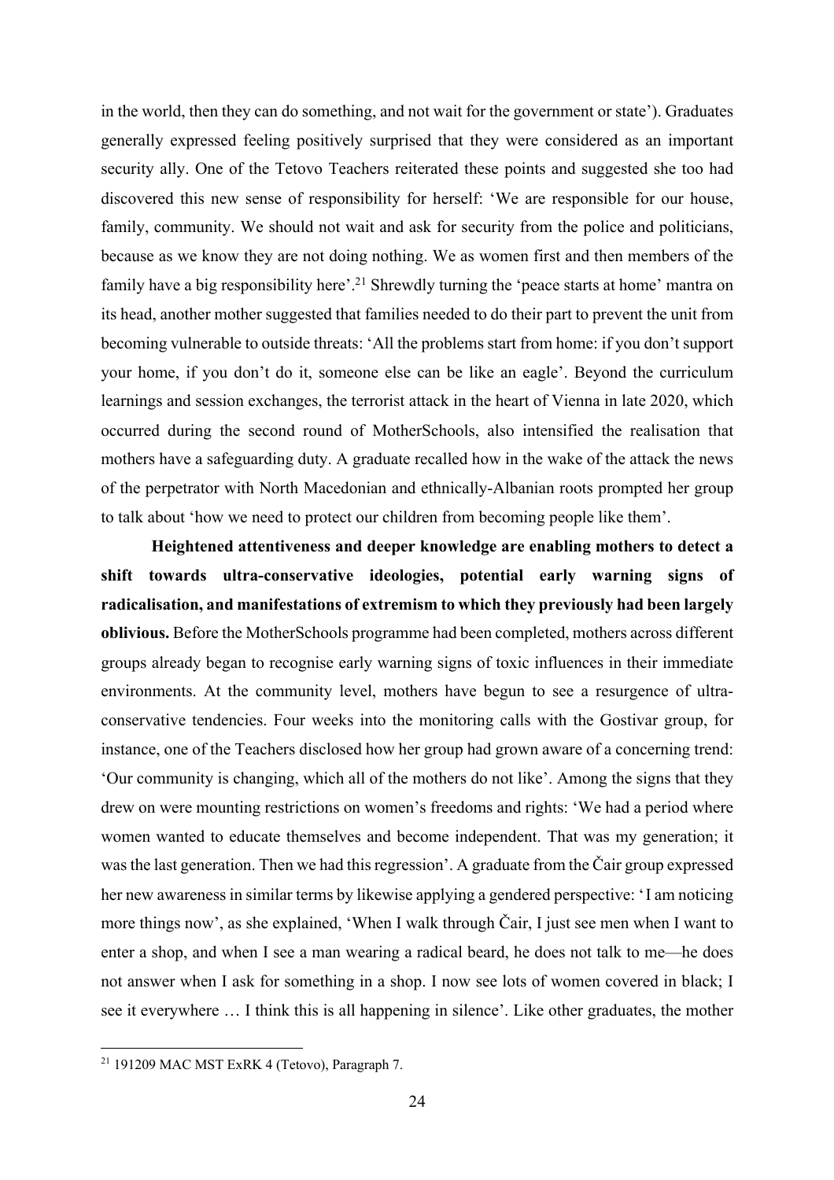in the world, then they can do something, and not wait for the government or state'). Graduates generally expressed feeling positively surprised that they were considered as an important security ally. One of the Tetovo Teachers reiterated these points and suggested she too had discovered this new sense of responsibility for herself: 'We are responsible for our house, family, community. We should not wait and ask for security from the police and politicians, because as we know they are not doing nothing. We as women first and then members of the family have a big responsibility here'.[21] Shrewdly turning the 'peace starts at home' mantra on its head, another mother suggested that families needed to do their part to prevent the unit from becoming vulnerable to outside threats: 'All the problems start from home: if you don't support your home, if you don't do it, someone else can be like an eagle'. Beyond the curriculum learnings and session exchanges, the terrorist attack in the heart of Vienna in late 2020, which occurred during the second round of MotherSchools, also intensified the realisation that mothers have a safeguarding duty. A graduate recalled how in the wake of the attack the news of the perpetrator with North Macedonian and ethnically-Albanian roots prompted her group to talk about 'how we need to protect our children from becoming people like them'.

**Heightened attentiveness and deeper knowledge are enabling mothers to detect a shift towards ultra-conservative ideologies, potential early warning signs of radicalisation, and manifestations of extremism to which they previously had been largely oblivious.** Before the MotherSchools programme had been completed, mothers across different groups already began to recognise early warning signs of toxic influences in their immediate environments. At the community level, mothers have begun to see a resurgence of ultra-conservative tendencies. Four weeks into the monitoring calls with the Gostivar group, for instance, one of the Teachers disclosed how her group had grown aware of a concerning trend: 'Our community is changing, which all of the mothers do not like'. Among the signs that they drew on were mounting restrictions on women's freedoms and rights: 'We had a period where women wanted to educate themselves and become independent. That was my generation; it was the last generation. Then we had this regression'. A graduate from the Čair group expressed her new awareness in similar terms by likewise applying a gendered perspective: 'I am noticing more things now', as she explained, 'When I walk through Čair, I just see men when I want to enter a shop, and when I see a man wearing a radical beard, he does not talk to me—he does not answer when I ask for something in a shop. I now see lots of women covered in black; I see it everywhere … I think this is all happening in silence'. Like other graduates, the mother

[21] 191209 MAC MST ExRK 4 (Tetovo), Paragraph 7.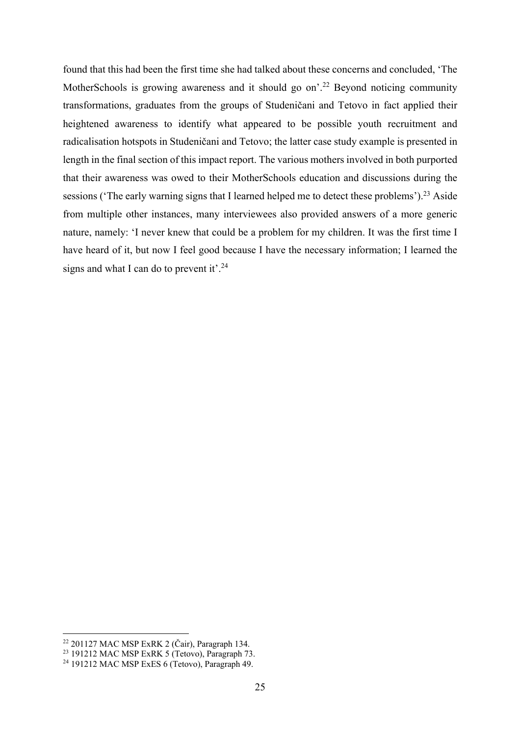found that this had been the first time she had talked about these concerns and concluded, 'The MotherSchools is growing awareness and it should go on'.[22] Beyond noticing community transformations, graduates from the groups of Studeničani and Tetovo in fact applied their heightened awareness to identify what appeared to be possible youth recruitment and radicalisation hotspots in Studeničani and Tetovo; the latter case study example is presented in length in the final section of this impact report. The various mothers involved in both purported that their awareness was owed to their MotherSchools education and discussions during the sessions ('The early warning signs that I learned helped me to detect these problems').[23] Aside from multiple other instances, many interviewees also provided answers of a more generic nature, namely: 'I never knew that could be a problem for my children. It was the first time I have heard of it, but now I feel good because I have the necessary information; I learned the signs and what I can do to prevent it'.[24]

---

[22] 201127 MAC MSP ExRK 2 (Čair), Paragraph 134.

[23] 191212 MAC MSP ExRK 5 (Tetovo), Paragraph 73.

[24] 191212 MAC MSP ExES 6 (Tetovo), Paragraph 49.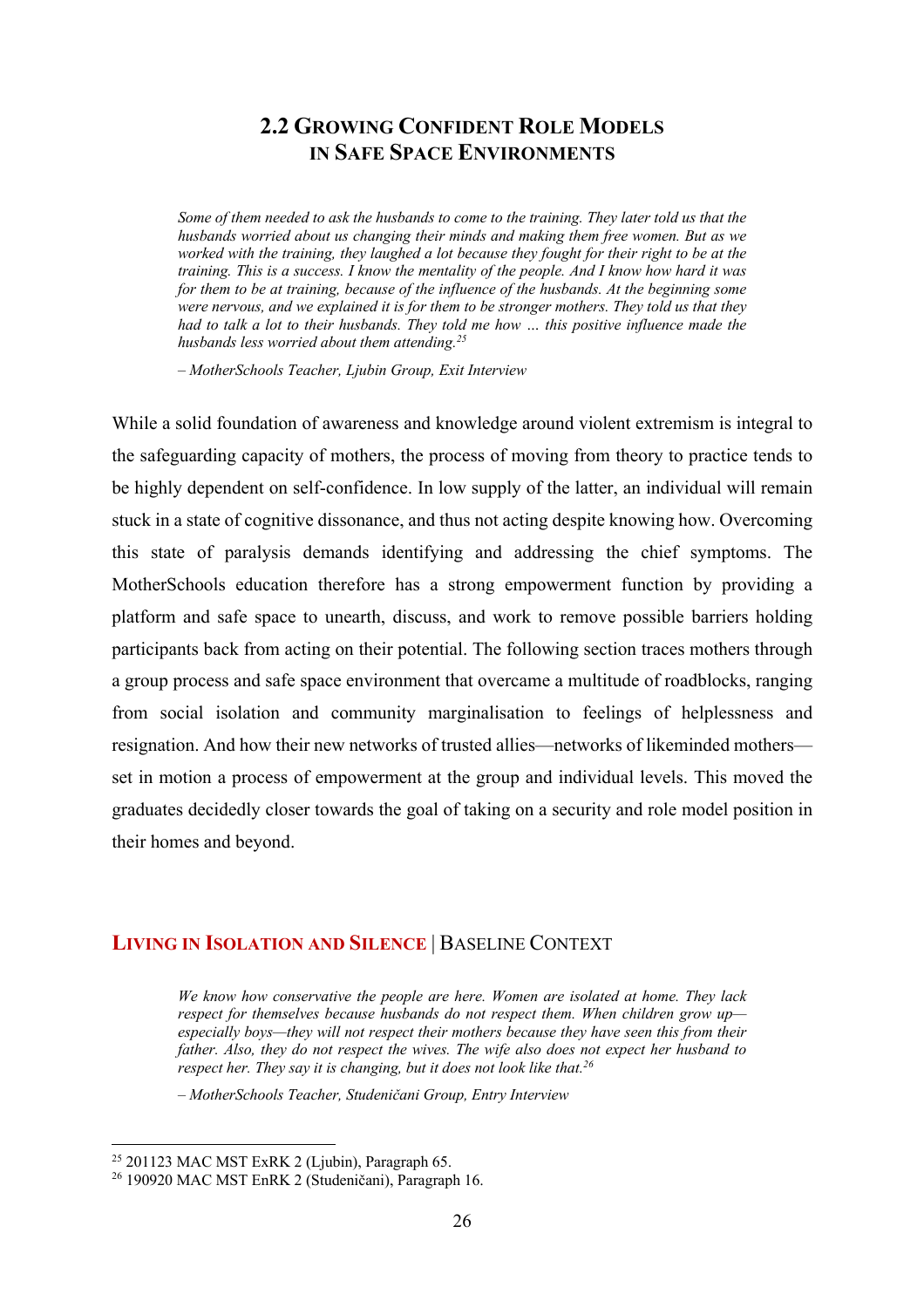## 2.2 Growing Confident Role Models in Safe Space Environments

> *Some of them needed to ask the husbands to come to the training. They later told us that the husbands worried about us changing their minds and making them free women. But as we worked with the training, they laughed a lot because they fought for their right to be at the training. This is a success. I know the mentality of the people. And I know how hard it was for them to be at training, because of the influence of the husbands. At the beginning some were nervous, and we explained it is for them to be stronger mothers. They told us that they had to talk a lot to their husbands. They told me how … this positive influence made the husbands less worried about them attending.*[25]
>
> *– MotherSchools Teacher, Ljubin Group, Exit Interview*

While a solid foundation of awareness and knowledge around violent extremism is integral to the safeguarding capacity of mothers, the process of moving from theory to practice tends to be highly dependent on self-confidence. In low supply of the latter, an individual will remain stuck in a state of cognitive dissonance, and thus not acting despite knowing how. Overcoming this state of paralysis demands identifying and addressing the chief symptoms. The MotherSchools education therefore has a strong empowerment function by providing a platform and safe space to unearth, discuss, and work to remove possible barriers holding participants back from acting on their potential. The following section traces mothers through a group process and safe space environment that overcame a multitude of roadblocks, ranging from social isolation and community marginalisation to feelings of helplessness and resignation. And how their new networks of trusted allies—networks of likeminded mothers—set in motion a process of empowerment at the group and individual levels. This moved the graduates decidedly closer towards the goal of taking on a security and role model position in their homes and beyond.

### Living in Isolation and Silence | Baseline Context

> *We know how conservative the people are here. Women are isolated at home. They lack respect for themselves because husbands do not respect them. When children grow up—especially boys—they will not respect their mothers because they have seen this from their father. Also, they do not respect the wives. The wife also does not expect her husband to respect her. They say it is changing, but it does not look like that.*[26]
>
> *– MotherSchools Teacher, Studeničani Group, Entry Interview*

---

[25] 201123 MAC MST ExRK 2 (Ljubin), Paragraph 65.

[26] 190920 MAC MST EnRK 2 (Studeničani), Paragraph 16.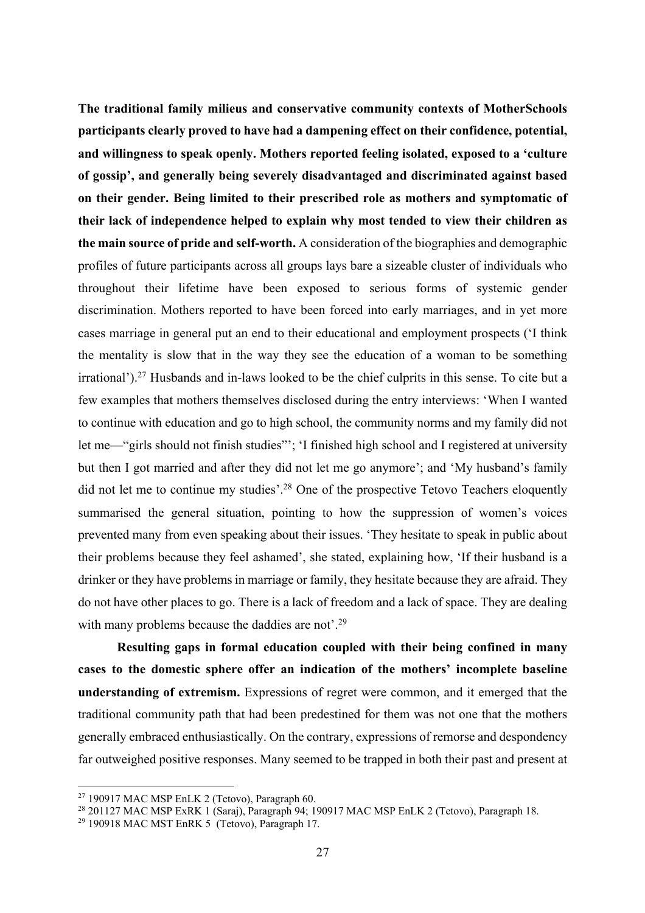**The traditional family milieus and conservative community contexts of MotherSchools participants clearly proved to have had a dampening effect on their confidence, potential, and willingness to speak openly. Mothers reported feeling isolated, exposed to a 'culture of gossip', and generally being severely disadvantaged and discriminated against based on their gender. Being limited to their prescribed role as mothers and symptomatic of their lack of independence helped to explain why most tended to view their children as the main source of pride and self-worth.** A consideration of the biographies and demographic profiles of future participants across all groups lays bare a sizeable cluster of individuals who throughout their lifetime have been exposed to serious forms of systemic gender discrimination. Mothers reported to have been forced into early marriages, and in yet more cases marriage in general put an end to their educational and employment prospects ('I think the mentality is slow that in the way they see the education of a woman to be something irrational').[27] Husbands and in-laws looked to be the chief culprits in this sense. To cite but a few examples that mothers themselves disclosed during the entry interviews: 'When I wanted to continue with education and go to high school, the community norms and my family did not let me—"girls should not finish studies"'; 'I finished high school and I registered at university but then I got married and after they did not let me go anymore'; and 'My husband's family did not let me to continue my studies'.[28] One of the prospective Tetovo Teachers eloquently summarised the general situation, pointing to how the suppression of women's voices prevented many from even speaking about their issues. 'They hesitate to speak in public about their problems because they feel ashamed', she stated, explaining how, 'If their husband is a drinker or they have problems in marriage or family, they hesitate because they are afraid. They do not have other places to go. There is a lack of freedom and a lack of space. They are dealing with many problems because the daddies are not'.[29]

**Resulting gaps in formal education coupled with their being confined in many cases to the domestic sphere offer an indication of the mothers' incomplete baseline understanding of extremism.** Expressions of regret were common, and it emerged that the traditional community path that had been predestined for them was not one that the mothers generally embraced enthusiastically. On the contrary, expressions of remorse and despondency far outweighed positive responses. Many seemed to be trapped in both their past and present at

---

[27] 190917 MAC MSP EnLK 2 (Tetovo), Paragraph 60.

[28] 201127 MAC MSP ExRK 1 (Saraj), Paragraph 94; 190917 MAC MSP EnLK 2 (Tetovo), Paragraph 18.

[29] 190918 MAC MST EnRK 5 (Tetovo), Paragraph 17.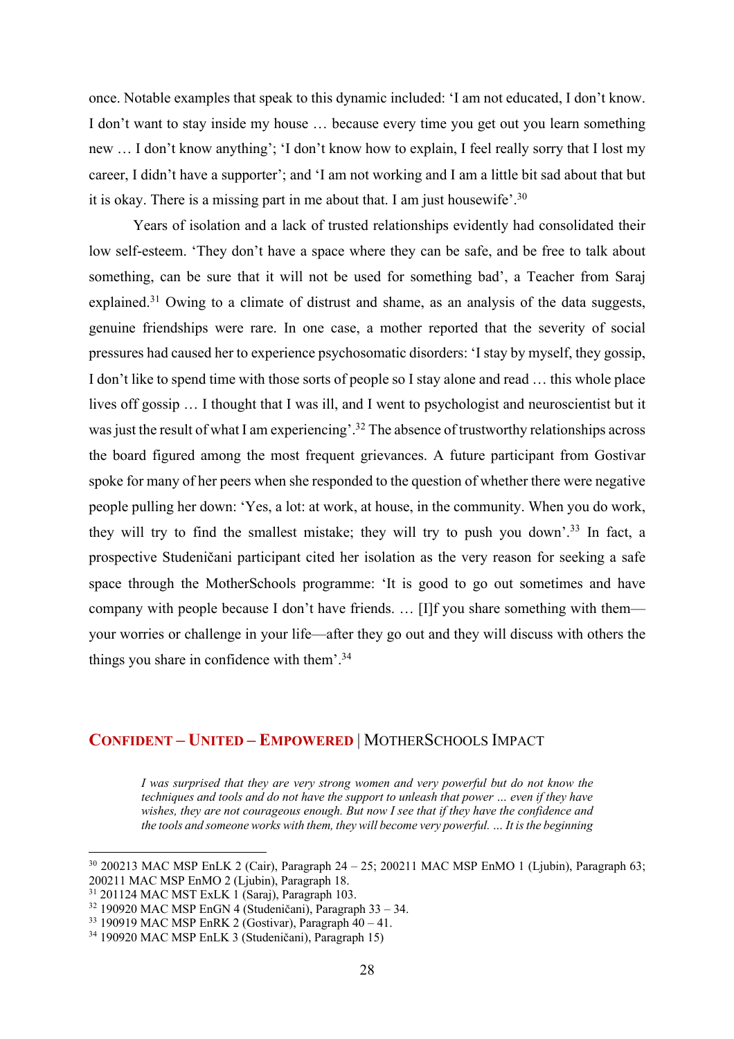once. Notable examples that speak to this dynamic included: 'I am not educated, I don't know. I don't want to stay inside my house … because every time you get out you learn something new … I don't know anything'; 'I don't know how to explain, I feel really sorry that I lost my career, I didn't have a supporter'; and 'I am not working and I am a little bit sad about that but it is okay. There is a missing part in me about that. I am just housewife'.[30]

Years of isolation and a lack of trusted relationships evidently had consolidated their low self-esteem. 'They don't have a space where they can be safe, and be free to talk about something, can be sure that it will not be used for something bad', a Teacher from Saraj explained.[31] Owing to a climate of distrust and shame, as an analysis of the data suggests, genuine friendships were rare. In one case, a mother reported that the severity of social pressures had caused her to experience psychosomatic disorders: 'I stay by myself, they gossip, I don't like to spend time with those sorts of people so I stay alone and read … this whole place lives off gossip … I thought that I was ill, and I went to psychologist and neuroscientist but it was just the result of what I am experiencing'.[32] The absence of trustworthy relationships across the board figured among the most frequent grievances. A future participant from Gostivar spoke for many of her peers when she responded to the question of whether there were negative people pulling her down: 'Yes, a lot: at work, at house, in the community. When you do work, they will try to find the smallest mistake; they will try to push you down'.[33] In fact, a prospective Studeničani participant cited her isolation as the very reason for seeking a safe space through the MotherSchools programme: 'It is good to go out sometimes and have company with people because I don't have friends. … [I]f you share something with them—your worries or challenge in your life—after they go out and they will discuss with others the things you share in confidence with them'.[34]

## **CONFIDENT – UNITED – EMPOWERED** | MOTHERSCHOOLS IMPACT

> *I was surprised that they are very strong women and very powerful but do not know the techniques and tools and do not have the support to unleash that power … even if they have wishes, they are not courageous enough. But now I see that if they have the confidence and the tools and someone works with them, they will become very powerful. … It is the beginning*

---

[30] 200213 MAC MSP EnLK 2 (Cair), Paragraph 24 – 25; 200211 MAC MSP EnMO 1 (Ljubin), Paragraph 63; 200211 MAC MSP EnMO 2 (Ljubin), Paragraph 18.

[31] 201124 MAC MST ExLK 1 (Saraj), Paragraph 103.

[32] 190920 MAC MSP EnGN 4 (Studeničani), Paragraph 33 – 34.

[33] 190919 MAC MSP EnRK 2 (Gostivar), Paragraph 40 – 41.

[34] 190920 MAC MSP EnLK 3 (Studeničani), Paragraph 15)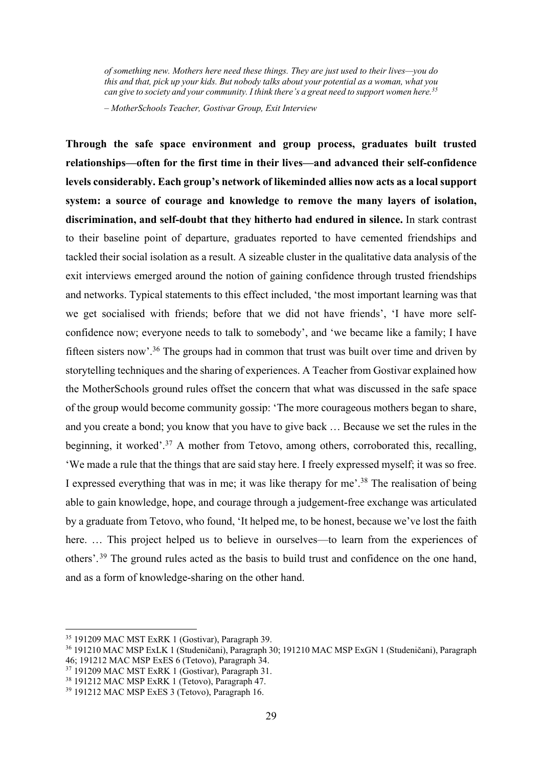*of something new. Mothers here need these things. They are just used to their lives—you do this and that, pick up your kids. But nobody talks about your potential as a woman, what you can give to society and your community. I think there's a great need to support women here.*[35]

*– MotherSchools Teacher, Gostivar Group, Exit Interview*

**Through the safe space environment and group process, graduates built trusted relationships—often for the first time in their lives—and advanced their self-confidence levels considerably. Each group's network of likeminded allies now acts as a local support system: a source of courage and knowledge to remove the many layers of isolation, discrimination, and self-doubt that they hitherto had endured in silence.** In stark contrast to their baseline point of departure, graduates reported to have cemented friendships and tackled their social isolation as a result. A sizeable cluster in the qualitative data analysis of the exit interviews emerged around the notion of gaining confidence through trusted friendships and networks. Typical statements to this effect included, 'the most important learning was that we get socialised with friends; before that we did not have friends', 'I have more self-confidence now; everyone needs to talk to somebody', and 'we became like a family; I have fifteen sisters now'.[36] The groups had in common that trust was built over time and driven by storytelling techniques and the sharing of experiences. A Teacher from Gostivar explained how the MotherSchools ground rules offset the concern that what was discussed in the safe space of the group would become community gossip: 'The more courageous mothers began to share, and you create a bond; you know that you have to give back … Because we set the rules in the beginning, it worked'.[37] A mother from Tetovo, among others, corroborated this, recalling, 'We made a rule that the things that are said stay here. I freely expressed myself; it was so free. I expressed everything that was in me; it was like therapy for me'.[38] The realisation of being able to gain knowledge, hope, and courage through a judgement-free exchange was articulated by a graduate from Tetovo, who found, 'It helped me, to be honest, because we've lost the faith here. … This project helped us to believe in ourselves—to learn from the experiences of others'.[39] The ground rules acted as the basis to build trust and confidence on the one hand, and as a form of knowledge-sharing on the other hand.

---

[35] 191209 MAC MST ExRK 1 (Gostivar), Paragraph 39.

[36] 191210 MAC MSP ExLK 1 (Studeničani), Paragraph 30; 191210 MAC MSP ExGN 1 (Studeničani), Paragraph 46; 191212 MAC MSP ExES 6 (Tetovo), Paragraph 34.

[37] 191209 MAC MST ExRK 1 (Gostivar), Paragraph 31.

[38] 191212 MAC MSP ExRK 1 (Tetovo), Paragraph 47.

[39] 191212 MAC MSP ExES 3 (Tetovo), Paragraph 16.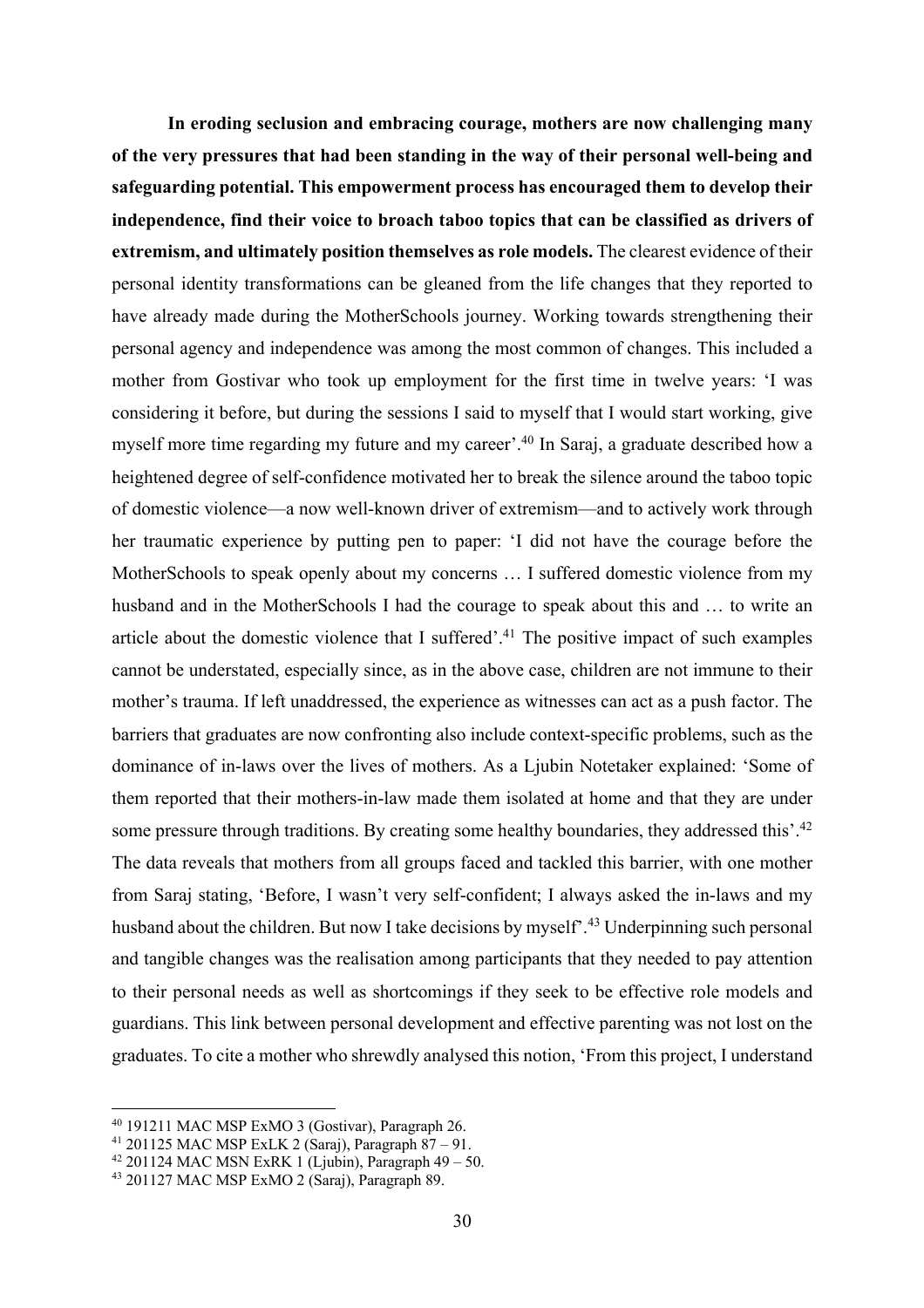**In eroding seclusion and embracing courage, mothers are now challenging many of the very pressures that had been standing in the way of their personal well-being and safeguarding potential. This empowerment process has encouraged them to develop their independence, find their voice to broach taboo topics that can be classified as drivers of extremism, and ultimately position themselves as role models.** The clearest evidence of their personal identity transformations can be gleaned from the life changes that they reported to have already made during the MotherSchools journey. Working towards strengthening their personal agency and independence was among the most common of changes. This included a mother from Gostivar who took up employment for the first time in twelve years: 'I was considering it before, but during the sessions I said to myself that I would start working, give myself more time regarding my future and my career'.[40] In Saraj, a graduate described how a heightened degree of self-confidence motivated her to break the silence around the taboo topic of domestic violence—a now well-known driver of extremism—and to actively work through her traumatic experience by putting pen to paper: 'I did not have the courage before the MotherSchools to speak openly about my concerns … I suffered domestic violence from my husband and in the MotherSchools I had the courage to speak about this and … to write an article about the domestic violence that I suffered'.[41] The positive impact of such examples cannot be understated, especially since, as in the above case, children are not immune to their mother's trauma. If left unaddressed, the experience as witnesses can act as a push factor. The barriers that graduates are now confronting also include context-specific problems, such as the dominance of in-laws over the lives of mothers. As a Ljubin Notetaker explained: 'Some of them reported that their mothers-in-law made them isolated at home and that they are under some pressure through traditions. By creating some healthy boundaries, they addressed this'.[42] The data reveals that mothers from all groups faced and tackled this barrier, with one mother from Saraj stating, 'Before, I wasn't very self-confident; I always asked the in-laws and my husband about the children. But now I take decisions by myself'.[43] Underpinning such personal and tangible changes was the realisation among participants that they needed to pay attention to their personal needs as well as shortcomings if they seek to be effective role models and guardians. This link between personal development and effective parenting was not lost on the graduates. To cite a mother who shrewdly analysed this notion, 'From this project, I understand

---

[40] 191211 MAC MSP ExMO 3 (Gostivar), Paragraph 26.

[41] 201125 MAC MSP ExLK 2 (Saraj), Paragraph 87 – 91.

[42] 201124 MAC MSN ExRK 1 (Ljubin), Paragraph 49 – 50.

[43] 201127 MAC MSP ExMO 2 (Saraj), Paragraph 89.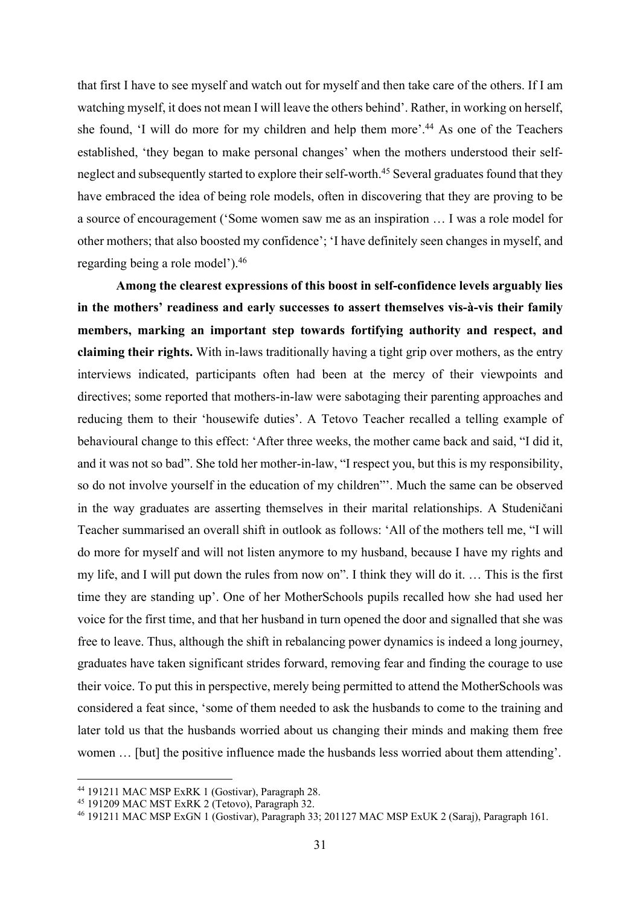that first I have to see myself and watch out for myself and then take care of the others. If I am watching myself, it does not mean I will leave the others behind'. Rather, in working on herself, she found, 'I will do more for my children and help them more'.[44] As one of the Teachers established, 'they began to make personal changes' when the mothers understood their self-neglect and subsequently started to explore their self-worth.[45] Several graduates found that they have embraced the idea of being role models, often in discovering that they are proving to be a source of encouragement ('Some women saw me as an inspiration … I was a role model for other mothers; that also boosted my confidence'; 'I have definitely seen changes in myself, and regarding being a role model').[46]

**Among the clearest expressions of this boost in self-confidence levels arguably lies in the mothers' readiness and early successes to assert themselves vis-à-vis their family members, marking an important step towards fortifying authority and respect, and claiming their rights.** With in-laws traditionally having a tight grip over mothers, as the entry interviews indicated, participants often had been at the mercy of their viewpoints and directives; some reported that mothers-in-law were sabotaging their parenting approaches and reducing them to their 'housewife duties'. A Tetovo Teacher recalled a telling example of behavioural change to this effect: 'After three weeks, the mother came back and said, "I did it, and it was not so bad". She told her mother-in-law, "I respect you, but this is my responsibility, so do not involve yourself in the education of my children"'. Much the same can be observed in the way graduates are asserting themselves in their marital relationships. A Studeničani Teacher summarised an overall shift in outlook as follows: 'All of the mothers tell me, "I will do more for myself and will not listen anymore to my husband, because I have my rights and my life, and I will put down the rules from now on". I think they will do it. … This is the first time they are standing up'. One of her MotherSchools pupils recalled how she had used her voice for the first time, and that her husband in turn opened the door and signalled that she was free to leave. Thus, although the shift in rebalancing power dynamics is indeed a long journey, graduates have taken significant strides forward, removing fear and finding the courage to use their voice. To put this in perspective, merely being permitted to attend the MotherSchools was considered a feat since, 'some of them needed to ask the husbands to come to the training and later told us that the husbands worried about us changing their minds and making them free women … [but] the positive influence made the husbands less worried about them attending'.

---

[44] 191211 MAC MSP ExRK 1 (Gostivar), Paragraph 28.

[45] 191209 MAC MST ExRK 2 (Tetovo), Paragraph 32.

[46] 191211 MAC MSP ExGN 1 (Gostivar), Paragraph 33; 201127 MAC MSP ExUK 2 (Saraj), Paragraph 161.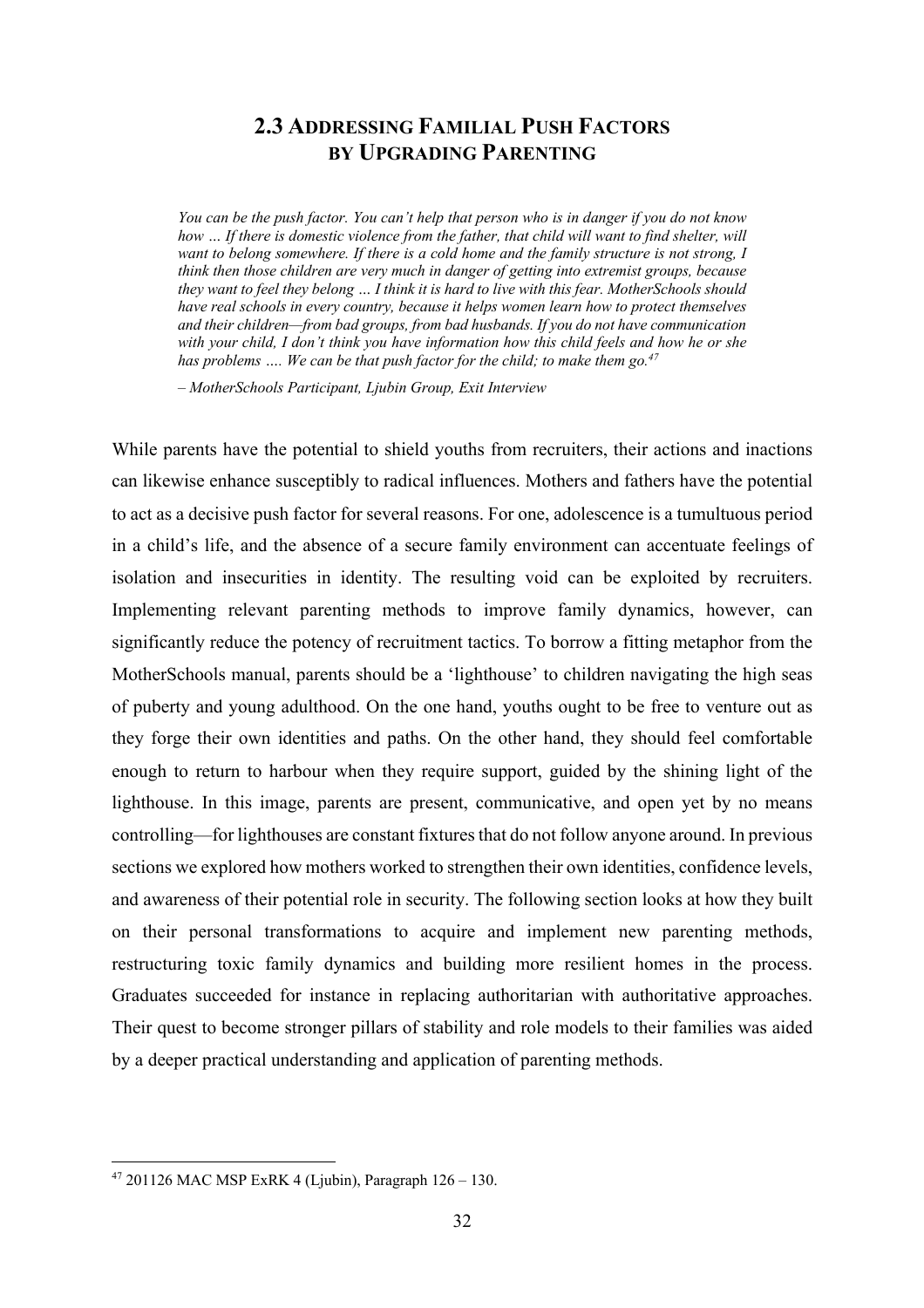## 2.3 Addressing Familial Push Factors by Upgrading Parenting

> *You can be the push factor. You can't help that person who is in danger if you do not know how … If there is domestic violence from the father, that child will want to find shelter, will want to belong somewhere. If there is a cold home and the family structure is not strong, I think then those children are very much in danger of getting into extremist groups, because they want to feel they belong … I think it is hard to live with this fear. MotherSchools should have real schools in every country, because it helps women learn how to protect themselves and their children—from bad groups, from bad husbands. If you do not have communication with your child, I don't think you have information how this child feels and how he or she has problems …. We can be that push factor for the child; to make them go.*[47]
>
> *– MotherSchools Participant, Ljubin Group, Exit Interview*

While parents have the potential to shield youths from recruiters, their actions and inactions can likewise enhance susceptibly to radical influences. Mothers and fathers have the potential to act as a decisive push factor for several reasons. For one, adolescence is a tumultuous period in a child's life, and the absence of a secure family environment can accentuate feelings of isolation and insecurities in identity. The resulting void can be exploited by recruiters. Implementing relevant parenting methods to improve family dynamics, however, can significantly reduce the potency of recruitment tactics. To borrow a fitting metaphor from the MotherSchools manual, parents should be a 'lighthouse' to children navigating the high seas of puberty and young adulthood. On the one hand, youths ought to be free to venture out as they forge their own identities and paths. On the other hand, they should feel comfortable enough to return to harbour when they require support, guided by the shining light of the lighthouse. In this image, parents are present, communicative, and open yet by no means controlling—for lighthouses are constant fixtures that do not follow anyone around. In previous sections we explored how mothers worked to strengthen their own identities, confidence levels, and awareness of their potential role in security. The following section looks at how they built on their personal transformations to acquire and implement new parenting methods, restructuring toxic family dynamics and building more resilient homes in the process. Graduates succeeded for instance in replacing authoritarian with authoritative approaches. Their quest to become stronger pillars of stability and role models to their families was aided by a deeper practical understanding and application of parenting methods.

---

[47] 201126 MAC MSP ExRK 4 (Ljubin), Paragraph 126 – 130.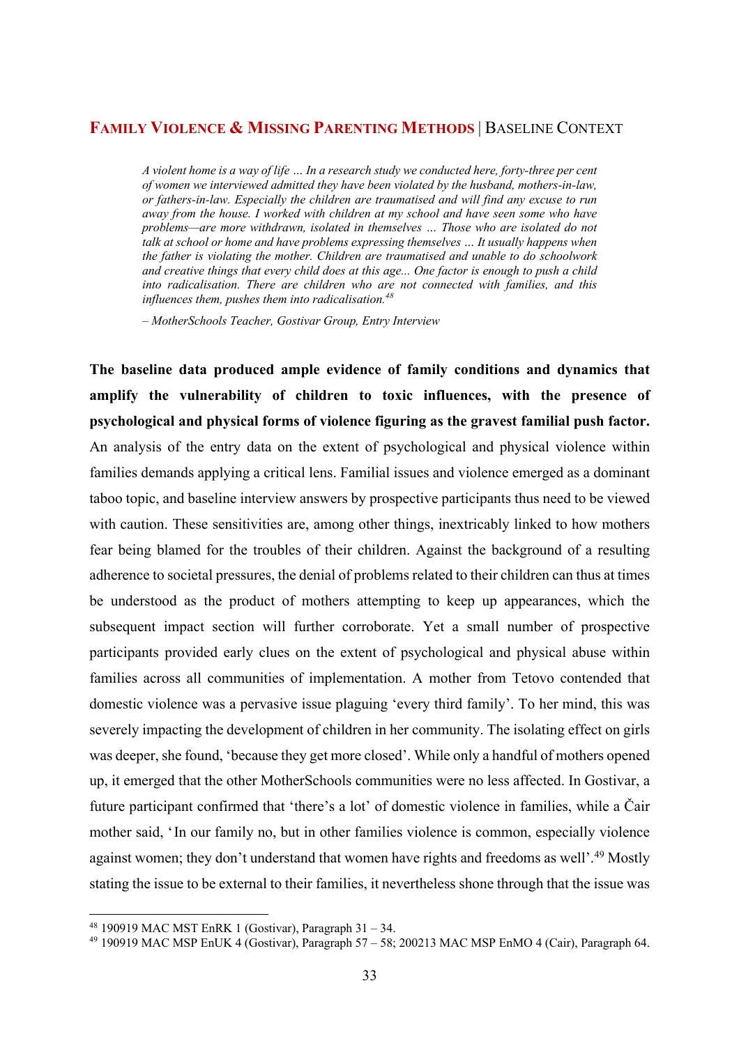## FAMILY VIOLENCE & MISSING PARENTING METHODS | BASELINE CONTEXT

> *A violent home is a way of life … In a research study we conducted here, forty-three per cent of women we interviewed admitted they have been violated by the husband, mothers-in-law, or fathers-in-law. Especially the children are traumatised and will find any excuse to run away from the house. I worked with children at my school and have seen some who have problems—are more withdrawn, isolated in themselves … Those who are isolated do not talk at school or home and have problems expressing themselves … It usually happens when the father is violating the mother. Children are traumatised and unable to do schoolwork and creative things that every child does at this age... One factor is enough to push a child into radicalisation. There are children who are not connected with families, and this influences them, pushes them into radicalisation.*[48]
>
> *– MotherSchools Teacher, Gostivar Group, Entry Interview*

**The baseline data produced ample evidence of family conditions and dynamics that amplify the vulnerability of children to toxic influences, with the presence of psychological and physical forms of violence figuring as the gravest familial push factor.** An analysis of the entry data on the extent of psychological and physical violence within families demands applying a critical lens. Familial issues and violence emerged as a dominant taboo topic, and baseline interview answers by prospective participants thus need to be viewed with caution. These sensitivities are, among other things, inextricably linked to how mothers fear being blamed for the troubles of their children. Against the background of a resulting adherence to societal pressures, the denial of problems related to their children can thus at times be understood as the product of mothers attempting to keep up appearances, which the subsequent impact section will further corroborate. Yet a small number of prospective participants provided early clues on the extent of psychological and physical abuse within families across all communities of implementation. A mother from Tetovo contended that domestic violence was a pervasive issue plaguing 'every third family'. To her mind, this was severely impacting the development of children in her community. The isolating effect on girls was deeper, she found, 'because they get more closed'. While only a handful of mothers opened up, it emerged that the other MotherSchools communities were no less affected. In Gostivar, a future participant confirmed that 'there's a lot' of domestic violence in families, while a Čair mother said, 'In our family no, but in other families violence is common, especially violence against women; they don't understand that women have rights and freedoms as well'.[49] Mostly stating the issue to be external to their families, it nevertheless shone through that the issue was

---

[48] 190919 MAC MST EnRK 1 (Gostivar), Paragraph 31 – 34.

[49] 190919 MAC MSP EnUK 4 (Gostivar), Paragraph 57 – 58; 200213 MAC MSP EnMO 4 (Cair), Paragraph 64.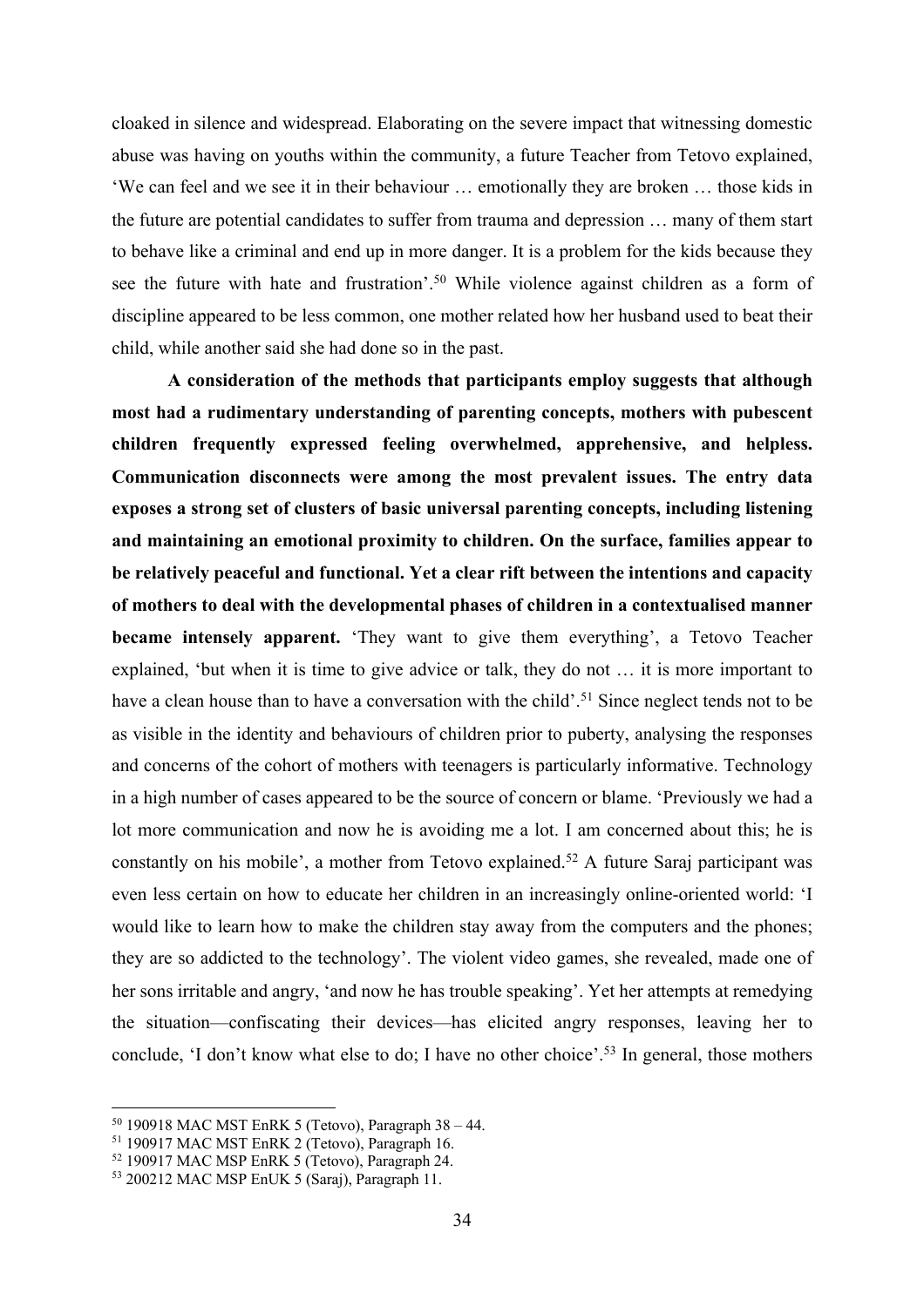cloaked in silence and widespread. Elaborating on the severe impact that witnessing domestic abuse was having on youths within the community, a future Teacher from Tetovo explained, 'We can feel and we see it in their behaviour … emotionally they are broken … those kids in the future are potential candidates to suffer from trauma and depression … many of them start to behave like a criminal and end up in more danger. It is a problem for the kids because they see the future with hate and frustration'.[50] While violence against children as a form of discipline appeared to be less common, one mother related how her husband used to beat their child, while another said she had done so in the past.

**A consideration of the methods that participants employ suggests that although most had a rudimentary understanding of parenting concepts, mothers with pubescent children frequently expressed feeling overwhelmed, apprehensive, and helpless. Communication disconnects were among the most prevalent issues. The entry data exposes a strong set of clusters of basic universal parenting concepts, including listening and maintaining an emotional proximity to children. On the surface, families appear to be relatively peaceful and functional. Yet a clear rift between the intentions and capacity of mothers to deal with the developmental phases of children in a contextualised manner became intensely apparent.** 'They want to give them everything', a Tetovo Teacher explained, 'but when it is time to give advice or talk, they do not … it is more important to have a clean house than to have a conversation with the child'.[51] Since neglect tends not to be as visible in the identity and behaviours of children prior to puberty, analysing the responses and concerns of the cohort of mothers with teenagers is particularly informative. Technology in a high number of cases appeared to be the source of concern or blame. 'Previously we had a lot more communication and now he is avoiding me a lot. I am concerned about this; he is constantly on his mobile', a mother from Tetovo explained.[52] A future Saraj participant was even less certain on how to educate her children in an increasingly online-oriented world: 'I would like to learn how to make the children stay away from the computers and the phones; they are so addicted to the technology'. The violent video games, she revealed, made one of her sons irritable and angry, 'and now he has trouble speaking'. Yet her attempts at remedying the situation—confiscating their devices—has elicited angry responses, leaving her to conclude, 'I don't know what else to do; I have no other choice'.[53] In general, those mothers

---

[50] 190918 MAC MST EnRK 5 (Tetovo), Paragraph 38 – 44.

[51] 190917 MAC MST EnRK 2 (Tetovo), Paragraph 16.

[52] 190917 MAC MSP EnRK 5 (Tetovo), Paragraph 24.

[53] 200212 MAC MSP EnUK 5 (Saraj), Paragraph 11.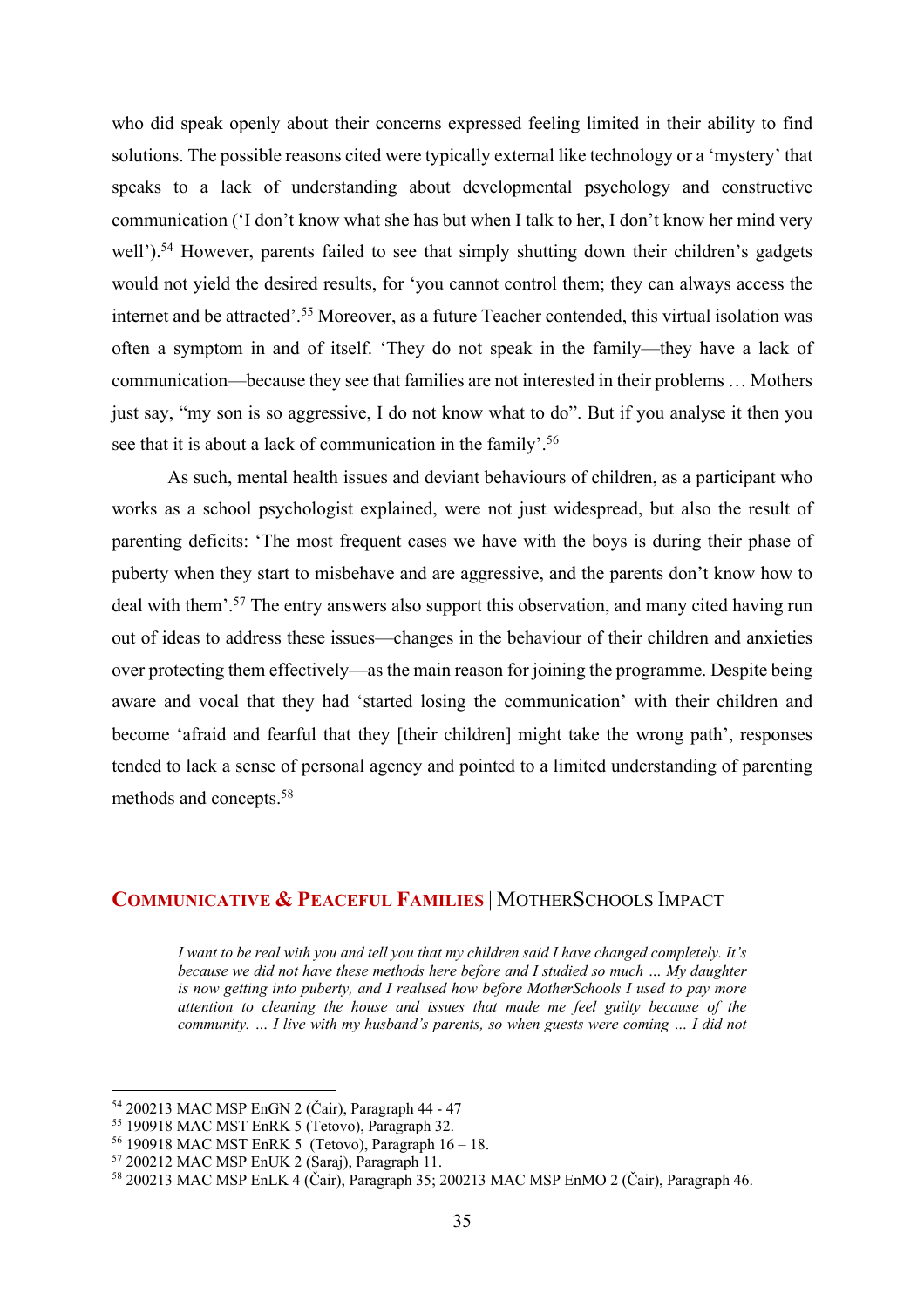who did speak openly about their concerns expressed feeling limited in their ability to find solutions. The possible reasons cited were typically external like technology or a 'mystery' that speaks to a lack of understanding about developmental psychology and constructive communication ('I don't know what she has but when I talk to her, I don't know her mind very well').[54] However, parents failed to see that simply shutting down their children's gadgets would not yield the desired results, for 'you cannot control them; they can always access the internet and be attracted'.[55] Moreover, as a future Teacher contended, this virtual isolation was often a symptom in and of itself. 'They do not speak in the family—they have a lack of communication—because they see that families are not interested in their problems … Mothers just say, "my son is so aggressive, I do not know what to do". But if you analyse it then you see that it is about a lack of communication in the family'.[56]

As such, mental health issues and deviant behaviours of children, as a participant who works as a school psychologist explained, were not just widespread, but also the result of parenting deficits: 'The most frequent cases we have with the boys is during their phase of puberty when they start to misbehave and are aggressive, and the parents don't know how to deal with them'.[57] The entry answers also support this observation, and many cited having run out of ideas to address these issues—changes in the behaviour of their children and anxieties over protecting them effectively—as the main reason for joining the programme. Despite being aware and vocal that they had 'started losing the communication' with their children and become 'afraid and fearful that they [their children] might take the wrong path', responses tended to lack a sense of personal agency and pointed to a limited understanding of parenting methods and concepts.[58]

## COMMUNICATIVE & PEACEFUL FAMILIES | MOTHERSCHOOLS IMPACT

> *I want to be real with you and tell you that my children said I have changed completely. It's because we did not have these methods here before and I studied so much … My daughter is now getting into puberty, and I realised how before MotherSchools I used to pay more attention to cleaning the house and issues that made me feel guilty because of the community. … I live with my husband's parents, so when guests were coming … I did not*

---

[54] 200213 MAC MSP EnGN 2 (Čair), Paragraph 44 - 47

[55] 190918 MAC MST EnRK 5 (Tetovo), Paragraph 32.

[56] 190918 MAC MST EnRK 5 (Tetovo), Paragraph 16 – 18.

[57] 200212 MAC MSP EnUK 2 (Saraj), Paragraph 11.

[58] 200213 MAC MSP EnLK 4 (Čair), Paragraph 35; 200213 MAC MSP EnMO 2 (Čair), Paragraph 46.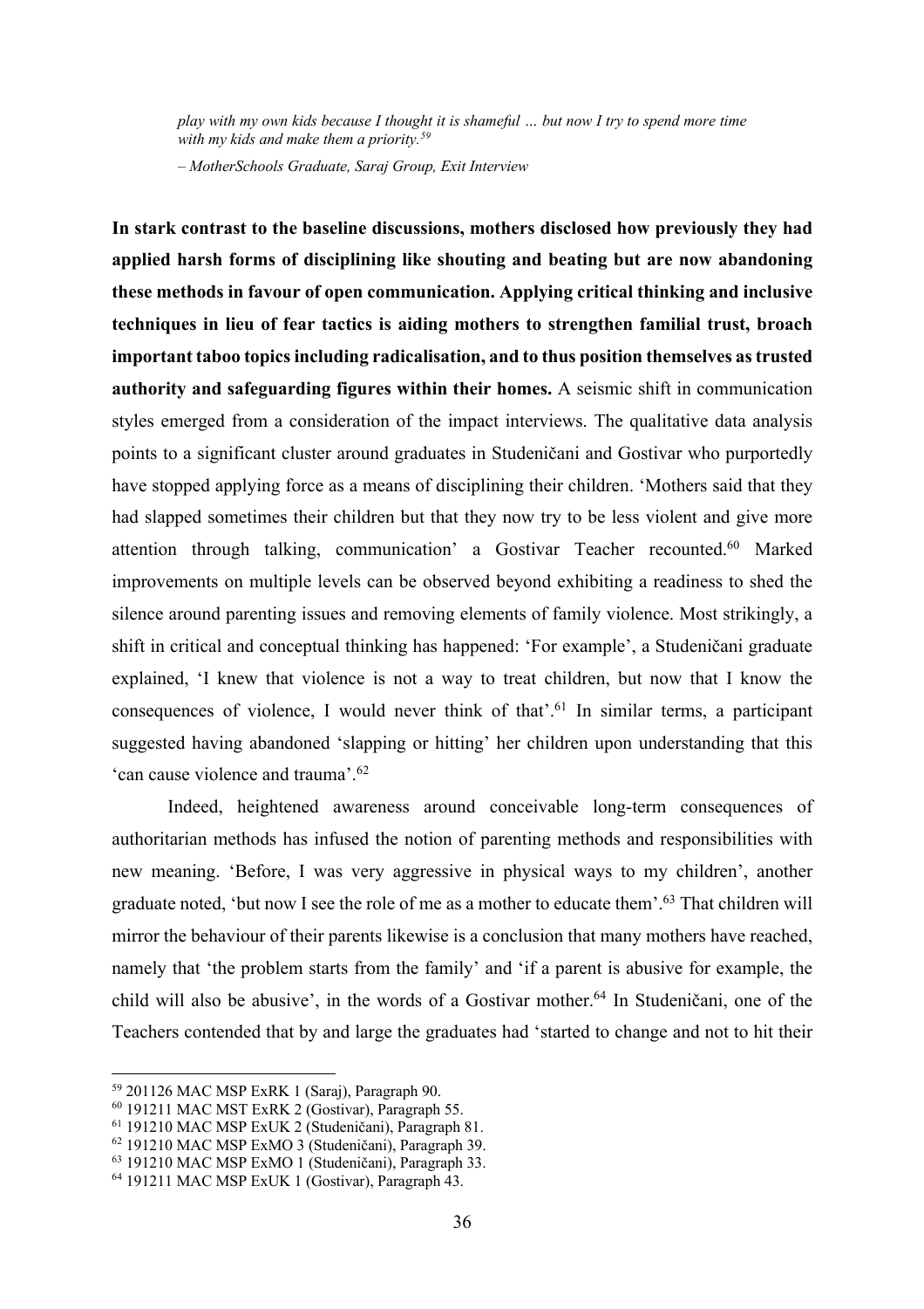> *play with my own kids because I thought it is shameful … but now I try to spend more time with my kids and make them a priority.*[59]
>
> *– MotherSchools Graduate, Saraj Group, Exit Interview*

**In stark contrast to the baseline discussions, mothers disclosed how previously they had applied harsh forms of disciplining like shouting and beating but are now abandoning these methods in favour of open communication. Applying critical thinking and inclusive techniques in lieu of fear tactics is aiding mothers to strengthen familial trust, broach important taboo topics including radicalisation, and to thus position themselves as trusted authority and safeguarding figures within their homes.** A seismic shift in communication styles emerged from a consideration of the impact interviews. The qualitative data analysis points to a significant cluster around graduates in Studeničani and Gostivar who purportedly have stopped applying force as a means of disciplining their children. 'Mothers said that they had slapped sometimes their children but that they now try to be less violent and give more attention through talking, communication' a Gostivar Teacher recounted.[60] Marked improvements on multiple levels can be observed beyond exhibiting a readiness to shed the silence around parenting issues and removing elements of family violence. Most strikingly, a shift in critical and conceptual thinking has happened: 'For example', a Studeničani graduate explained, 'I knew that violence is not a way to treat children, but now that I know the consequences of violence, I would never think of that'.[61] In similar terms, a participant suggested having abandoned 'slapping or hitting' her children upon understanding that this 'can cause violence and trauma'.[62]

Indeed, heightened awareness around conceivable long-term consequences of authoritarian methods has infused the notion of parenting methods and responsibilities with new meaning. 'Before, I was very aggressive in physical ways to my children', another graduate noted, 'but now I see the role of me as a mother to educate them'.[63] That children will mirror the behaviour of their parents likewise is a conclusion that many mothers have reached, namely that 'the problem starts from the family' and 'if a parent is abusive for example, the child will also be abusive', in the words of a Gostivar mother.[64] In Studeničani, one of the Teachers contended that by and large the graduates had 'started to change and not to hit their

---

[59] 201126 MAC MSP ExRK 1 (Saraj), Paragraph 90.
[60] 191211 MAC MST ExRK 2 (Gostivar), Paragraph 55.
[61] 191210 MAC MSP ExUK 2 (Studeničani), Paragraph 81.
[62] 191210 MAC MSP ExMO 3 (Studeničani), Paragraph 39.
[63] 191210 MAC MSP ExMO 1 (Studeničani), Paragraph 33.
[64] 191211 MAC MSP ExUK 1 (Gostivar), Paragraph 43.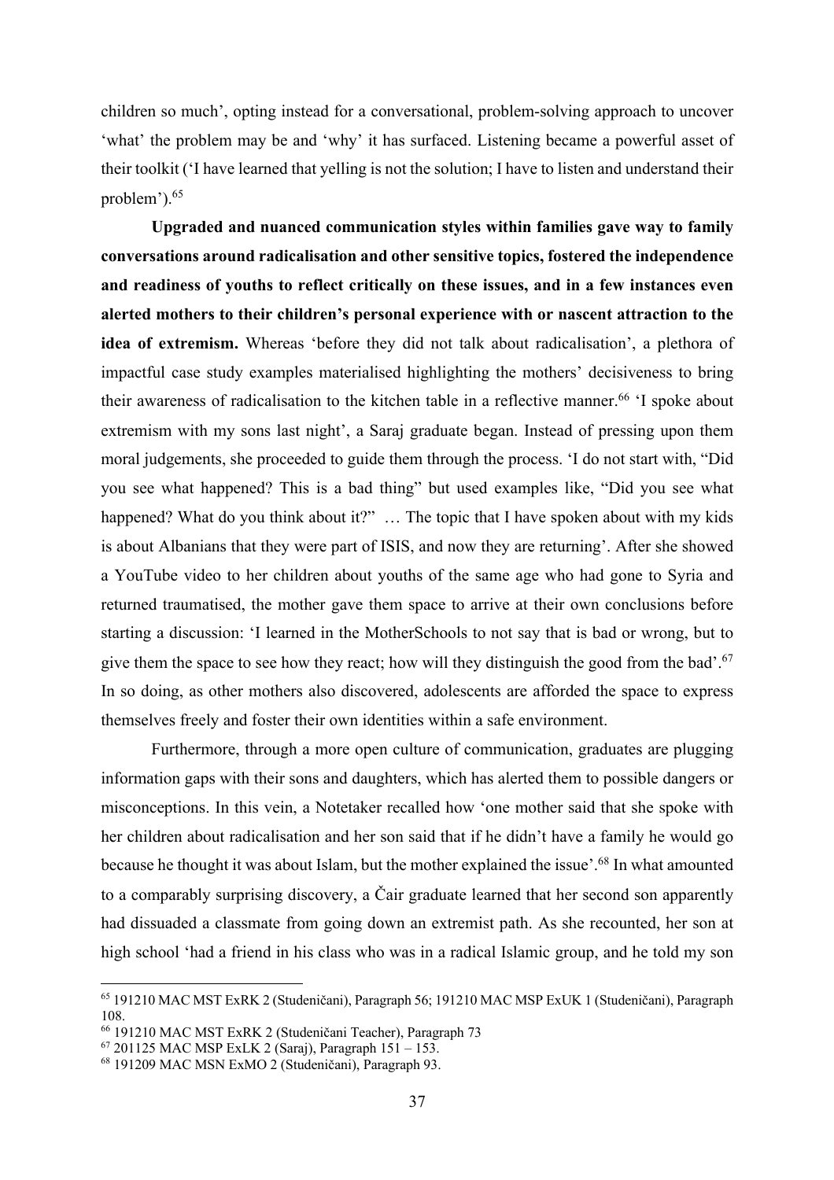children so much', opting instead for a conversational, problem-solving approach to uncover 'what' the problem may be and 'why' it has surfaced. Listening became a powerful asset of their toolkit ('I have learned that yelling is not the solution; I have to listen and understand their problem').[65]

**Upgraded and nuanced communication styles within families gave way to family conversations around radicalisation and other sensitive topics, fostered the independence and readiness of youths to reflect critically on these issues, and in a few instances even alerted mothers to their children's personal experience with or nascent attraction to the idea of extremism.** Whereas 'before they did not talk about radicalisation', a plethora of impactful case study examples materialised highlighting the mothers' decisiveness to bring their awareness of radicalisation to the kitchen table in a reflective manner.[66] 'I spoke about extremism with my sons last night', a Saraj graduate began. Instead of pressing upon them moral judgements, she proceeded to guide them through the process. 'I do not start with, "Did you see what happened? This is a bad thing" but used examples like, "Did you see what happened? What do you think about it?" … The topic that I have spoken about with my kids is about Albanians that they were part of ISIS, and now they are returning'. After she showed a YouTube video to her children about youths of the same age who had gone to Syria and returned traumatised, the mother gave them space to arrive at their own conclusions before starting a discussion: 'I learned in the MotherSchools to not say that is bad or wrong, but to give them the space to see how they react; how will they distinguish the good from the bad'.[67] In so doing, as other mothers also discovered, adolescents are afforded the space to express themselves freely and foster their own identities within a safe environment.

Furthermore, through a more open culture of communication, graduates are plugging information gaps with their sons and daughters, which has alerted them to possible dangers or misconceptions. In this vein, a Notetaker recalled how 'one mother said that she spoke with her children about radicalisation and her son said that if he didn't have a family he would go because he thought it was about Islam, but the mother explained the issue'.[68] In what amounted to a comparably surprising discovery, a Čair graduate learned that her second son apparently had dissuaded a classmate from going down an extremist path. As she recounted, her son at high school 'had a friend in his class who was in a radical Islamic group, and he told my son

---

[65] 191210 MAC MST ExRK 2 (Studeničani), Paragraph 56; 191210 MAC MSP ExUK 1 (Studeničani), Paragraph 108.

[66] 191210 MAC MST ExRK 2 (Studeničani Teacher), Paragraph 73

[67] 201125 MAC MSP ExLK 2 (Saraj), Paragraph 151 – 153.

[68] 191209 MAC MSN ExMO 2 (Studeničani), Paragraph 93.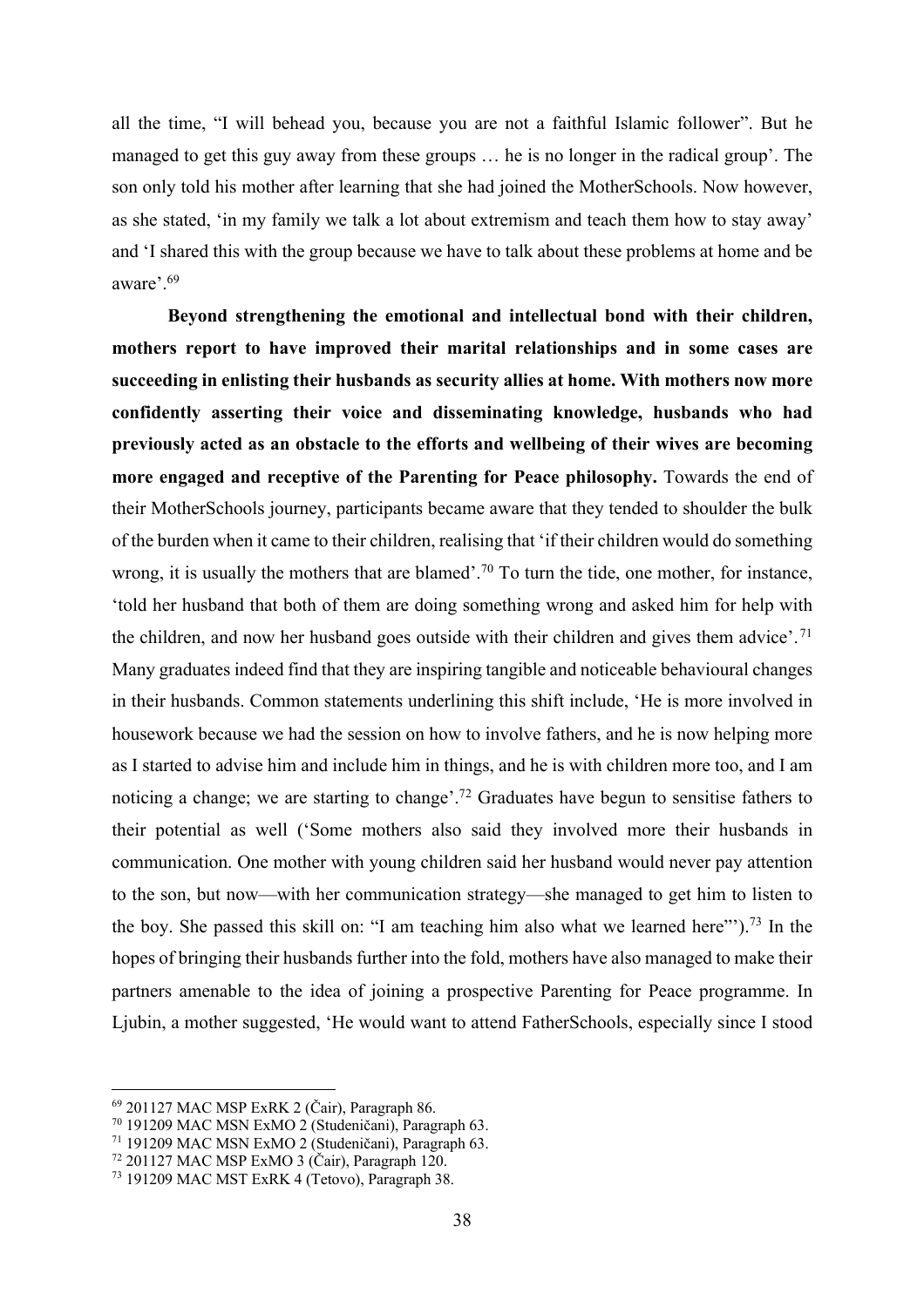all the time, "I will behead you, because you are not a faithful Islamic follower". But he managed to get this guy away from these groups … he is no longer in the radical group'. The son only told his mother after learning that she had joined the MotherSchools. Now however, as she stated, 'in my family we talk a lot about extremism and teach them how to stay away' and 'I shared this with the group because we have to talk about these problems at home and be aware'.[69]

**Beyond strengthening the emotional and intellectual bond with their children, mothers report to have improved their marital relationships and in some cases are succeeding in enlisting their husbands as security allies at home. With mothers now more confidently asserting their voice and disseminating knowledge, husbands who had previously acted as an obstacle to the efforts and wellbeing of their wives are becoming more engaged and receptive of the Parenting for Peace philosophy.** Towards the end of their MotherSchools journey, participants became aware that they tended to shoulder the bulk of the burden when it came to their children, realising that 'if their children would do something wrong, it is usually the mothers that are blamed'.[70] To turn the tide, one mother, for instance, 'told her husband that both of them are doing something wrong and asked him for help with the children, and now her husband goes outside with their children and gives them advice'.[71] Many graduates indeed find that they are inspiring tangible and noticeable behavioural changes in their husbands. Common statements underlining this shift include, 'He is more involved in housework because we had the session on how to involve fathers, and he is now helping more as I started to advise him and include him in things, and he is with children more too, and I am noticing a change; we are starting to change'.[72] Graduates have begun to sensitise fathers to their potential as well ('Some mothers also said they involved more their husbands in communication. One mother with young children said her husband would never pay attention to the son, but now—with her communication strategy—she managed to get him to listen to the boy. She passed this skill on: "I am teaching him also what we learned here"').[73] In the hopes of bringing their husbands further into the fold, mothers have also managed to make their partners amenable to the idea of joining a prospective Parenting for Peace programme. In Ljubin, a mother suggested, 'He would want to attend FatherSchools, especially since I stood

---

[69] 201127 MAC MSP ExRK 2 (Čair), Paragraph 86.
[70] 191209 MAC MSN ExMO 2 (Studeničani), Paragraph 63.
[71] 191209 MAC MSN ExMO 2 (Studeničani), Paragraph 63.
[72] 201127 MAC MSP ExMO 3 (Čair), Paragraph 120.
[73] 191209 MAC MST ExRK 4 (Tetovo), Paragraph 38.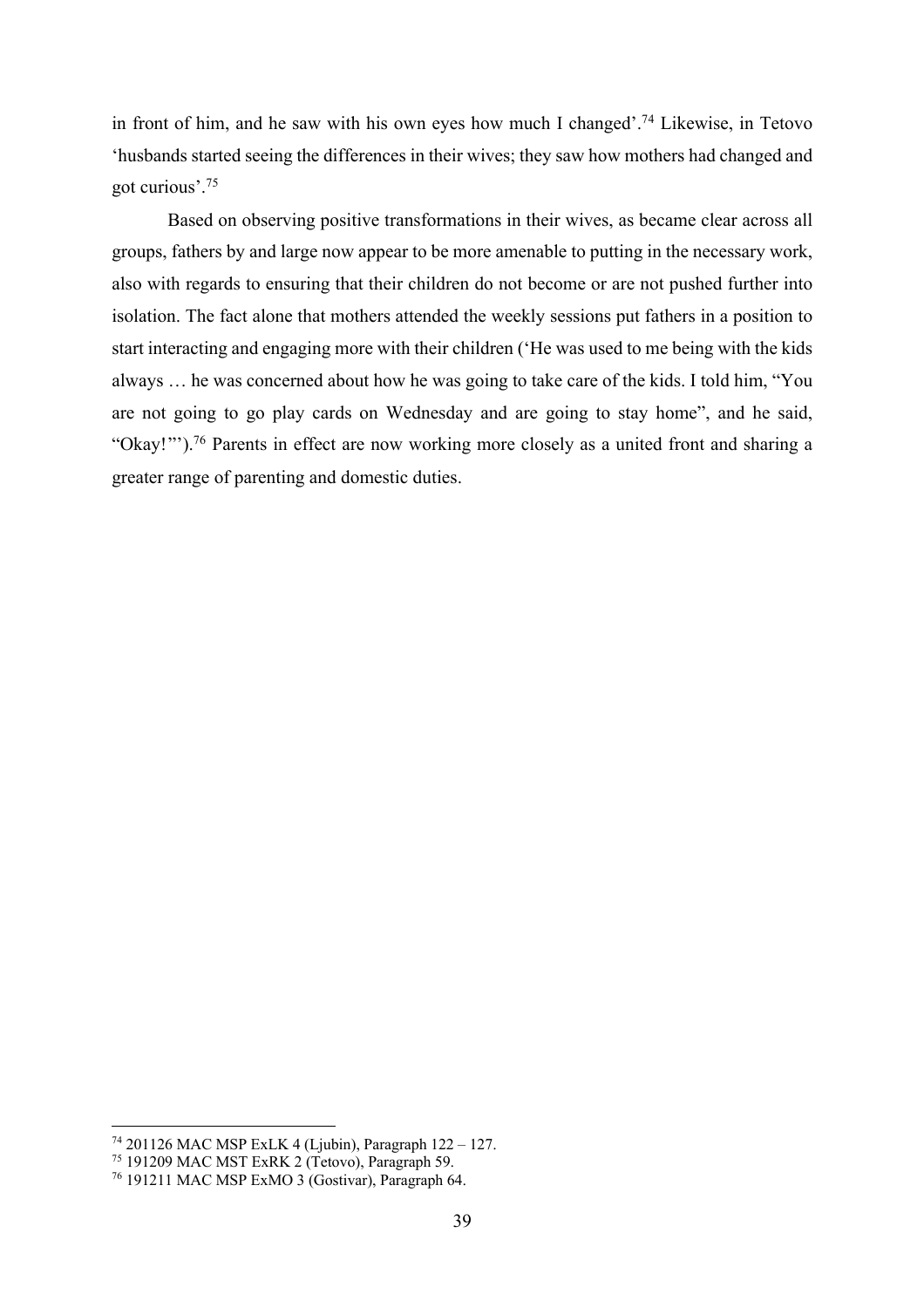in front of him, and he saw with his own eyes how much I changed'.[74] Likewise, in Tetovo 'husbands started seeing the differences in their wives; they saw how mothers had changed and got curious'.[75]

Based on observing positive transformations in their wives, as became clear across all groups, fathers by and large now appear to be more amenable to putting in the necessary work, also with regards to ensuring that their children do not become or are not pushed further into isolation. The fact alone that mothers attended the weekly sessions put fathers in a position to start interacting and engaging more with their children ('He was used to me being with the kids always … he was concerned about how he was going to take care of the kids. I told him, "You are not going to go play cards on Wednesday and are going to stay home", and he said, "Okay!"').[76] Parents in effect are now working more closely as a united front and sharing a greater range of parenting and domestic duties.

---

[74] 201126 MAC MSP ExLK 4 (Ljubin), Paragraph 122 – 127.

[75] 191209 MAC MST ExRK 2 (Tetovo), Paragraph 59.

[76] 191211 MAC MSP ExMO 3 (Gostivar), Paragraph 64.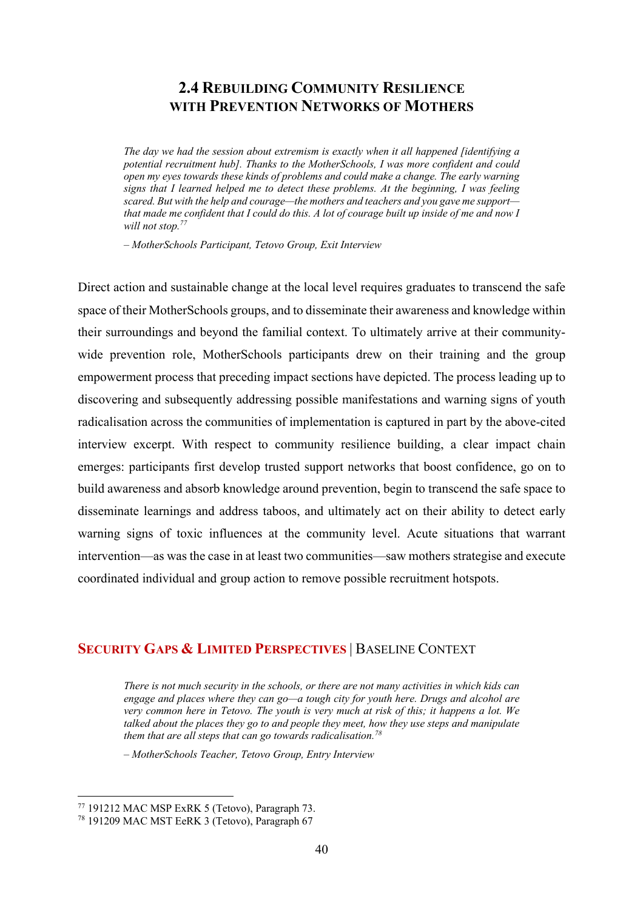## 2.4 Rebuilding Community Resilience with Prevention Networks of Mothers

> *The day we had the session about extremism is exactly when it all happened [identifying a potential recruitment hub]. Thanks to the MotherSchools, I was more confident and could open my eyes towards these kinds of problems and could make a change. The early warning signs that I learned helped me to detect these problems. At the beginning, I was feeling scared. But with the help and courage—the mothers and teachers and you gave me support—that made me confident that I could do this. A lot of courage built up inside of me and now I will not stop.*[77]
>
> *– MotherSchools Participant, Tetovo Group, Exit Interview*

Direct action and sustainable change at the local level requires graduates to transcend the safe space of their MotherSchools groups, and to disseminate their awareness and knowledge within their surroundings and beyond the familial context. To ultimately arrive at their community-wide prevention role, MotherSchools participants drew on their training and the group empowerment process that preceding impact sections have depicted. The process leading up to discovering and subsequently addressing possible manifestations and warning signs of youth radicalisation across the communities of implementation is captured in part by the above-cited interview excerpt. With respect to community resilience building, a clear impact chain emerges: participants first develop trusted support networks that boost confidence, go on to build awareness and absorb knowledge around prevention, begin to transcend the safe space to disseminate learnings and address taboos, and ultimately act on their ability to detect early warning signs of toxic influences at the community level. Acute situations that warrant intervention—as was the case in at least two communities—saw mothers strategise and execute coordinated individual and group action to remove possible recruitment hotspots.

### Security Gaps & Limited Perspectives | Baseline Context

> *There is not much security in the schools, or there are not many activities in which kids can engage and places where they can go—a tough city for youth here. Drugs and alcohol are very common here in Tetovo. The youth is very much at risk of this; it happens a lot. We talked about the places they go to and people they meet, how they use steps and manipulate them that are all steps that can go towards radicalisation.*[78]
>
> *– MotherSchools Teacher, Tetovo Group, Entry Interview*

---

[77] 191212 MAC MSP ExRK 5 (Tetovo), Paragraph 73.

[78] 191209 MAC MST EeRK 3 (Tetovo), Paragraph 67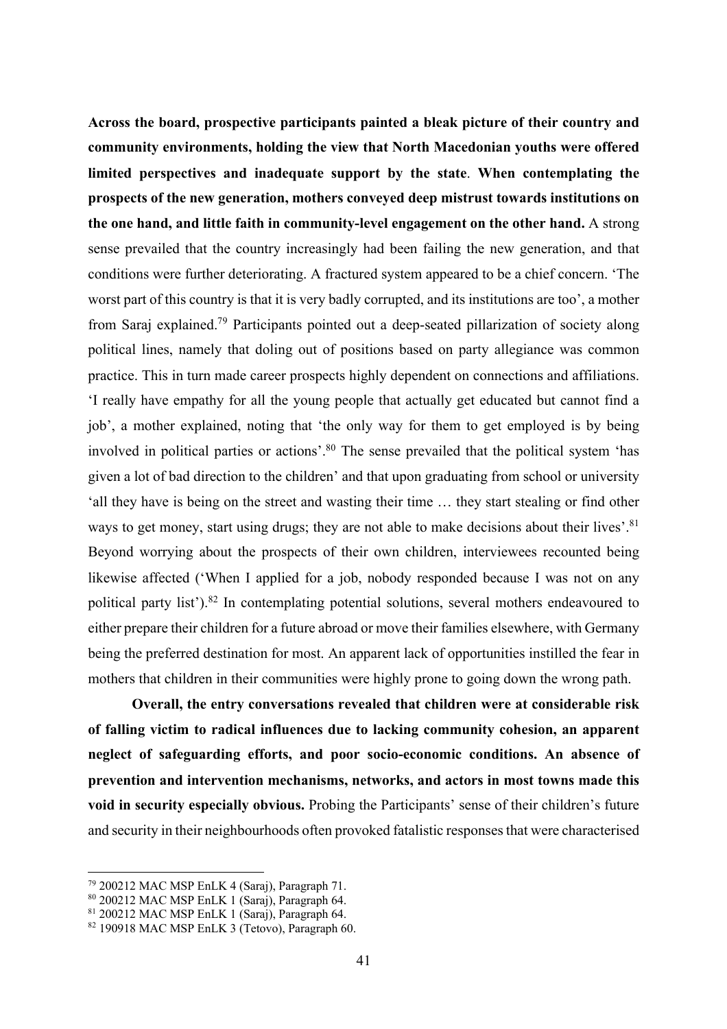**Across the board, prospective participants painted a bleak picture of their country and community environments, holding the view that North Macedonian youths were offered limited perspectives and inadequate support by the state**. **When contemplating the prospects of the new generation, mothers conveyed deep mistrust towards institutions on the one hand, and little faith in community-level engagement on the other hand.** A strong sense prevailed that the country increasingly had been failing the new generation, and that conditions were further deteriorating. A fractured system appeared to be a chief concern. 'The worst part of this country is that it is very badly corrupted, and its institutions are too', a mother from Saraj explained.[79] Participants pointed out a deep-seated pillarization of society along political lines, namely that doling out of positions based on party allegiance was common practice. This in turn made career prospects highly dependent on connections and affiliations. 'I really have empathy for all the young people that actually get educated but cannot find a job', a mother explained, noting that 'the only way for them to get employed is by being involved in political parties or actions'.[80] The sense prevailed that the political system 'has given a lot of bad direction to the children' and that upon graduating from school or university 'all they have is being on the street and wasting their time … they start stealing or find other ways to get money, start using drugs; they are not able to make decisions about their lives'.[81] Beyond worrying about the prospects of their own children, interviewees recounted being likewise affected ('When I applied for a job, nobody responded because I was not on any political party list').[82] In contemplating potential solutions, several mothers endeavoured to either prepare their children for a future abroad or move their families elsewhere, with Germany being the preferred destination for most. An apparent lack of opportunities instilled the fear in mothers that children in their communities were highly prone to going down the wrong path.

**Overall, the entry conversations revealed that children were at considerable risk of falling victim to radical influences due to lacking community cohesion, an apparent neglect of safeguarding efforts, and poor socio-economic conditions. An absence of prevention and intervention mechanisms, networks, and actors in most towns made this void in security especially obvious.** Probing the Participants' sense of their children's future and security in their neighbourhoods often provoked fatalistic responses that were characterised

[79] 200212 MAC MSP EnLK 4 (Saraj), Paragraph 71.

[80] 200212 MAC MSP EnLK 1 (Saraj), Paragraph 64.

[81] 200212 MAC MSP EnLK 1 (Saraj), Paragraph 64.

[82] 190918 MAC MSP EnLK 3 (Tetovo), Paragraph 60.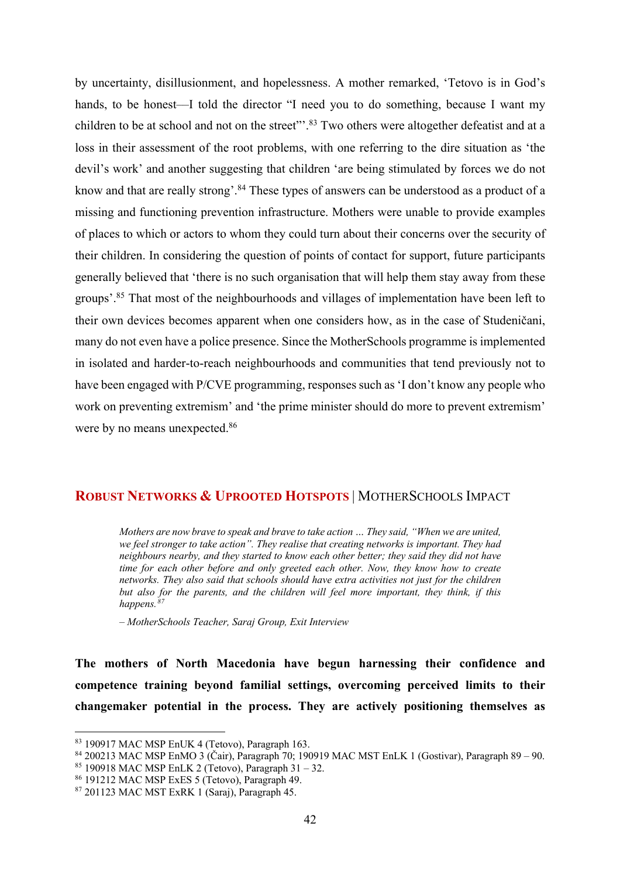by uncertainty, disillusionment, and hopelessness. A mother remarked, 'Tetovo is in God's hands, to be honest—I told the director "I need you to do something, because I want my children to be at school and not on the street"'.[83] Two others were altogether defeatist and at a loss in their assessment of the root problems, with one referring to the dire situation as 'the devil's work' and another suggesting that children 'are being stimulated by forces we do not know and that are really strong'.[84] These types of answers can be understood as a product of a missing and functioning prevention infrastructure. Mothers were unable to provide examples of places to which or actors to whom they could turn about their concerns over the security of their children. In considering the question of points of contact for support, future participants generally believed that 'there is no such organisation that will help them stay away from these groups'.[85] That most of the neighbourhoods and villages of implementation have been left to their own devices becomes apparent when one considers how, as in the case of Studeničani, many do not even have a police presence. Since the MotherSchools programme is implemented in isolated and harder-to-reach neighbourhoods and communities that tend previously not to have been engaged with P/CVE programming, responses such as 'I don't know any people who work on preventing extremism' and 'the prime minister should do more to prevent extremism' were by no means unexpected.[86]

## Robust Networks & Uprooted Hotspots | MotherSchools Impact

> *Mothers are now brave to speak and brave to take action … They said, "When we are united, we feel stronger to take action". They realise that creating networks is important. They had neighbours nearby, and they started to know each other better; they said they did not have time for each other before and only greeted each other. Now, they know how to create networks. They also said that schools should have extra activities not just for the children but also for the parents, and the children will feel more important, they think, if this happens.*[87]
>
> *– MotherSchools Teacher, Saraj Group, Exit Interview*

**The mothers of North Macedonia have begun harnessing their confidence and competence training beyond familial settings, overcoming perceived limits to their changemaker potential in the process. They are actively positioning themselves as**

---

[83] 190917 MAC MSP EnUK 4 (Tetovo), Paragraph 163.
[84] 200213 MAC MSP EnMO 3 (Čair), Paragraph 70; 190919 MAC MST EnLK 1 (Gostivar), Paragraph 89 – 90.
[85] 190918 MAC MSP EnLK 2 (Tetovo), Paragraph 31 – 32.
[86] 191212 MAC MSP ExES 5 (Tetovo), Paragraph 49.
[87] 201123 MAC MST ExRK 1 (Saraj), Paragraph 45.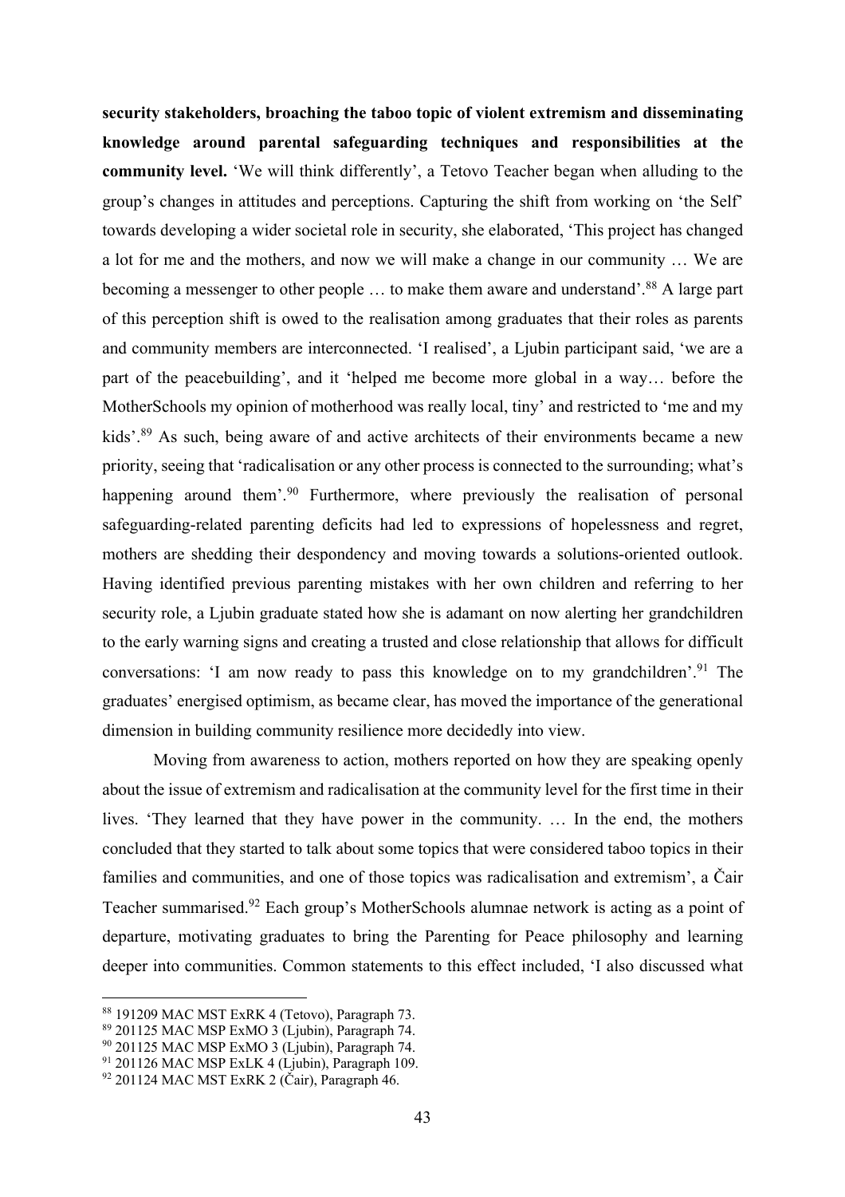**security stakeholders, broaching the taboo topic of violent extremism and disseminating knowledge around parental safeguarding techniques and responsibilities at the community level.** 'We will think differently', a Tetovo Teacher began when alluding to the group's changes in attitudes and perceptions. Capturing the shift from working on 'the Self' towards developing a wider societal role in security, she elaborated, 'This project has changed a lot for me and the mothers, and now we will make a change in our community … We are becoming a messenger to other people … to make them aware and understand'.[88] A large part of this perception shift is owed to the realisation among graduates that their roles as parents and community members are interconnected. 'I realised', a Ljubin participant said, 'we are a part of the peacebuilding', and it 'helped me become more global in a way… before the MotherSchools my opinion of motherhood was really local, tiny' and restricted to 'me and my kids'.[89] As such, being aware of and active architects of their environments became a new priority, seeing that 'radicalisation or any other process is connected to the surrounding; what's happening around them'.[90] Furthermore, where previously the realisation of personal safeguarding-related parenting deficits had led to expressions of hopelessness and regret, mothers are shedding their despondency and moving towards a solutions-oriented outlook. Having identified previous parenting mistakes with her own children and referring to her security role, a Ljubin graduate stated how she is adamant on now alerting her grandchildren to the early warning signs and creating a trusted and close relationship that allows for difficult conversations: 'I am now ready to pass this knowledge on to my grandchildren'.[91] The graduates' energised optimism, as became clear, has moved the importance of the generational dimension in building community resilience more decidedly into view.

Moving from awareness to action, mothers reported on how they are speaking openly about the issue of extremism and radicalisation at the community level for the first time in their lives. 'They learned that they have power in the community. … In the end, the mothers concluded that they started to talk about some topics that were considered taboo topics in their families and communities, and one of those topics was radicalisation and extremism', a Čair Teacher summarised.[92] Each group's MotherSchools alumnae network is acting as a point of departure, motivating graduates to bring the Parenting for Peace philosophy and learning deeper into communities. Common statements to this effect included, 'I also discussed what

[88] 191209 MAC MST ExRK 4 (Tetovo), Paragraph 73.
[89] 201125 MAC MSP ExMO 3 (Ljubin), Paragraph 74.
[90] 201125 MAC MSP ExMO 3 (Ljubin), Paragraph 74.
[91] 201126 MAC MSP ExLK 4 (Ljubin), Paragraph 109.
[92] 201124 MAC MST ExRK 2 (Čair), Paragraph 46.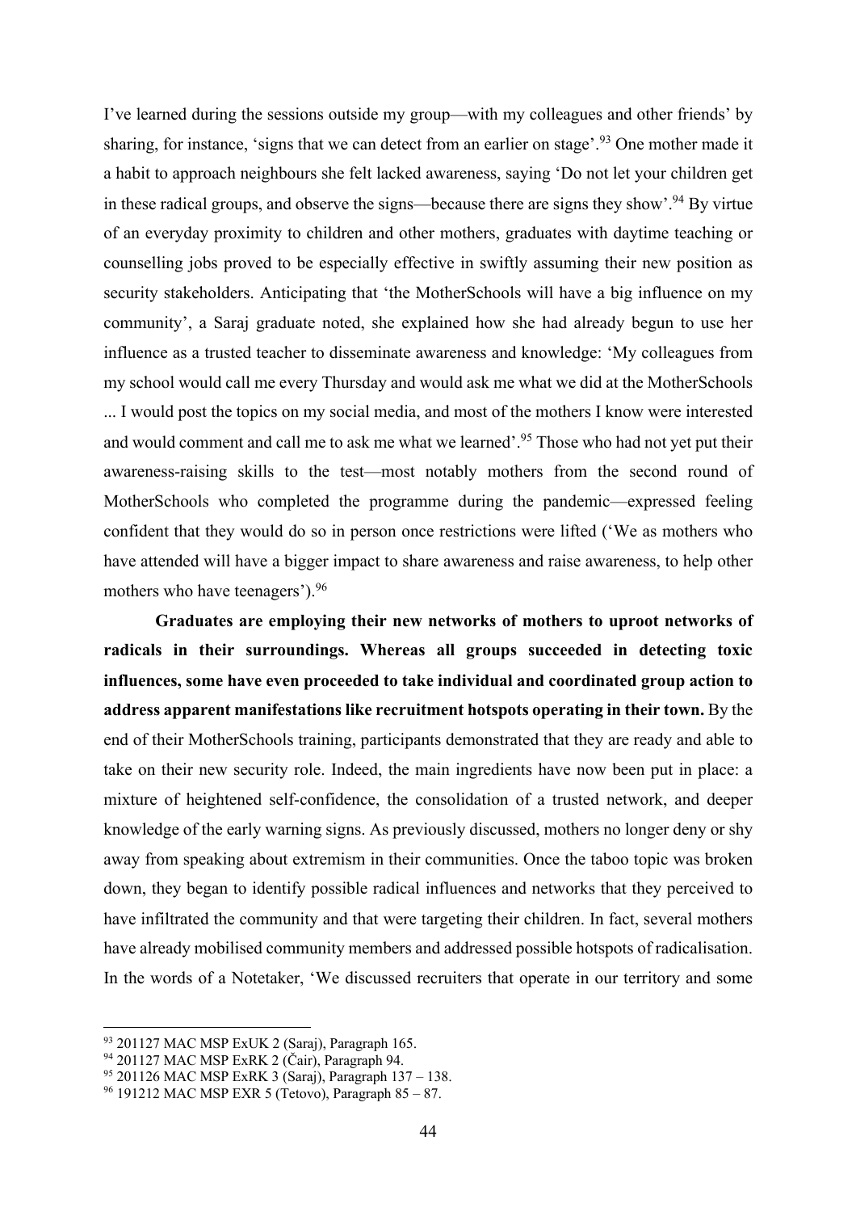I've learned during the sessions outside my group—with my colleagues and other friends' by sharing, for instance, 'signs that we can detect from an earlier on stage'.[93] One mother made it a habit to approach neighbours she felt lacked awareness, saying 'Do not let your children get in these radical groups, and observe the signs—because there are signs they show'.[94] By virtue of an everyday proximity to children and other mothers, graduates with daytime teaching or counselling jobs proved to be especially effective in swiftly assuming their new position as security stakeholders. Anticipating that 'the MotherSchools will have a big influence on my community', a Saraj graduate noted, she explained how she had already begun to use her influence as a trusted teacher to disseminate awareness and knowledge: 'My colleagues from my school would call me every Thursday and would ask me what we did at the MotherSchools ... I would post the topics on my social media, and most of the mothers I know were interested and would comment and call me to ask me what we learned'.[95] Those who had not yet put their awareness-raising skills to the test—most notably mothers from the second round of MotherSchools who completed the programme during the pandemic—expressed feeling confident that they would do so in person once restrictions were lifted ('We as mothers who have attended will have a bigger impact to share awareness and raise awareness, to help other mothers who have teenagers').[96]

**Graduates are employing their new networks of mothers to uproot networks of radicals in their surroundings. Whereas all groups succeeded in detecting toxic influences, some have even proceeded to take individual and coordinated group action to address apparent manifestations like recruitment hotspots operating in their town.** By the end of their MotherSchools training, participants demonstrated that they are ready and able to take on their new security role. Indeed, the main ingredients have now been put in place: a mixture of heightened self-confidence, the consolidation of a trusted network, and deeper knowledge of the early warning signs. As previously discussed, mothers no longer deny or shy away from speaking about extremism in their communities. Once the taboo topic was broken down, they began to identify possible radical influences and networks that they perceived to have infiltrated the community and that were targeting their children. In fact, several mothers have already mobilised community members and addressed possible hotspots of radicalisation. In the words of a Notetaker, 'We discussed recruiters that operate in our territory and some

---

[93] 201127 MAC MSP ExUK 2 (Saraj), Paragraph 165.

[94] 201127 MAC MSP ExRK 2 (Čair), Paragraph 94.

[95] 201126 MAC MSP ExRK 3 (Saraj), Paragraph 137 – 138.

[96] 191212 MAC MSP EXR 5 (Tetovo), Paragraph 85 – 87.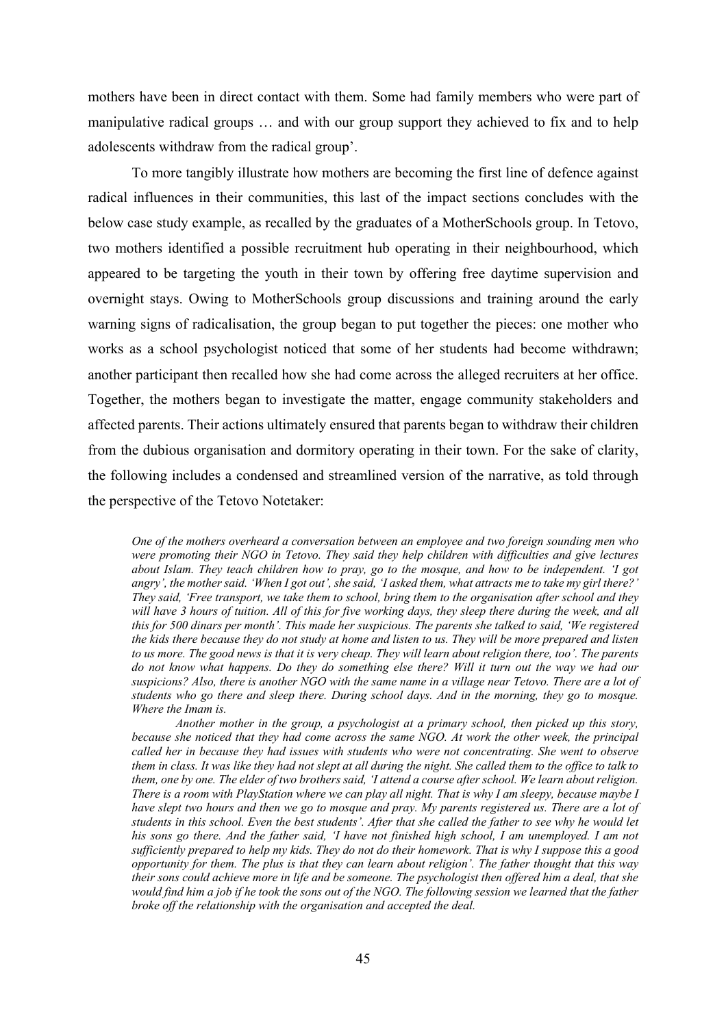mothers have been in direct contact with them. Some had family members who were part of manipulative radical groups … and with our group support they achieved to fix and to help adolescents withdraw from the radical group'.

To more tangibly illustrate how mothers are becoming the first line of defence against radical influences in their communities, this last of the impact sections concludes with the below case study example, as recalled by the graduates of a MotherSchools group. In Tetovo, two mothers identified a possible recruitment hub operating in their neighbourhood, which appeared to be targeting the youth in their town by offering free daytime supervision and overnight stays. Owing to MotherSchools group discussions and training around the early warning signs of radicalisation, the group began to put together the pieces: one mother who works as a school psychologist noticed that some of her students had become withdrawn; another participant then recalled how she had come across the alleged recruiters at her office. Together, the mothers began to investigate the matter, engage community stakeholders and affected parents. Their actions ultimately ensured that parents began to withdraw their children from the dubious organisation and dormitory operating in their town. For the sake of clarity, the following includes a condensed and streamlined version of the narrative, as told through the perspective of the Tetovo Notetaker:

> *One of the mothers overheard a conversation between an employee and two foreign sounding men who were promoting their NGO in Tetovo. They said they help children with difficulties and give lectures about Islam. They teach children how to pray, go to the mosque, and how to be independent. 'I got angry', the mother said. 'When I got out', she said, 'I asked them, what attracts me to take my girl there?' They said, 'Free transport, we take them to school, bring them to the organisation after school and they will have 3 hours of tuition. All of this for five working days, they sleep there during the week, and all this for 500 dinars per month'. This made her suspicious. The parents she talked to said, 'We registered the kids there because they do not study at home and listen to us. They will be more prepared and listen to us more. The good news is that it is very cheap. They will learn about religion there, too'. The parents do not know what happens. Do they do something else there? Will it turn out the way we had our suspicions? Also, there is another NGO with the same name in a village near Tetovo. There are a lot of students who go there and sleep there. During school days. And in the morning, they go to mosque. Where the Imam is.*
>
> *Another mother in the group, a psychologist at a primary school, then picked up this story, because she noticed that they had come across the same NGO. At work the other week, the principal called her in because they had issues with students who were not concentrating. She went to observe them in class. It was like they had not slept at all during the night. She called them to the office to talk to them, one by one. The elder of two brothers said, 'I attend a course after school. We learn about religion. There is a room with PlayStation where we can play all night. That is why I am sleepy, because maybe I have slept two hours and then we go to mosque and pray. My parents registered us. There are a lot of students in this school. Even the best students'. After that she called the father to see why he would let his sons go there. And the father said, 'I have not finished high school, I am unemployed. I am not sufficiently prepared to help my kids. They do not do their homework. That is why I suppose this a good opportunity for them. The plus is that they can learn about religion'. The father thought that this way their sons could achieve more in life and be someone. The psychologist then offered him a deal, that she would find him a job if he took the sons out of the NGO. The following session we learned that the father broke off the relationship with the organisation and accepted the deal.*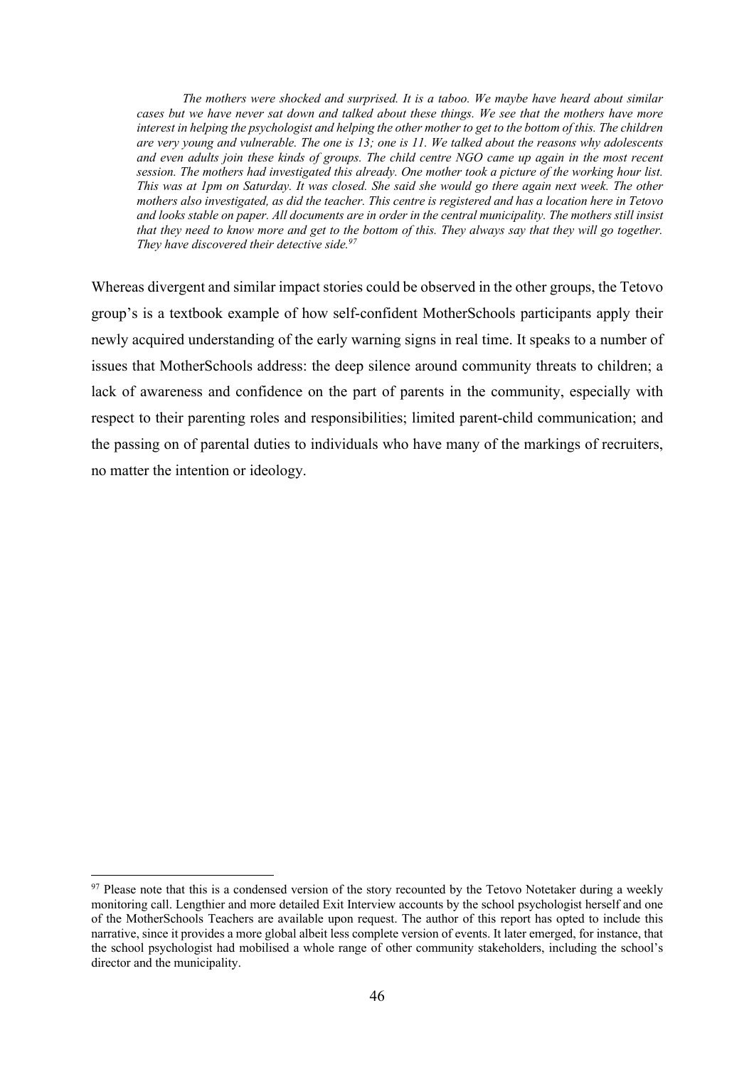> *The mothers were shocked and surprised. It is a taboo. We maybe have heard about similar cases but we have never sat down and talked about these things. We see that the mothers have more interest in helping the psychologist and helping the other mother to get to the bottom of this. The children are very young and vulnerable. The one is 13; one is 11. We talked about the reasons why adolescents and even adults join these kinds of groups. The child centre NGO came up again in the most recent session. The mothers had investigated this already. One mother took a picture of the working hour list. This was at 1pm on Saturday. It was closed. She said she would go there again next week. The other mothers also investigated, as did the teacher. This centre is registered and has a location here in Tetovo and looks stable on paper. All documents are in order in the central municipality. The mothers still insist that they need to know more and get to the bottom of this. They always say that they will go together. They have discovered their detective side.*[97]

Whereas divergent and similar impact stories could be observed in the other groups, the Tetovo group's is a textbook example of how self-confident MotherSchools participants apply their newly acquired understanding of the early warning signs in real time. It speaks to a number of issues that MotherSchools address: the deep silence around community threats to children; a lack of awareness and confidence on the part of parents in the community, especially with respect to their parenting roles and responsibilities; limited parent-child communication; and the passing on of parental duties to individuals who have many of the markings of recruiters, no matter the intention or ideology.

---

[97] Please note that this is a condensed version of the story recounted by the Tetovo Notetaker during a weekly monitoring call. Lengthier and more detailed Exit Interview accounts by the school psychologist herself and one of the MotherSchools Teachers are available upon request. The author of this report has opted to include this narrative, since it provides a more global albeit less complete version of events. It later emerged, for instance, that the school psychologist had mobilised a whole range of other community stakeholders, including the school's director and the municipality.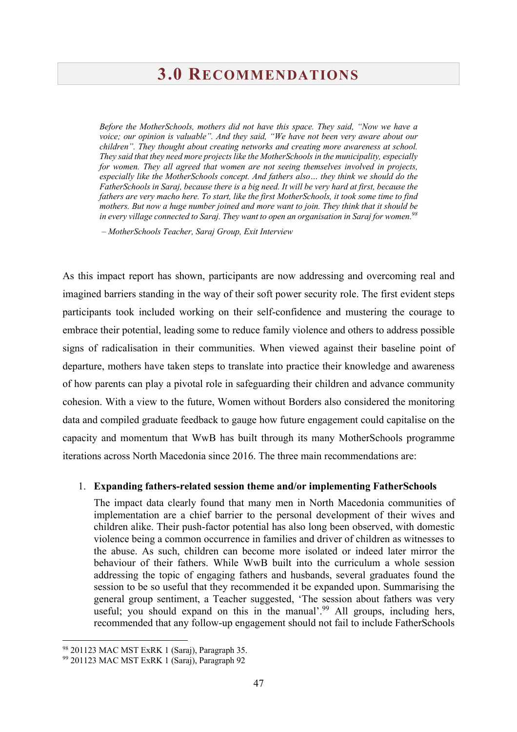# 3.0 RECOMMENDATIONS

> *Before the MotherSchools, mothers did not have this space. They said, "Now we have a voice; our opinion is valuable". And they said, "We have not been very aware about our children". They thought about creating networks and creating more awareness at school. They said that they need more projects like the MotherSchools in the municipality, especially for women. They all agreed that women are not seeing themselves involved in projects, especially like the MotherSchools concept. And fathers also… they think we should do the FatherSchools in Saraj, because there is a big need. It will be very hard at first, because the fathers are very macho here. To start, like the first MotherSchools, it took some time to find mothers. But now a huge number joined and more want to join. They think that it should be in every village connected to Saraj. They want to open an organisation in Saraj for women.*[98]
>
> *– MotherSchools Teacher, Saraj Group, Exit Interview*

As this impact report has shown, participants are now addressing and overcoming real and imagined barriers standing in the way of their soft power security role. The first evident steps participants took included working on their self-confidence and mustering the courage to embrace their potential, leading some to reduce family violence and others to address possible signs of radicalisation in their communities. When viewed against their baseline point of departure, mothers have taken steps to translate into practice their knowledge and awareness of how parents can play a pivotal role in safeguarding their children and advance community cohesion. With a view to the future, Women without Borders also considered the monitoring data and compiled graduate feedback to gauge how future engagement could capitalise on the capacity and momentum that WwB has built through its many MotherSchools programme iterations across North Macedonia since 2016. The three main recommendations are:

1. **Expanding fathers-related session theme and/or implementing FatherSchools**

   The impact data clearly found that many men in North Macedonia communities of implementation are a chief barrier to the personal development of their wives and children alike. Their push-factor potential has also long been observed, with domestic violence being a common occurrence in families and driver of children as witnesses to the abuse. As such, children can become more isolated or indeed later mirror the behaviour of their fathers. While WwB built into the curriculum a whole session addressing the topic of engaging fathers and husbands, several graduates found the session to be so useful that they recommended it be expanded upon. Summarising the general group sentiment, a Teacher suggested, 'The session about fathers was very useful; you should expand on this in the manual'.[99] All groups, including hers, recommended that any follow-up engagement should not fail to include FatherSchools

[98] 201123 MAC MST ExRK 1 (Saraj), Paragraph 35.
[99] 201123 MAC MST ExRK 1 (Saraj), Paragraph 92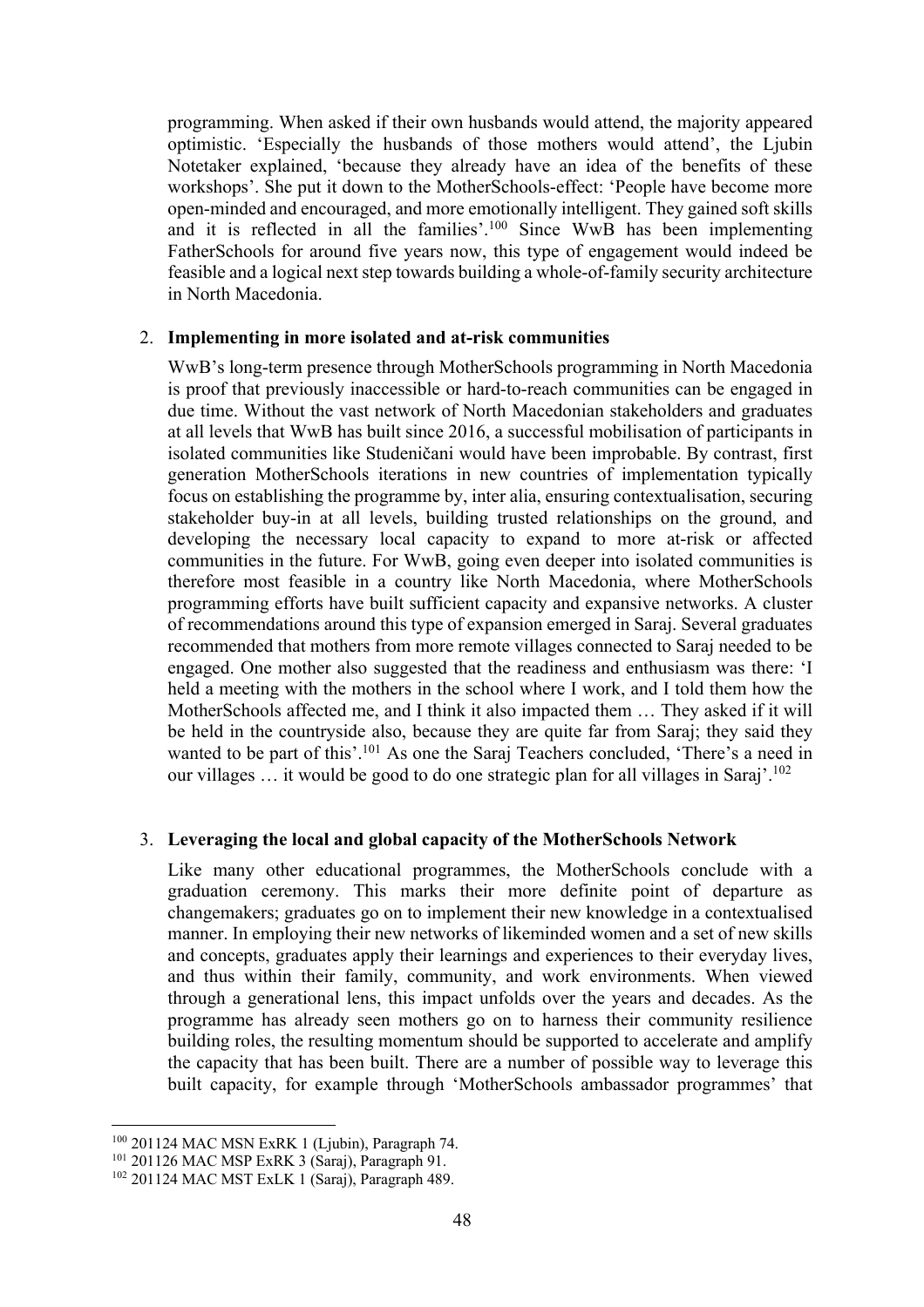programming. When asked if their own husbands would attend, the majority appeared optimistic. 'Especially the husbands of those mothers would attend', the Ljubin Notetaker explained, 'because they already have an idea of the benefits of these workshops'. She put it down to the MotherSchools-effect: 'People have become more open-minded and encouraged, and more emotionally intelligent. They gained soft skills and it is reflected in all the families'.[100] Since WwB has been implementing FatherSchools for around five years now, this type of engagement would indeed be feasible and a logical next step towards building a whole-of-family security architecture in North Macedonia.

2. **Implementing in more isolated and at-risk communities**

   WwB's long-term presence through MotherSchools programming in North Macedonia is proof that previously inaccessible or hard-to-reach communities can be engaged in due time. Without the vast network of North Macedonian stakeholders and graduates at all levels that WwB has built since 2016, a successful mobilisation of participants in isolated communities like Studeničani would have been improbable. By contrast, first generation MotherSchools iterations in new countries of implementation typically focus on establishing the programme by, inter alia, ensuring contextualisation, securing stakeholder buy-in at all levels, building trusted relationships on the ground, and developing the necessary local capacity to expand to more at-risk or affected communities in the future. For WwB, going even deeper into isolated communities is therefore most feasible in a country like North Macedonia, where MotherSchools programming efforts have built sufficient capacity and expansive networks. A cluster of recommendations around this type of expansion emerged in Saraj. Several graduates recommended that mothers from more remote villages connected to Saraj needed to be engaged. One mother also suggested that the readiness and enthusiasm was there: 'I held a meeting with the mothers in the school where I work, and I told them how the MotherSchools affected me, and I think it also impacted them … They asked if it will be held in the countryside also, because they are quite far from Saraj; they said they wanted to be part of this'.[101] As one the Saraj Teachers concluded, 'There's a need in our villages … it would be good to do one strategic plan for all villages in Saraj'.[102]

3. **Leveraging the local and global capacity of the MotherSchools Network**

   Like many other educational programmes, the MotherSchools conclude with a graduation ceremony. This marks their more definite point of departure as changemakers; graduates go on to implement their new knowledge in a contextualised manner. In employing their new networks of likeminded women and a set of new skills and concepts, graduates apply their learnings and experiences to their everyday lives, and thus within their family, community, and work environments. When viewed through a generational lens, this impact unfolds over the years and decades. As the programme has already seen mothers go on to harness their community resilience building roles, the resulting momentum should be supported to accelerate and amplify the capacity that has been built. There are a number of possible way to leverage this built capacity, for example through 'MotherSchools ambassador programmes' that

[100] 201124 MAC MSN ExRK 1 (Ljubin), Paragraph 74.

[101] 201126 MAC MSP ExRK 3 (Saraj), Paragraph 91.

[102] 201124 MAC MST ExLK 1 (Saraj), Paragraph 489.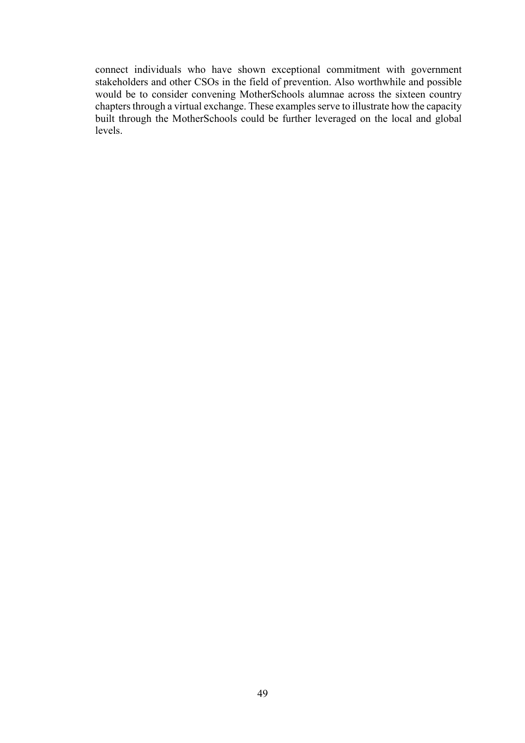connect individuals who have shown exceptional commitment with government stakeholders and other CSOs in the field of prevention. Also worthwhile and possible would be to consider convening MotherSchools alumnae across the sixteen country chapters through a virtual exchange. These examples serve to illustrate how the capacity built through the MotherSchools could be further leveraged on the local and global levels.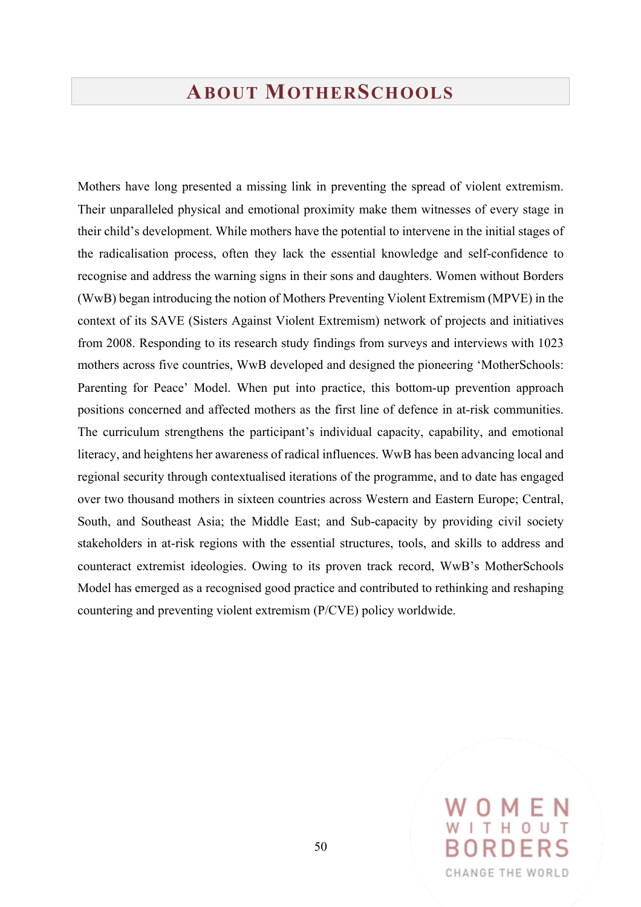# About MotherSchools

Mothers have long presented a missing link in preventing the spread of violent extremism. Their unparalleled physical and emotional proximity make them witnesses of every stage in their child's development. While mothers have the potential to intervene in the initial stages of the radicalisation process, often they lack the essential knowledge and self-confidence to recognise and address the warning signs in their sons and daughters. Women without Borders (WwB) began introducing the notion of Mothers Preventing Violent Extremism (MPVE) in the context of its SAVE (Sisters Against Violent Extremism) network of projects and initiatives from 2008. Responding to its research study findings from surveys and interviews with 1023 mothers across five countries, WwB developed and designed the pioneering 'MotherSchools: Parenting for Peace' Model. When put into practice, this bottom-up prevention approach positions concerned and affected mothers as the first line of defence in at-risk communities. The curriculum strengthens the participant's individual capacity, capability, and emotional literacy, and heightens her awareness of radical influences. WwB has been advancing local and regional security through contextualised iterations of the programme, and to date has engaged over two thousand mothers in sixteen countries across Western and Eastern Europe; Central, South, and Southeast Asia; the Middle East; and Sub-capacity by providing civil society stakeholders in at-risk regions with the essential structures, tools, and skills to address and counteract extremist ideologies. Owing to its proven track record, WwB's MotherSchools Model has emerged as a recognised good practice and contributed to rethinking and reshaping countering and preventing violent extremism (P/CVE) policy worldwide.

WOMEN WITHOUT BORDERS

CHANGE THE WORLD